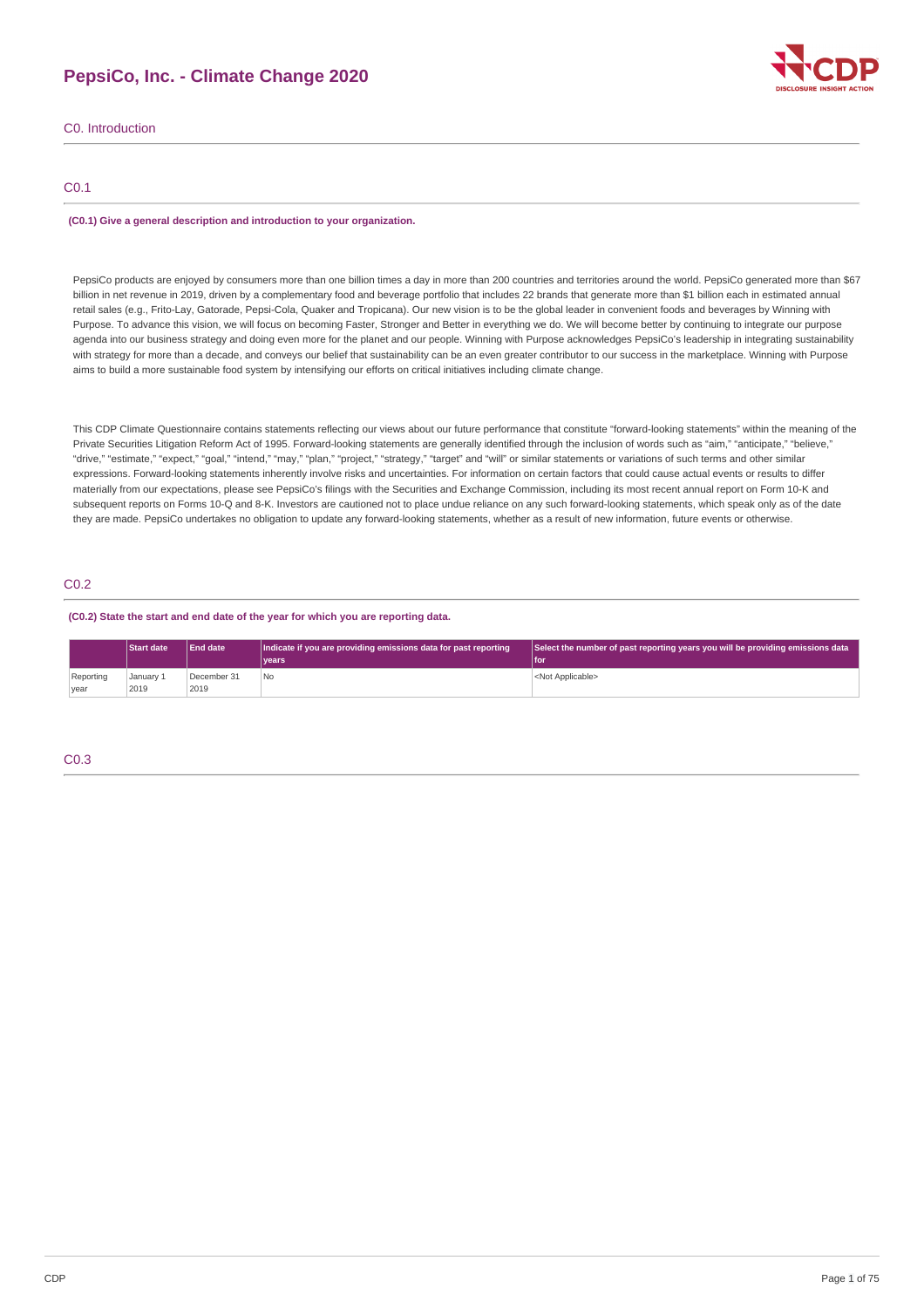# PepsiCo, Inc. - Climate Change 2020

## C0. Introduction

### C0.1

**(C0.1) Give a general description and introduction to your organization.**

PepsiCo products are enjoyed by consumers more than one billion times a day in more than 200 countries and territories around the world. PepsiCo generated more than $67 billion in net revenue in 2019, driven by a complementary food and beverage portfolio that includes 22 brands that generate more than $1 billion each in estimated annual retail sales (e.g., Frito-Lay, Gatorade, Pepsi-Cola, Quaker and Tropicana). Our new vision is to be the global leader in convenient foods and beverages by Winning with Purpose. To advance this vision, we will focus on becoming Faster, Stronger and Better in everything we do. We will become better by continuing to integrate our purpose agenda into our business strategy and doing even more for the planet and our people. Winning with Purpose acknowledges PepsiCo's leadership in integrating sustainability with strategy for more than a decade, and conveys our belief that sustainability can be an even greater contributor to our success in the marketplace. Winning with Purpose aims to build a more sustainable food system by intensifying our efforts on critical initiatives including climate change.

This CDP Climate Questionnaire contains statements reflecting our views about our future performance that constitute "forward-looking statements" within the meaning of the Private Securities Litigation Reform Act of 1995. Forward-looking statements are generally identified through the inclusion of words such as "aim," "anticipate," "believe," "drive," "estimate," "expect," "goal," "intend," "may," "plan," "project," "strategy," "target" and "will" or similar statements or variations of such terms and other similar expressions. Forward-looking statements inherently involve risks and uncertainties. For information on certain factors that could cause actual events or results to differ materially from our expectations, please see PepsiCo's filings with the Securities and Exchange Commission, including its most recent annual report on Form 10-K and subsequent reports on Forms 10-Q and 8-K. Investors are cautioned not to place undue reliance on any such forward-looking statements, which speak only as of the date they are made. PepsiCo undertakes no obligation to update any forward-looking statements, whether as a result of new information, future events or otherwise.

### C0.2

**(C0.2) State the start and end date of the year for which you are reporting data.**

| | Start date | End date | Indicate if you are providing emissions data for past reporting years | Select the number of past reporting years you will be providing emissions data for |
|---|---|---|---|---|
| Reporting year | January 1 2019 | December 31 2019 | No | <Not Applicable> |

### C0.3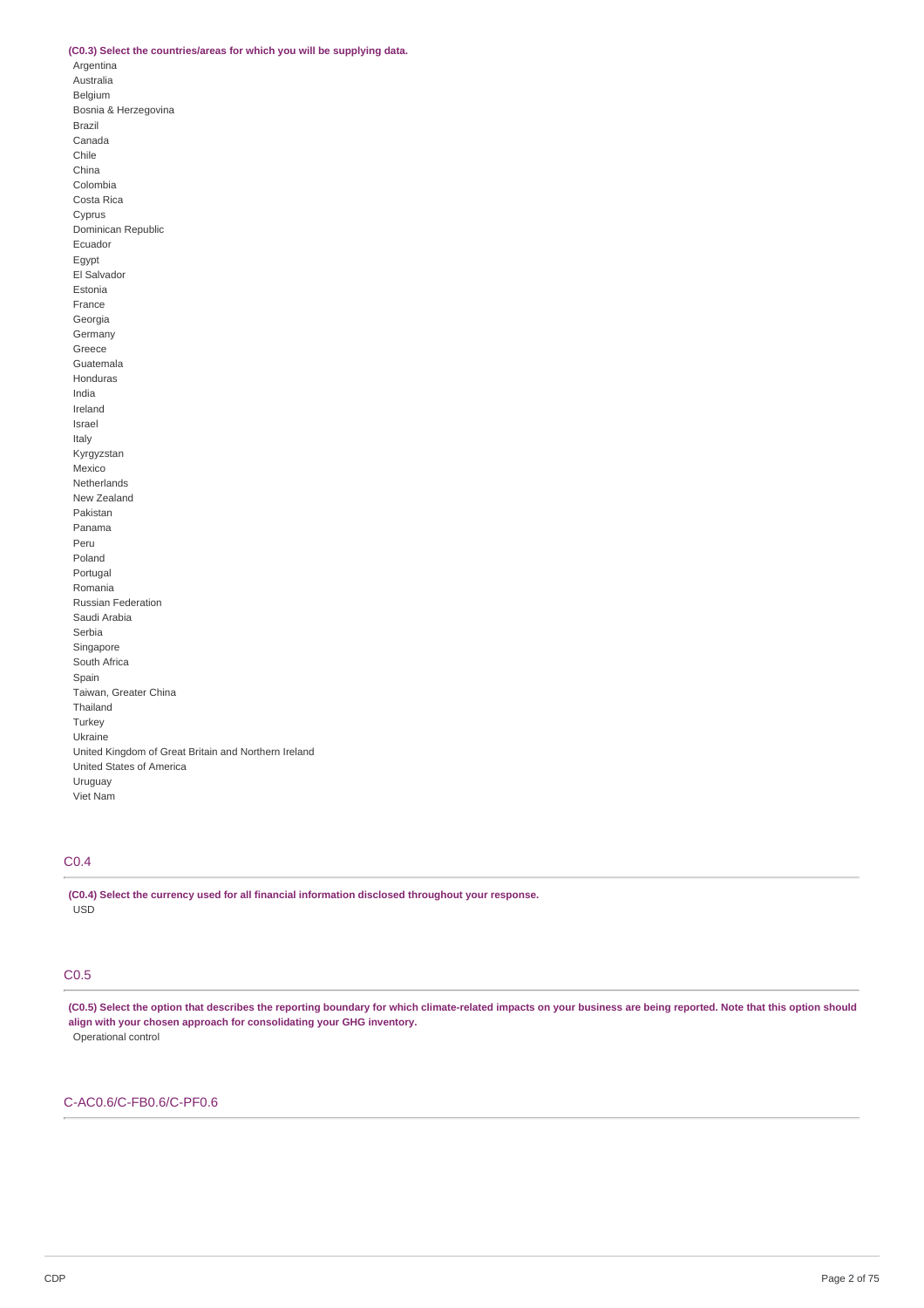**(C0.3) Select the countries/areas for which you will be supplying data.**

Argentina
Australia
Belgium
Bosnia & Herzegovina
Brazil
Canada
Chile
China
Colombia
Costa Rica
Cyprus
Dominican Republic
Ecuador
Egypt
El Salvador
Estonia
France
Georgia
Germany
Greece
Guatemala
Honduras
India
Ireland
Israel
Italy
Kyrgyzstan
Mexico
Netherlands
New Zealand
Pakistan
Panama
Peru
Poland
Portugal
Romania
Russian Federation
Saudi Arabia
Serbia
Singapore
South Africa
Spain
Taiwan, Greater China
Thailand
Turkey
Ukraine
United Kingdom of Great Britain and Northern Ireland
United States of America
Uruguay
Viet Nam

## C0.4

**(C0.4) Select the currency used for all financial information disclosed throughout your response.**

USD

## C0.5

**(C0.5) Select the option that describes the reporting boundary for which climate-related impacts on your business are being reported. Note that this option should align with your chosen approach for consolidating your GHG inventory.**

Operational control

## C-AC0.6/C-FB0.6/C-PF0.6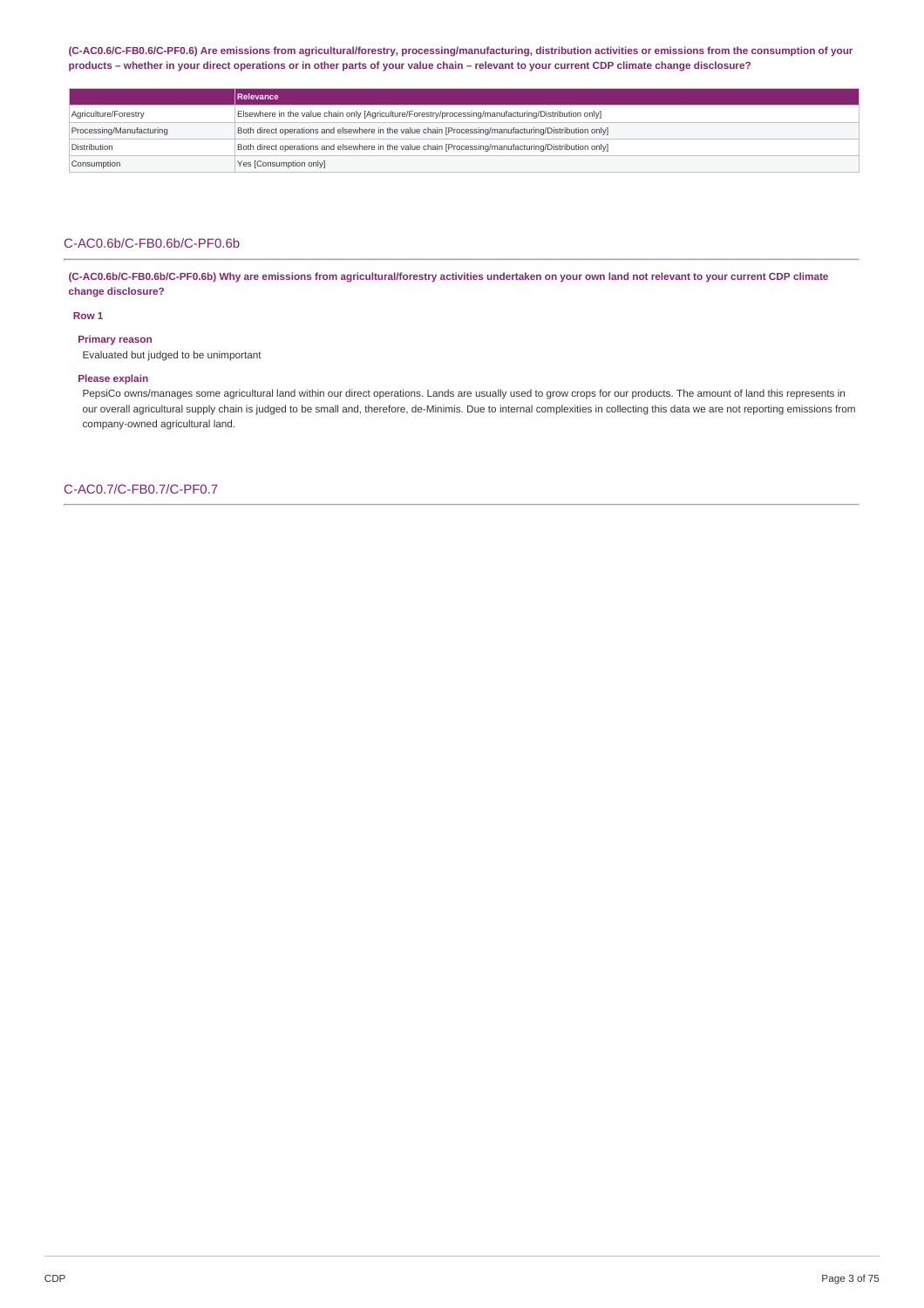**(C-AC0.6/C-FB0.6/C-PF0.6) Are emissions from agricultural/forestry, processing/manufacturing, distribution activities or emissions from the consumption of your products – whether in your direct operations or in other parts of your value chain – relevant to your current CDP climate change disclosure?**

| | Relevance |
|---|---|
| Agriculture/Forestry | Elsewhere in the value chain only [Agriculture/Forestry/processing/manufacturing/Distribution only] |
| Processing/Manufacturing | Both direct operations and elsewhere in the value chain [Processing/manufacturing/Distribution only] |
| Distribution | Both direct operations and elsewhere in the value chain [Processing/manufacturing/Distribution only] |
| Consumption | Yes [Consumption only] |

## C-AC0.6b/C-FB0.6b/C-PF0.6b

**(C-AC0.6b/C-FB0.6b/C-PF0.6b) Why are emissions from agricultural/forestry activities undertaken on your own land not relevant to your current CDP climate change disclosure?**

**Row 1**

**Primary reason**

Evaluated but judged to be unimportant

**Please explain**

PepsiCo owns/manages some agricultural land within our direct operations. Lands are usually used to grow crops for our products. The amount of land this represents in our overall agricultural supply chain is judged to be small and, therefore, de-Minimis. Due to internal complexities in collecting this data we are not reporting emissions from company-owned agricultural land.

## C-AC0.7/C-FB0.7/C-PF0.7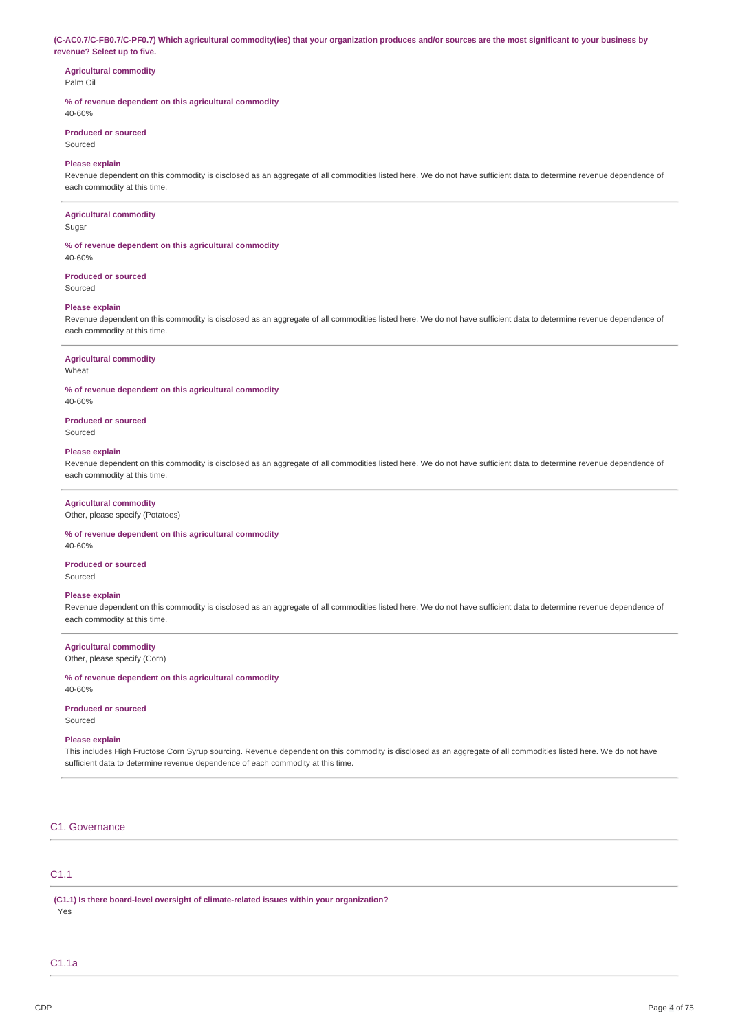**(C-AC0.7/C-FB0.7/C-PF0.7) Which agricultural commodity(ies) that your organization produces and/or sources are the most significant to your business by revenue? Select up to five.**

**Agricultural commodity**
Palm Oil

**% of revenue dependent on this agricultural commodity**
40-60%

**Produced or sourced**
Sourced

**Please explain**
Revenue dependent on this commodity is disclosed as an aggregate of all commodities listed here. We do not have sufficient data to determine revenue dependence of each commodity at this time.

---

**Agricultural commodity**
Sugar

**% of revenue dependent on this agricultural commodity**
40-60%

**Produced or sourced**
Sourced

**Please explain**
Revenue dependent on this commodity is disclosed as an aggregate of all commodities listed here. We do not have sufficient data to determine revenue dependence of each commodity at this time.

---

**Agricultural commodity**
Wheat

**% of revenue dependent on this agricultural commodity**
40-60%

**Produced or sourced**
Sourced

**Please explain**
Revenue dependent on this commodity is disclosed as an aggregate of all commodities listed here. We do not have sufficient data to determine revenue dependence of each commodity at this time.

---

**Agricultural commodity**
Other, please specify (Potatoes)

**% of revenue dependent on this agricultural commodity**
40-60%

**Produced or sourced**
Sourced

**Please explain**
Revenue dependent on this commodity is disclosed as an aggregate of all commodities listed here. We do not have sufficient data to determine revenue dependence of each commodity at this time.

---

**Agricultural commodity**
Other, please specify (Corn)

**% of revenue dependent on this agricultural commodity**
40-60%

**Produced or sourced**
Sourced

**Please explain**
This includes High Fructose Corn Syrup sourcing. Revenue dependent on this commodity is disclosed as an aggregate of all commodities listed here. We do not have sufficient data to determine revenue dependence of each commodity at this time.

---

## C1. Governance

### C1.1

**(C1.1) Is there board-level oversight of climate-related issues within your organization?**
Yes

### C1.1a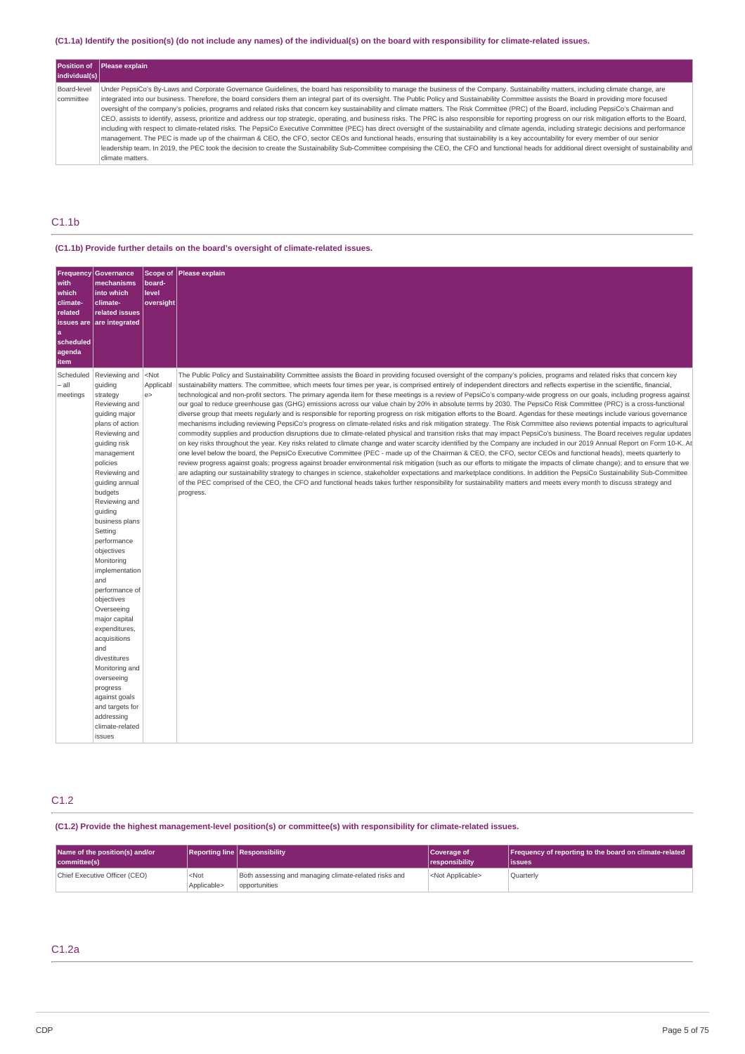**(C1.1a) Identify the position(s) (do not include any names) of the individual(s) on the board with responsibility for climate-related issues.**

| Position of individual(s) | Please explain |
|---|---|
| Board-level committee | Under PepsiCo's By-Laws and Corporate Governance Guidelines, the board has responsibility to manage the business of the Company. Sustainability matters, including climate change, are integrated into our business. Therefore, the board considers them an integral part of its oversight. The Public Policy and Sustainability Committee assists the Board in providing more focused oversight of the company's policies, programs and related risks that concern key sustainability and climate matters. The Risk Committee (PRC) of the Board, including PepsiCo's Chairman and CEO, assists to identify, assess, prioritize and address our top strategic, operating, and business risks. The PRC is also responsible for reporting progress on our risk mitigation efforts to the Board, including with respect to climate-related risks. The PepsiCo Executive Committee (PEC) has direct oversight of the sustainability and climate agenda, including strategic decisions and performance management. The PEC is made up of the chairman & CEO, the CFO, sector CEOs and functional heads, ensuring that sustainability is a key accountability for every member of our senior leadership team. In 2019, the PEC took the decision to create the Sustainability Sub-Committee comprising the CEO, the CFO and functional heads for additional direct oversight of sustainability and climate matters. |

## C1.1b

**(C1.1b) Provide further details on the board's oversight of climate-related issues.**

| Frequency with which climate-related issues are a scheduled agenda item | Governance mechanisms into which climate-related issues are integrated | Scope of board-level oversight | Please explain |
|---|---|---|---|
| Scheduled – all meetings | Reviewing and guiding strategy<br>Reviewing and guiding major plans of action<br>Reviewing and guiding risk management policies<br>Reviewing and guiding annual budgets<br>Reviewing and guiding business plans<br>Setting performance objectives<br>Monitoring implementation and performance of objectives<br>Overseeing major capital expenditures, acquisitions and divestitures<br>Monitoring and overseeing progress against goals and targets for addressing climate-related issues | <Not Applicable> | The Public Policy and Sustainability Committee assists the Board in providing focused oversight of the company's policies, programs and related risks that concern key sustainability matters. The committee, which meets four times per year, is comprised entirely of independent directors and reflects expertise in the scientific, financial, technological and non-profit sectors. The primary agenda item for these meetings is a review of PepsiCo's company-wide progress on our goals, including progress against our goal to reduce greenhouse gas (GHG) emissions across our value chain by 20% in absolute terms by 2030. The PepsiCo Risk Committee (PRC) is a cross-functional diverse group that meets regularly and is responsible for reporting progress on risk mitigation efforts to the Board. Agendas for these meetings include various governance mechanisms including reviewing PepsiCo's progress on climate-related risks and risk mitigation strategy. The Risk Committee also reviews potential impacts to agricultural commodity supplies and production disruptions due to climate-related physical and transition risks that may impact PepsiCo's business. The Board receives regular updates on key risks throughout the year. Key risks related to climate change and water scarcity identified by the Company are included in our 2019 Annual Report on Form 10-K. At one level below the board, the PepsiCo Executive Committee (PEC - made up of the Chairman & CEO, the CFO, sector CEOs and functional heads), meets quarterly to review progress against goals; progress against broader environmental risk mitigation (such as our efforts to mitigate the impacts of climate change); and to ensure that we are adapting our sustainability strategy to changes in science, stakeholder expectations and marketplace conditions. In addition the PepsiCo Sustainability Sub-Committee of the PEC comprised of the CEO, the CFO and functional heads takes further responsibility for sustainability matters and meets every month to discuss strategy and progress. |

## C1.2

**(C1.2) Provide the highest management-level position(s) or committee(s) with responsibility for climate-related issues.**

| Name of the position(s) and/or committee(s) | Reporting line | Responsibility | Coverage of responsibility | Frequency of reporting to the board on climate-related issues |
|---|---|---|---|---|
| Chief Executive Officer (CEO) | <Not Applicable> | Both assessing and managing climate-related risks and opportunities | <Not Applicable> | Quarterly |

## C1.2a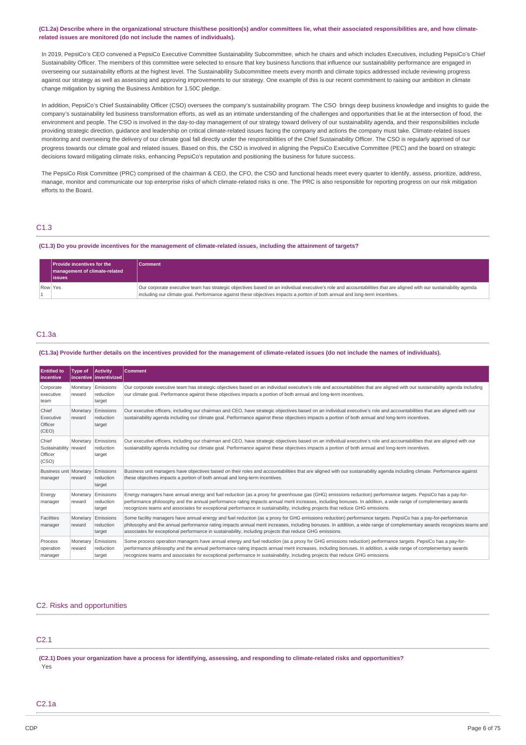**(C1.2a) Describe where in the organizational structure this/these position(s) and/or committees lie, what their associated responsibilities are, and how climate-related issues are monitored (do not include the names of individuals).**

In 2019, PepsiCo's CEO convened a PepsiCo Executive Committee Sustainability Subcommittee, which he chairs and which includes Executives, including PepsiCo's Chief Sustainability Officer. The members of this committee were selected to ensure that key business functions that influence our sustainability performance are engaged in overseeing our sustainability efforts at the highest level. The Sustainability Subcommittee meets every month and climate topics addressed include reviewing progress against our strategy as well as assessing and approving improvements to our strategy. One example of this is our recent commitment to raising our ambition in climate change mitigation by signing the Business Ambition for 1.50C pledge.

In addition, PepsiCo's Chief Sustainability Officer (CSO) oversees the company's sustainability program. The CSO brings deep business knowledge and insights to guide the company's sustainability led business transformation efforts, as well as an intimate understanding of the challenges and opportunities that lie at the intersection of food, the environment and people. The CSO is involved in the day-to-day management of our strategy toward delivery of our sustainability agenda, and their responsibilities include providing strategic direction, guidance and leadership on critical climate-related issues facing the company and actions the company must take. Climate-related issues monitoring and overseeing the delivery of our climate goal fall directly under the responsibilities of the Chief Sustainability Officer. The CSO is regularly apprised of our progress towards our climate goal and related issues. Based on this, the CSO is involved in aligning the PepsiCo Executive Committee (PEC) and the board on strategic decisions toward mitigating climate risks, enhancing PepsiCo's reputation and positioning the business for future success.

The PepsiCo Risk Committee (PRC) comprised of the chairman & CEO, the CFO, the CSO and functional heads meet every quarter to identify, assess, prioritize, address, manage, monitor and communicate our top enterprise risks of which climate-related risks is one. The PRC is also responsible for reporting progress on our risk mitigation efforts to the Board.

## C1.3

**(C1.3) Do you provide incentives for the management of climate-related issues, including the attainment of targets?**

| | Provide incentives for the management of climate-related issues | Comment |
|---|---|---|
| Row 1 | Yes | Our corporate executive team has strategic objectives based on an individual executive's role and accountabilities that are aligned with our sustainability agenda including our climate goal. Performance against these objectives impacts a portion of both annual and long-term incentives. |

## C1.3a

**(C1.3a) Provide further details on the incentives provided for the management of climate-related issues (do not include the names of individuals).**

| Entitled to incentive | Type of incentive | Activity inventivized | Comment |
|---|---|---|---|
| Corporate executive team | Monetary reward | Emissions reduction target | Our corporate executive team has strategic objectives based on an individual executive's role and accountabilities that are aligned with our sustainability agenda including our climate goal. Performance against these objectives impacts a portion of both annual and long-term incentives. |
| Chief Executive Officer (CEO) | Monetary reward | Emissions reduction target | Our executive officers, including our chairman and CEO, have strategic objectives based on an individual executive's role and accountabilities that are aligned with our sustainability agenda including our climate goal. Performance against these objectives impacts a portion of both annual and long-term incentives. |
| Chief Sustainability Officer (CSO) | Monetary reward | Emissions reduction target | Our executive officers, including our chairman and CEO, have strategic objectives based on an individual executive's role and accountabilities that are aligned with our sustainability agenda including our climate goal. Performance against these objectives impacts a portion of both annual and long-term incentives. |
| Business unit manager | Monetary reward | Emissions reduction target | Business unit managers have objectives based on their roles and accountabilities that are aligned with our sustainability agenda including climate. Performance against these objectives impacts a portion of both annual and long-term incentives. |
| Energy manager | Monetary reward | Emissions reduction target | Energy managers have annual energy and fuel reduction (as a proxy for greenhouse gas (GHG) emissions reduction) performance targets. PepsiCo has a pay-for-performance philosophy and the annual performance rating impacts annual merit increases, including bonuses. In addition, a wide range of complementary awards recognizes teams and associates for exceptional performance in sustainability, including projects that reduce GHG emissions. |
| Facilities manager | Monetary reward | Emissions reduction target | Some facility managers have annual energy and fuel reduction (as a proxy for GHG emissions reduction) performance targets. PepsiCo has a pay-for-performance philosophy and the annual performance rating impacts annual merit increases, including bonuses. In addition, a wide range of complementary awards recognizes teams and associates for exceptional performance in sustainability, including projects that reduce GHG emissions. |
| Process operation manager | Monetary reward | Emissions reduction target | Some process operation managers have annual energy and fuel reduction (as a proxy for GHG emissions reduction) performance targets. PepsiCo has a pay-for-performance philosophy and the annual performance rating impacts annual merit increases, including bonuses. In addition, a wide range of complementary awards recognizes teams and associates for exceptional performance in sustainability, including projects that reduce GHG emissions. |

# C2. Risks and opportunities

## C2.1

**(C2.1) Does your organization have a process for identifying, assessing, and responding to climate-related risks and opportunities?**

Yes

## C2.1a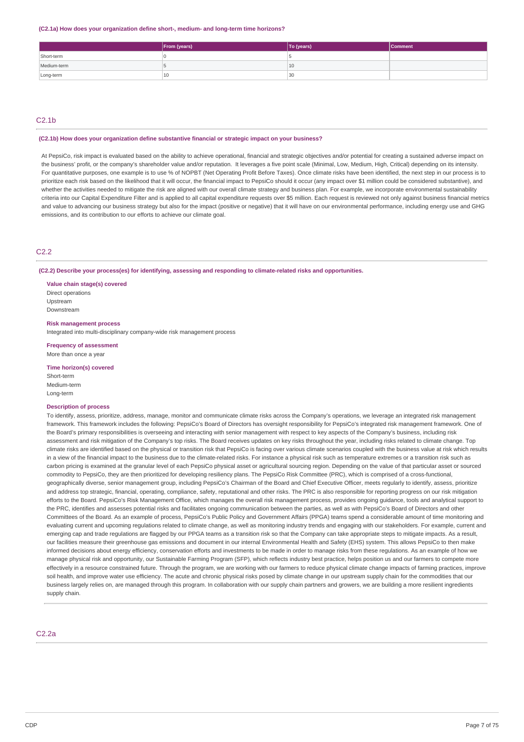**(C2.1a) How does your organization define short-, medium- and long-term time horizons?**

| | From (years) | To (years) | Comment |
|---|---|---|---|
| Short-term | 0 | 5 | |
| Medium-term | 5 | 10 | |
| Long-term | 10 | 30 | |

## C2.1b

**(C2.1b) How does your organization define substantive financial or strategic impact on your business?**

At PepsiCo, risk impact is evaluated based on the ability to achieve operational, financial and strategic objectives and/or potential for creating a sustained adverse impact on the business' profit, or the company's shareholder value and/or reputation. It leverages a five point scale (Minimal, Low, Medium, High, Critical) depending on its intensity. For quantitative purposes, one example is to use % of NOPBT (Net Operating Profit Before Taxes). Once climate risks have been identified, the next step in our process is to prioritize each risk based on the likelihood that it will occur, the financial impact to PepsiCo should it occur (any impact over $1 million could be considered substantive), and whether the activities needed to mitigate the risk are aligned with our overall climate strategy and business plan. For example, we incorporate environmental sustainability criteria into our Capital Expenditure Filter and is applied to all capital expenditure requests over $5 million. Each request is reviewed not only against business financial metrics and value to advancing our business strategy but also for the impact (positive or negative) that it will have on our environmental performance, including energy use and GHG emissions, and its contribution to our efforts to achieve our climate goal.

## C2.2

**(C2.2) Describe your process(es) for identifying, assessing and responding to climate-related risks and opportunities.**

**Value chain stage(s) covered**
Direct operations
Upstream
Downstream

**Risk management process**
Integrated into multi-disciplinary company-wide risk management process

**Frequency of assessment**
More than once a year

**Time horizon(s) covered**
Short-term
Medium-term
Long-term

**Description of process**
To identify, assess, prioritize, address, manage, monitor and communicate climate risks across the Company's operations, we leverage an integrated risk management framework. This framework includes the following: PepsiCo's Board of Directors has oversight responsibility for PepsiCo's integrated risk management framework. One of the Board's primary responsibilities is overseeing and interacting with senior management with respect to key aspects of the Company's business, including risk assessment and risk mitigation of the Company's top risks. The Board receives updates on key risks throughout the year, including risks related to climate change. Top climate risks are identified based on the physical or transition risk that PepsiCo is facing over various climate scenarios coupled with the business value at risk which results in a view of the financial impact to the business due to the climate-related risks. For instance a physical risk such as temperature extremes or a transition risk such as carbon pricing is examined at the granular level of each PepsiCo physical asset or agricultural sourcing region. Depending on the value of that particular asset or sourced commodity to PepsiCo, they are then prioritized for developing resiliency plans. The PepsiCo Risk Committee (PRC), which is comprised of a cross-functional, geographically diverse, senior management group, including PepsiCo's Chairman of the Board and Chief Executive Officer, meets regularly to identify, assess, prioritize and address top strategic, financial, operating, compliance, safety, reputational and other risks. The PRC is also responsible for reporting progress on our risk mitigation efforts to the Board. PepsiCo's Risk Management Office, which manages the overall risk management process, provides ongoing guidance, tools and analytical support to the PRC, identifies and assesses potential risks and facilitates ongoing communication between the parties, as well as with PepsiCo's Board of Directors and other Committees of the Board. As an example of process, PepsiCo's Public Policy and Government Affairs (PPGA) teams spend a considerable amount of time monitoring and evaluating current and upcoming regulations related to climate change, as well as monitoring industry trends and engaging with our stakeholders. For example, current and emerging cap and trade regulations are flagged by our PPGA teams as a transition risk so that the Company can take appropriate steps to mitigate impacts. As a result, our facilities measure their greenhouse gas emissions and document in our internal Environmental Health and Safety (EHS) system. This allows PepsiCo to then make informed decisions about energy efficiency, conservation efforts and investments to be made in order to manage risks from these regulations. As an example of how we manage physical risk and opportunity, our Sustainable Farming Program (SFP), which reflects industry best practice, helps position us and our farmers to compete more effectively in a resource constrained future. Through the program, we are working with our farmers to reduce physical climate change impacts of farming practices, improve soil health, and improve water use efficiency. The acute and chronic physical risks posed by climate change in our upstream supply chain for the commodities that our business largely relies on, are managed through this program. In collaboration with our supply chain partners and growers, we are building a more resilient ingredients supply chain.

## C2.2a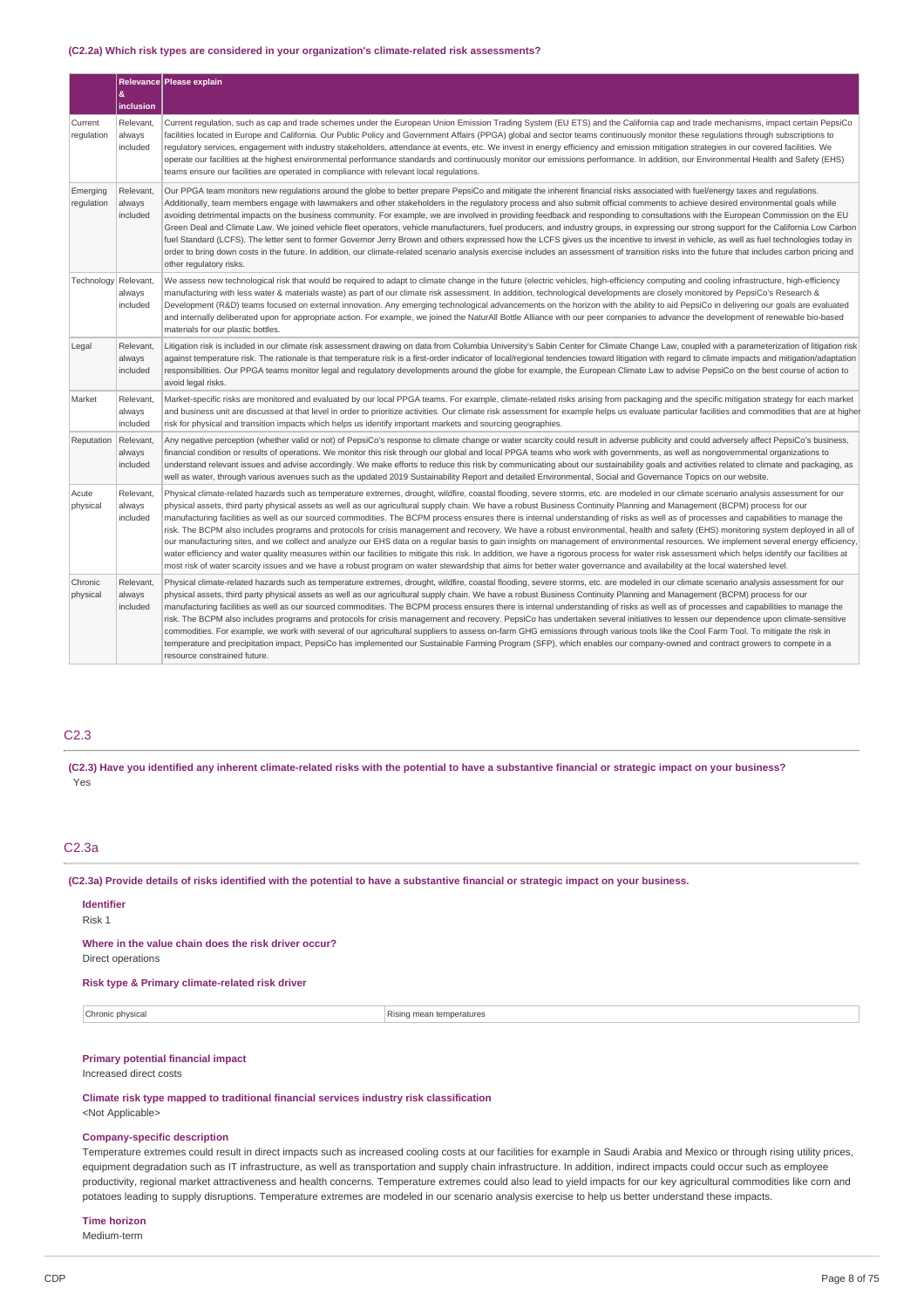### (C2.2a) Which risk types are considered in your organization's climate-related risk assessments?

| | Relevance & inclusion | Please explain |
|---|---|---|
| Current regulation | Relevant, always included | Current regulation, such as cap and trade schemes under the European Union Emission Trading System (EU ETS) and the California cap and trade mechanisms, impact certain PepsiCo facilities located in Europe and California. Our Public Policy and Government Affairs (PPGA) global and sector teams continuously monitor these regulations through subscriptions to regulatory services, engagement with industry stakeholders, attendance at events, etc. We invest in energy efficiency and emission mitigation strategies in our covered facilities. We operate our facilities at the highest environmental performance standards and continuously monitor our emissions performance. In addition, our Environmental Health and Safety (EHS) teams ensure our facilities are operated in compliance with relevant local regulations. |
| Emerging regulation | Relevant, always included | Our PPGA team monitors new regulations around the globe to better prepare PepsiCo and mitigate the inherent financial risks associated with fuel/energy taxes and regulations. Additionally, team members engage with lawmakers and other stakeholders in the regulatory process and also submit official comments to achieve desired environmental goals while avoiding detrimental impacts on the business community. For example, we are involved in providing feedback and responding to consultations with the European Commission on the EU Green Deal and Climate Law. We joined vehicle fleet operators, vehicle manufacturers, fuel producers, and industry groups, in expressing our strong support for the California Low Carbon fuel Standard (LCFS). The letter sent to former Governor Jerry Brown and others expressed how the LCFS gives us the incentive to invest in vehicle, as well as fuel technologies today in order to bring down costs in the future. In addition, our climate-related scenario analysis exercise includes an assessment of transition risks into the future that includes carbon pricing and other regulatory risks. |
| Technology | Relevant, always included | We assess new technological risk that would be required to adapt to climate change in the future (electric vehicles, high-efficiency computing and cooling infrastructure, high-efficiency manufacturing with less water & materials waste) as part of our climate risk assessment. In addition, technological developments are closely monitored by PepsiCo's Research & Development (R&D) teams focused on external innovation. Any emerging technological advancements on the horizon with the ability to aid PepsiCo in delivering our goals are evaluated and internally deliberated upon for appropriate action. For example, we joined the NaturAll Bottle Alliance with our peer companies to advance the development of renewable bio-based materials for our plastic bottles. |
| Legal | Relevant, always included | Litigation risk is included in our climate risk assessment drawing on data from Columbia University's Sabin Center for Climate Change Law, coupled with a parameterization of litigation risk against temperature risk. The rationale is that temperature risk is a first-order indicator of local/regional tendencies toward litigation with regard to climate impacts and mitigation/adaptation responsibilities. Our PPGA teams monitor legal and regulatory developments around the globe for example, the European Climate Law to advise PepsiCo on the best course of action to avoid legal risks. |
| Market | Relevant, always included | Market-specific risks are monitored and evaluated by our local PPGA teams. For example, climate-related risks arising from packaging and the specific mitigation strategy for each market and business unit are discussed at that level in order to prioritize activities. Our climate risk assessment for example helps us evaluate particular facilities and commodities that are at higher risk for physical and transition impacts which helps us identify important markets and sourcing geographies. |
| Reputation | Relevant, always included | Any negative perception (whether valid or not) of PepsiCo's response to climate change or water scarcity could result in adverse publicity and could adversely affect PepsiCo's business, financial condition or results of operations. We monitor this risk through our global and local PPGA teams who work with governments, as well as nongovernmental organizations to understand relevant issues and advise accordingly. We make efforts to reduce this risk by communicating about our sustainability goals and activities related to climate and packaging, as well as water, through various avenues such as the updated 2019 Sustainability Report and detailed Environmental, Social and Governance Topics on our website. |
| Acute physical | Relevant, always included | Physical climate-related hazards such as temperature extremes, drought, wildfire, coastal flooding, severe storms, etc. are modeled in our climate scenario analysis assessment for our physical assets, third party physical assets as well as our agricultural supply chain. We have a robust Business Continuity Planning and Management (BCPM) process for our manufacturing facilities as well as our sourced commodities. The BCPM process ensures there is internal understanding of risks as well as of processes and capabilities to manage the risk. The BCPM also includes programs and protocols for crisis management and recovery. We have a robust environmental, health and safety (EHS) monitoring system deployed in all of our manufacturing sites, and we collect and analyze our EHS data on a regular basis to gain insights on management of environmental resources. We implement several energy efficiency, water efficiency and water quality measures within our facilities to mitigate this risk. In addition, we have a rigorous process for water risk assessment which helps identify our facilities at most risk of water scarcity issues and we have a robust program on water stewardship that aims for better water governance and availability at the local watershed level. |
| Chronic physical | Relevant, always included | Physical climate-related hazards such as temperature extremes, drought, wildfire, coastal flooding, severe storms, etc. are modeled in our climate scenario analysis assessment for our physical assets, third party physical assets as well as our agricultural supply chain. We have a robust Business Continuity Planning and Management (BCPM) process for our manufacturing facilities as well as our sourced commodities. The BCPM process ensures there is internal understanding of risks as well as of processes and capabilities to manage the risk. The BCPM also includes programs and protocols for crisis management and recovery. PepsiCo has undertaken several initiatives to lessen our dependence upon climate-sensitive commodities. For example, we work with several of our agricultural suppliers to assess on-farm GHG emissions through various tools like the Cool Farm Tool. To mitigate the risk in temperature and precipitation impact, PepsiCo has implemented our Sustainable Farming Program (SFP), which enables our company-owned and contract growers to compete in a resource constrained future. |

## C2.3

**(C2.3) Have you identified any inherent climate-related risks with the potential to have a substantive financial or strategic impact on your business?**

Yes

## C2.3a

**(C2.3a) Provide details of risks identified with the potential to have a substantive financial or strategic impact on your business.**

**Identifier**

Risk 1

**Where in the value chain does the risk driver occur?**

Direct operations

**Risk type & Primary climate-related risk driver**

| | |
|---|---|
| Chronic physical | Rising mean temperatures |

**Primary potential financial impact**

Increased direct costs

**Climate risk type mapped to traditional financial services industry risk classification**

<Not Applicable>

**Company-specific description**

Temperature extremes could result in direct impacts such as increased cooling costs at our facilities for example in Saudi Arabia and Mexico or through rising utility prices, equipment degradation such as IT infrastructure, as well as transportation and supply chain infrastructure. In addition, indirect impacts could occur such as employee productivity, regional market attractiveness and health concerns. Temperature extremes could also lead to yield impacts for our key agricultural commodities like corn and potatoes leading to supply disruptions. Temperature extremes are modeled in our scenario analysis exercise to help us better understand these impacts.

**Time horizon**

Medium-term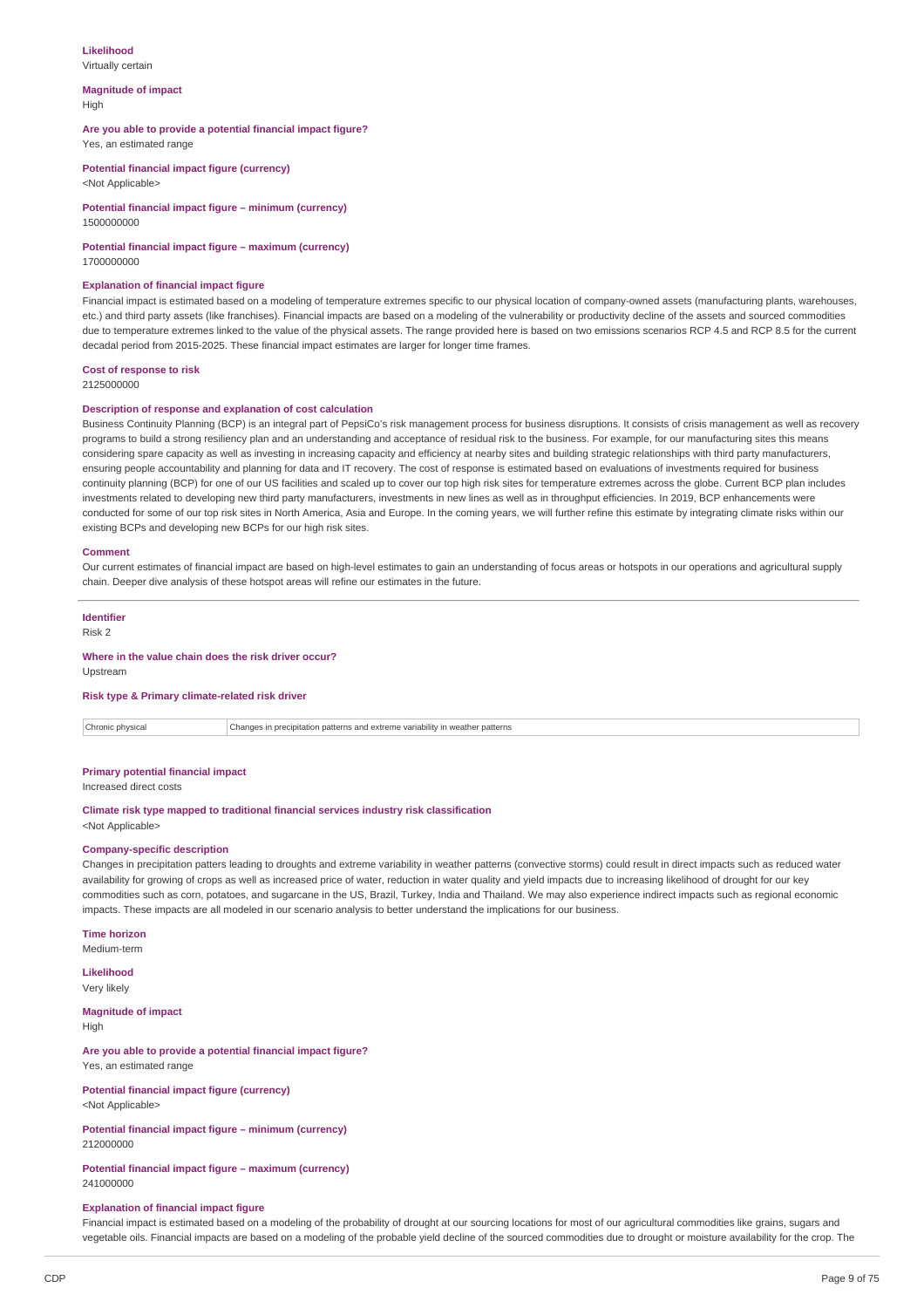**Likelihood**
Virtually certain

**Magnitude of impact**
High

**Are you able to provide a potential financial impact figure?**
Yes, an estimated range

**Potential financial impact figure (currency)**
<Not Applicable>

**Potential financial impact figure – minimum (currency)**
1500000000

**Potential financial impact figure – maximum (currency)**
1700000000

**Explanation of financial impact figure**
Financial impact is estimated based on a modeling of temperature extremes specific to our physical location of company-owned assets (manufacturing plants, warehouses, etc.) and third party assets (like franchises). Financial impacts are based on a modeling of the vulnerability or productivity decline of the assets and sourced commodities due to temperature extremes linked to the value of the physical assets. The range provided here is based on two emissions scenarios RCP 4.5 and RCP 8.5 for the current decadal period from 2015-2025. These financial impact estimates are larger for longer time frames.

**Cost of response to risk**
2125000000

**Description of response and explanation of cost calculation**
Business Continuity Planning (BCP) is an integral part of PepsiCo's risk management process for business disruptions. It consists of crisis management as well as recovery programs to build a strong resiliency plan and an understanding and acceptance of residual risk to the business. For example, for our manufacturing sites this means considering spare capacity as well as investing in increasing capacity and efficiency at nearby sites and building strategic relationships with third party manufacturers, ensuring people accountability and planning for data and IT recovery. The cost of response is estimated based on evaluations of investments required for business continuity planning (BCP) for one of our US facilities and scaled up to cover our top high risk sites for temperature extremes across the globe. Current BCP plan includes investments related to developing new third party manufacturers, investments in new lines as well as in throughput efficiencies. In 2019, BCP enhancements were conducted for some of our top risk sites in North America, Asia and Europe. In the coming years, we will further refine this estimate by integrating climate risks within our existing BCPs and developing new BCPs for our high risk sites.

**Comment**
Our current estimates of financial impact are based on high-level estimates to gain an understanding of focus areas or hotspots in our operations and agricultural supply chain. Deeper dive analysis of these hotspot areas will refine our estimates in the future.

---

**Identifier**
Risk 2

**Where in the value chain does the risk driver occur?**
Upstream

**Risk type & Primary climate-related risk driver**

| | |
|---|---|
| Chronic physical | Changes in precipitation patterns and extreme variability in weather patterns |

**Primary potential financial impact**
Increased direct costs

**Climate risk type mapped to traditional financial services industry risk classification**
<Not Applicable>

**Company-specific description**
Changes in precipitation patters leading to droughts and extreme variability in weather patterns (convective storms) could result in direct impacts such as reduced water availability for growing of crops as well as increased price of water, reduction in water quality and yield impacts due to increasing likelihood of drought for our key commodities such as corn, potatoes, and sugarcane in the US, Brazil, Turkey, India and Thailand. We may also experience indirect impacts such as regional economic impacts. These impacts are all modeled in our scenario analysis to better understand the implications for our business.

**Time horizon**
Medium-term

**Likelihood**
Very likely

**Magnitude of impact**
High

**Are you able to provide a potential financial impact figure?**
Yes, an estimated range

**Potential financial impact figure (currency)**
<Not Applicable>

**Potential financial impact figure – minimum (currency)**
212000000

**Potential financial impact figure – maximum (currency)**
241000000

**Explanation of financial impact figure**
Financial impact is estimated based on a modeling of the probability of drought at our sourcing locations for most of our agricultural commodities like grains, sugars and vegetable oils. Financial impacts are based on a modeling of the probable yield decline of the sourced commodities due to drought or moisture availability for the crop. The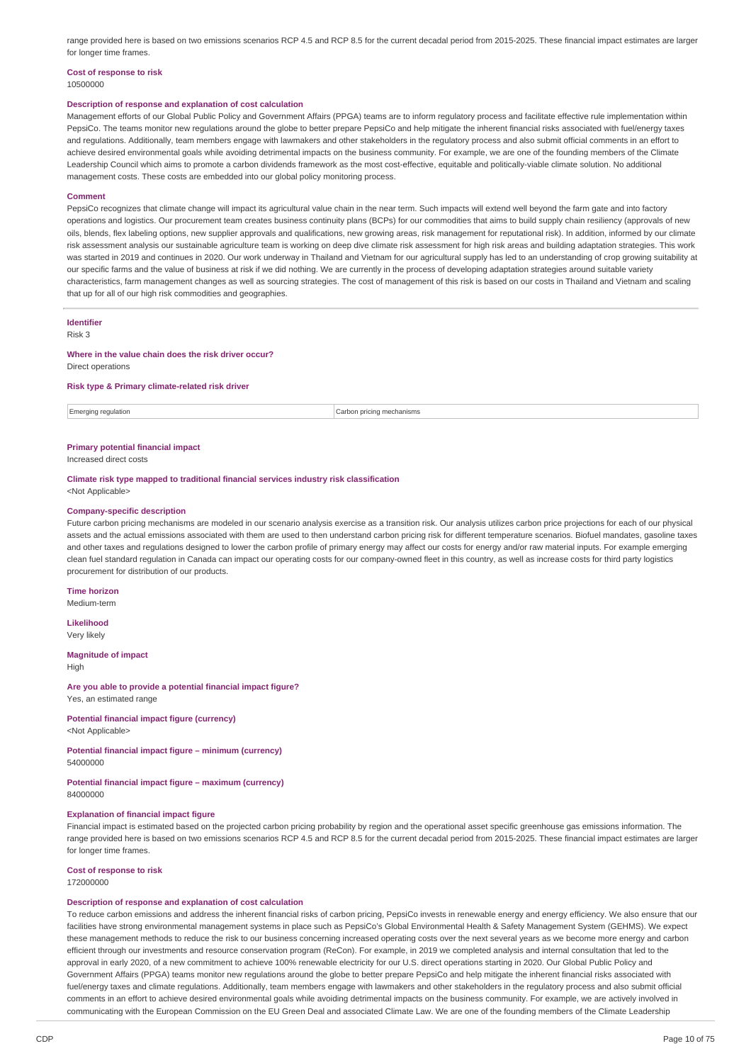range provided here is based on two emissions scenarios RCP 4.5 and RCP 8.5 for the current decadal period from 2015-2025. These financial impact estimates are larger for longer time frames.

**Cost of response to risk**
10500000

**Description of response and explanation of cost calculation**
Management efforts of our Global Public Policy and Government Affairs (PPGA) teams are to inform regulatory process and facilitate effective rule implementation within PepsiCo. The teams monitor new regulations around the globe to better prepare PepsiCo and help mitigate the inherent financial risks associated with fuel/energy taxes and regulations. Additionally, team members engage with lawmakers and other stakeholders in the regulatory process and also submit official comments in an effort to achieve desired environmental goals while avoiding detrimental impacts on the business community. For example, we are one of the founding members of the Climate Leadership Council which aims to promote a carbon dividends framework as the most cost-effective, equitable and politically-viable climate solution. No additional management costs. These costs are embedded into our global policy monitoring process.

**Comment**
PepsiCo recognizes that climate change will impact its agricultural value chain in the near term. Such impacts will extend well beyond the farm gate and into factory operations and logistics. Our procurement team creates business continuity plans (BCPs) for our commodities that aims to build supply chain resiliency (approvals of new oils, blends, flex labeling options, new supplier approvals and qualifications, new growing areas, risk management for reputational risk). In addition, informed by our climate risk assessment analysis our sustainable agriculture team is working on deep dive climate risk assessment for high risk areas and building adaptation strategies. This work was started in 2019 and continues in 2020. Our work underway in Thailand and Vietnam for our agricultural supply has led to an understanding of crop growing suitability at our specific farms and the value of business at risk if we did nothing. We are currently in the process of developing adaptation strategies around suitable variety characteristics, farm management changes as well as sourcing strategies. The cost of management of this risk is based on our costs in Thailand and Vietnam and scaling that up for all of our high risk commodities and geographies.

---

**Identifier**
Risk 3

**Where in the value chain does the risk driver occur?**
Direct operations

**Risk type & Primary climate-related risk driver**

| Emerging regulation | Carbon pricing mechanisms |
|---|---|

**Primary potential financial impact**
Increased direct costs

**Climate risk type mapped to traditional financial services industry risk classification**
<Not Applicable>

**Company-specific description**
Future carbon pricing mechanisms are modeled in our scenario analysis exercise as a transition risk. Our analysis utilizes carbon price projections for each of our physical assets and the actual emissions associated with them are used to then understand carbon pricing risk for different temperature scenarios. Biofuel mandates, gasoline taxes and other taxes and regulations designed to lower the carbon profile of primary energy may affect our costs for energy and/or raw material inputs. For example emerging clean fuel standard regulation in Canada can impact our operating costs for our company-owned fleet in this country, as well as increase costs for third party logistics procurement for distribution of our products.

**Time horizon**
Medium-term

**Likelihood**
Very likely

**Magnitude of impact**
High

**Are you able to provide a potential financial impact figure?**
Yes, an estimated range

**Potential financial impact figure (currency)**
<Not Applicable>

**Potential financial impact figure – minimum (currency)**
54000000

**Potential financial impact figure – maximum (currency)**
84000000

**Explanation of financial impact figure**
Financial impact is estimated based on the projected carbon pricing probability by region and the operational asset specific greenhouse gas emissions information. The range provided here is based on two emissions scenarios RCP 4.5 and RCP 8.5 for the current decadal period from 2015-2025. These financial impact estimates are larger for longer time frames.

**Cost of response to risk**
172000000

**Description of response and explanation of cost calculation**
To reduce carbon emissions and address the inherent financial risks of carbon pricing, PepsiCo invests in renewable energy and energy efficiency. We also ensure that our facilities have strong environmental management systems in place such as PepsiCo's Global Environmental Health & Safety Management System (GEHMS). We expect these management methods to reduce the risk to our business concerning increased operating costs over the next several years as we become more energy and carbon efficient through our investments and resource conservation program (ReCon). For example, in 2019 we completed analysis and internal consultation that led to the approval in early 2020, of a new commitment to achieve 100% renewable electricity for our U.S. direct operations starting in 2020. Our Global Public Policy and Government Affairs (PPGA) teams monitor new regulations around the globe to better prepare PepsiCo and help mitigate the inherent financial risks associated with fuel/energy taxes and climate regulations. Additionally, team members engage with lawmakers and other stakeholders in the regulatory process and also submit official comments in an effort to achieve desired environmental goals while avoiding detrimental impacts on the business community. For example, we are actively involved in communicating with the European Commission on the EU Green Deal and associated Climate Law. We are one of the founding members of the Climate Leadership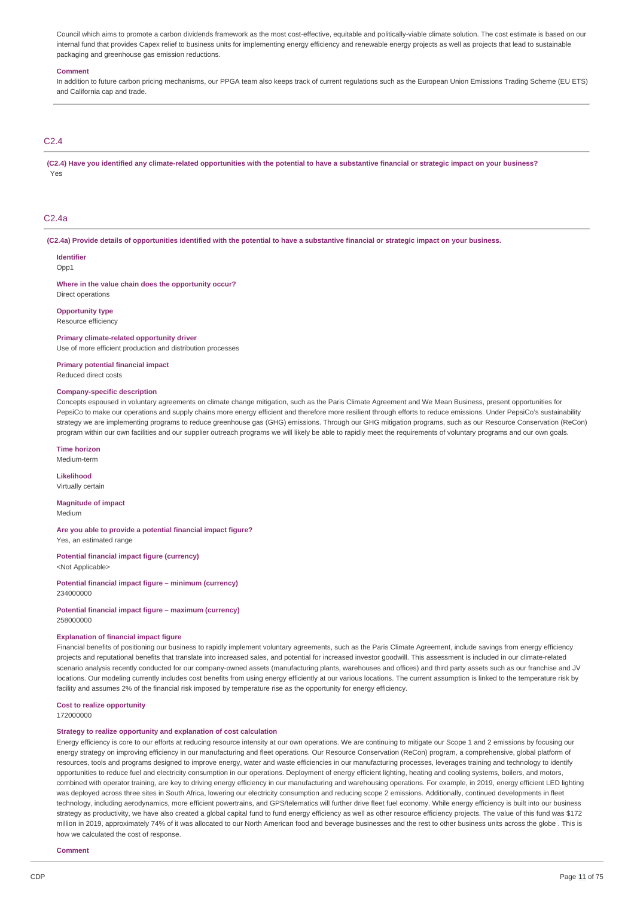Council which aims to promote a carbon dividends framework as the most cost-effective, equitable and politically-viable climate solution. The cost estimate is based on our internal fund that provides Capex relief to business units for implementing energy efficiency and renewable energy projects as well as projects that lead to sustainable packaging and greenhouse gas emission reductions.

**Comment**

In addition to future carbon pricing mechanisms, our PPGA team also keeps track of current regulations such as the European Union Emissions Trading Scheme (EU ETS) and California cap and trade.

## C2.4

**(C2.4) Have you identified any climate-related opportunities with the potential to have a substantive financial or strategic impact on your business?**

Yes

## C2.4a

**(C2.4a) Provide details of opportunities identified with the potential to have a substantive financial or strategic impact on your business.**

**Identifier**

Opp1

**Where in the value chain does the opportunity occur?**

Direct operations

**Opportunity type**

Resource efficiency

**Primary climate-related opportunity driver**

Use of more efficient production and distribution processes

**Primary potential financial impact**

Reduced direct costs

**Company-specific description**

Concepts espoused in voluntary agreements on climate change mitigation, such as the Paris Climate Agreement and We Mean Business, present opportunities for PepsiCo to make our operations and supply chains more energy efficient and therefore more resilient through efforts to reduce emissions. Under PepsiCo's sustainability strategy we are implementing programs to reduce greenhouse gas (GHG) emissions. Through our GHG mitigation programs, such as our Resource Conservation (ReCon) program within our own facilities and our supplier outreach programs we will likely be able to rapidly meet the requirements of voluntary programs and our own goals.

**Time horizon**

Medium-term

**Likelihood**

Virtually certain

**Magnitude of impact**

Medium

**Are you able to provide a potential financial impact figure?**

Yes, an estimated range

**Potential financial impact figure (currency)**

<Not Applicable>

**Potential financial impact figure – minimum (currency)**

234000000

**Potential financial impact figure – maximum (currency)**

258000000

**Explanation of financial impact figure**

Financial benefits of positioning our business to rapidly implement voluntary agreements, such as the Paris Climate Agreement, include savings from energy efficiency projects and reputational benefits that translate into increased sales, and potential for increased investor goodwill. This assessment is included in our climate-related scenario analysis recently conducted for our company-owned assets (manufacturing plants, warehouses and offices) and third party assets such as our franchise and JV locations. Our modeling currently includes cost benefits from using energy efficiently at our various locations. The current assumption is linked to the temperature risk by facility and assumes 2% of the financial risk imposed by temperature rise as the opportunity for energy efficiency.

**Cost to realize opportunity**

172000000

**Strategy to realize opportunity and explanation of cost calculation**

Energy efficiency is core to our efforts at reducing resource intensity at our own operations. We are continuing to mitigate our Scope 1 and 2 emissions by focusing our energy strategy on improving efficiency in our manufacturing and fleet operations. Our Resource Conservation (ReCon) program, a comprehensive, global platform of resources, tools and programs designed to improve energy, water and waste efficiencies in our manufacturing processes, leverages training and technology to identify opportunities to reduce fuel and electricity consumption in our operations. Deployment of energy efficient lighting, heating and cooling systems, boilers, and motors, combined with operator training, are key to driving energy efficiency in our manufacturing and warehousing operations. For example, in 2019, energy efficient LED lighting was deployed across three sites in South Africa, lowering our electricity consumption and reducing scope 2 emissions. Additionally, continued developments in fleet technology, including aerodynamics, more efficient powertrains, and GPS/telematics will further drive fleet fuel economy. While energy efficiency is built into our business strategy as productivity, we have also created a global capital fund to fund energy efficiency as well as other resource efficiency projects. The value of this fund was $172 million in 2019, approximately 74% of it was allocated to our North American food and beverage businesses and the rest to other business units across the globe . This is how we calculated the cost of response.

**Comment**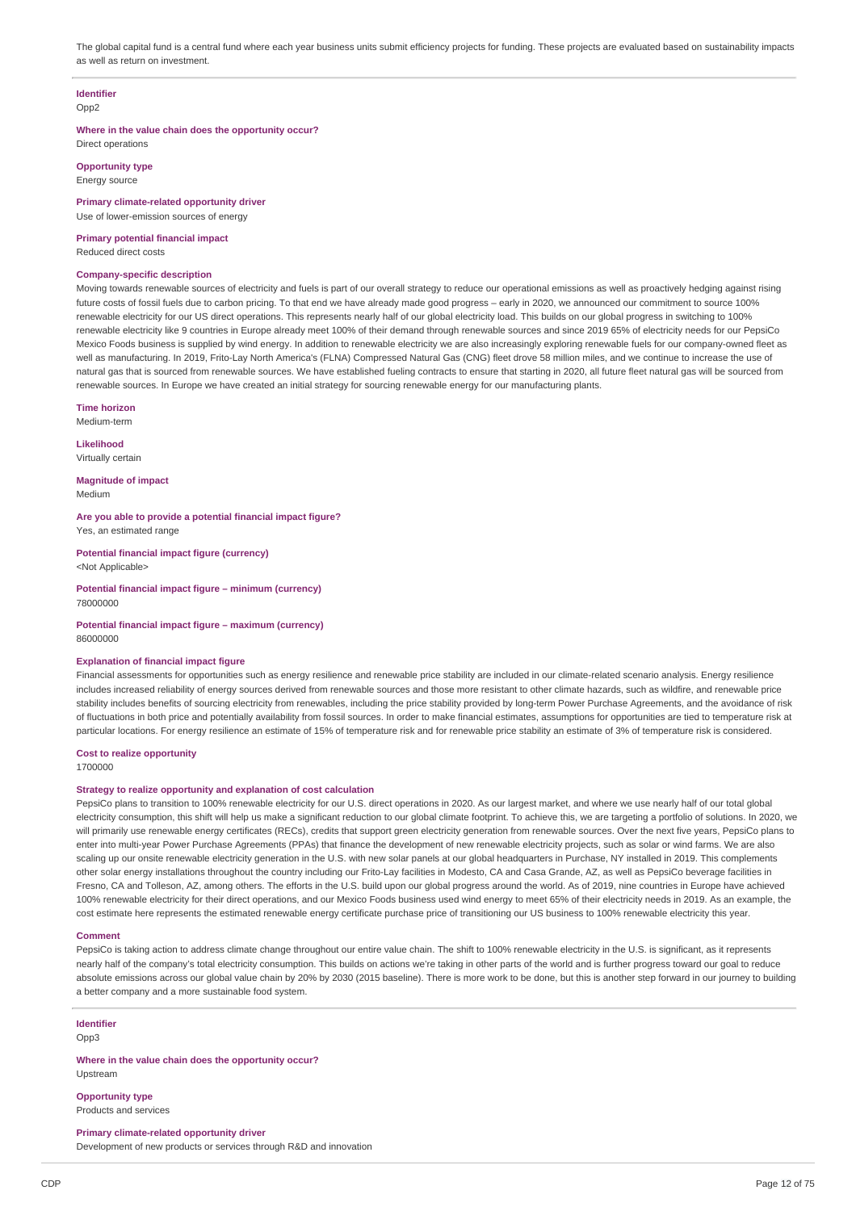The global capital fund is a central fund where each year business units submit efficiency projects for funding. These projects are evaluated based on sustainability impacts as well as return on investment.

**Identifier**
Opp2

**Where in the value chain does the opportunity occur?**
Direct operations

**Opportunity type**
Energy source

**Primary climate-related opportunity driver**
Use of lower-emission sources of energy

**Primary potential financial impact**
Reduced direct costs

**Company-specific description**
Moving towards renewable sources of electricity and fuels is part of our overall strategy to reduce our operational emissions as well as proactively hedging against rising future costs of fossil fuels due to carbon pricing. To that end we have already made good progress – early in 2020, we announced our commitment to source 100% renewable electricity for our US direct operations. This represents nearly half of our global electricity load. This builds on our global progress in switching to 100% renewable electricity like 9 countries in Europe already meet 100% of their demand through renewable sources and since 2019 65% of electricity needs for our PepsiCo Mexico Foods business is supplied by wind energy. In addition to renewable electricity we are also increasingly exploring renewable fuels for our company-owned fleet as well as manufacturing. In 2019, Frito-Lay North America's (FLNA) Compressed Natural Gas (CNG) fleet drove 58 million miles, and we continue to increase the use of natural gas that is sourced from renewable sources. We have established fueling contracts to ensure that starting in 2020, all future fleet natural gas will be sourced from renewable sources. In Europe we have created an initial strategy for sourcing renewable energy for our manufacturing plants.

**Time horizon**
Medium-term

**Likelihood**
Virtually certain

**Magnitude of impact**
Medium

**Are you able to provide a potential financial impact figure?**
Yes, an estimated range

**Potential financial impact figure (currency)**
<Not Applicable>

**Potential financial impact figure – minimum (currency)**
78000000

**Potential financial impact figure – maximum (currency)**
86000000

**Explanation of financial impact figure**
Financial assessments for opportunities such as energy resilience and renewable price stability are included in our climate-related scenario analysis. Energy resilience includes increased reliability of energy sources derived from renewable sources and those more resistant to other climate hazards, such as wildfire, and renewable price stability includes benefits of sourcing electricity from renewables, including the price stability provided by long-term Power Purchase Agreements, and the avoidance of risk of fluctuations in both price and potentially availability from fossil sources. In order to make financial estimates, assumptions for opportunities are tied to temperature risk at particular locations. For energy resilience an estimate of 15% of temperature risk and for renewable price stability an estimate of 3% of temperature risk is considered.

**Cost to realize opportunity**
1700000

**Strategy to realize opportunity and explanation of cost calculation**
PepsiCo plans to transition to 100% renewable electricity for our U.S. direct operations in 2020. As our largest market, and where we use nearly half of our total global electricity consumption, this shift will help us make a significant reduction to our global climate footprint. To achieve this, we are targeting a portfolio of solutions. In 2020, we will primarily use renewable energy certificates (RECs), credits that support green electricity generation from renewable sources. Over the next five years, PepsiCo plans to enter into multi-year Power Purchase Agreements (PPAs) that finance the development of new renewable electricity projects, such as solar or wind farms. We are also scaling up our onsite renewable electricity generation in the U.S. with new solar panels at our global headquarters in Purchase, NY installed in 2019. This complements other solar energy installations throughout the country including our Frito-Lay facilities in Modesto, CA and Casa Grande, AZ, as well as PepsiCo beverage facilities in Fresno, CA and Tolleson, AZ, among others. The efforts in the U.S. build upon our global progress around the world. As of 2019, nine countries in Europe have achieved 100% renewable electricity for their direct operations, and our Mexico Foods business used wind energy to meet 65% of their electricity needs in 2019. As an example, the cost estimate here represents the estimated renewable energy certificate purchase price of transitioning our US business to 100% renewable electricity this year.

**Comment**
PepsiCo is taking action to address climate change throughout our entire value chain. The shift to 100% renewable electricity in the U.S. is significant, as it represents nearly half of the company's total electricity consumption. This builds on actions we're taking in other parts of the world and is further progress toward our goal to reduce absolute emissions across our global value chain by 20% by 2030 (2015 baseline). There is more work to be done, but this is another step forward in our journey to building a better company and a more sustainable food system.

**Identifier**
Opp3

**Where in the value chain does the opportunity occur?**
Upstream

**Opportunity type**
Products and services

**Primary climate-related opportunity driver**
Development of new products or services through R&D and innovation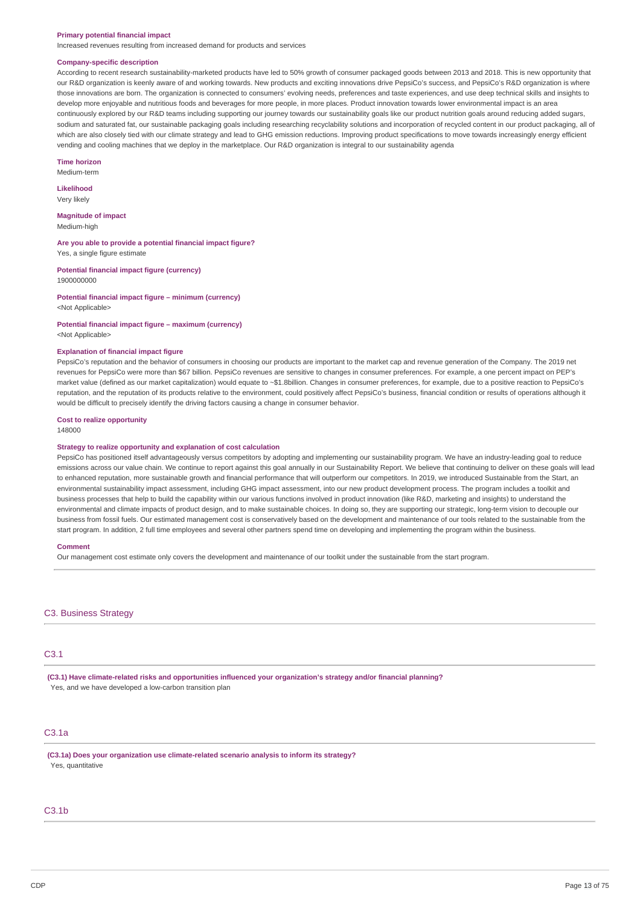**Primary potential financial impact**

Increased revenues resulting from increased demand for products and services

**Company-specific description**

According to recent research sustainability-marketed products have led to 50% growth of consumer packaged goods between 2013 and 2018. This is new opportunity that our R&D organization is keenly aware of and working towards. New products and exciting innovations drive PepsiCo's success, and PepsiCo's R&D organization is where those innovations are born. The organization is connected to consumers' evolving needs, preferences and taste experiences, and use deep technical skills and insights to develop more enjoyable and nutritious foods and beverages for more people, in more places. Product innovation towards lower environmental impact is an area continuously explored by our R&D teams including supporting our journey towards our sustainability goals like our product nutrition goals around reducing added sugars, sodium and saturated fat, our sustainable packaging goals including researching recyclability solutions and incorporation of recycled content in our product packaging, all of which are also closely tied with our climate strategy and lead to GHG emission reductions. Improving product specifications to move towards increasingly energy efficient vending and cooling machines that we deploy in the marketplace. Our R&D organization is integral to our sustainability agenda

**Time horizon**

Medium-term

**Likelihood**

Very likely

**Magnitude of impact**

Medium-high

**Are you able to provide a potential financial impact figure?**

Yes, a single figure estimate

**Potential financial impact figure (currency)**

1900000000

**Potential financial impact figure – minimum (currency)**

<Not Applicable>

**Potential financial impact figure – maximum (currency)**

<Not Applicable>

**Explanation of financial impact figure**

PepsiCo's reputation and the behavior of consumers in choosing our products are important to the market cap and revenue generation of the Company. The 2019 net revenues for PepsiCo were more than $67 billion. PepsiCo revenues are sensitive to changes in consumer preferences. For example, a one percent impact on PEP's market value (defined as our market capitalization) would equate to ~$1.8billion. Changes in consumer preferences, for example, due to a positive reaction to PepsiCo's reputation, and the reputation of its products relative to the environment, could positively affect PepsiCo's business, financial condition or results of operations although it would be difficult to precisely identify the driving factors causing a change in consumer behavior.

**Cost to realize opportunity**

148000

**Strategy to realize opportunity and explanation of cost calculation**

PepsiCo has positioned itself advantageously versus competitors by adopting and implementing our sustainability program. We have an industry-leading goal to reduce emissions across our value chain. We continue to report against this goal annually in our Sustainability Report. We believe that continuing to deliver on these goals will lead to enhanced reputation, more sustainable growth and financial performance that will outperform our competitors. In 2019, we introduced Sustainable from the Start, an environmental sustainability impact assessment, including GHG impact assessment, into our new product development process. The program includes a toolkit and business processes that help to build the capability within our various functions involved in product innovation (like R&D, marketing and insights) to understand the environmental and climate impacts of product design, and to make sustainable choices. In doing so, they are supporting our strategic, long-term vision to decouple our business from fossil fuels. Our estimated management cost is conservatively based on the development and maintenance of our tools related to the sustainable from the start program. In addition, 2 full time employees and several other partners spend time on developing and implementing the program within the business.

**Comment**

Our management cost estimate only covers the development and maintenance of our toolkit under the sustainable from the start program.

## C3. Business Strategy

### C3.1

**(C3.1) Have climate-related risks and opportunities influenced your organization's strategy and/or financial planning?**

Yes, and we have developed a low-carbon transition plan

### C3.1a

**(C3.1a) Does your organization use climate-related scenario analysis to inform its strategy?**

Yes, quantitative

### C3.1b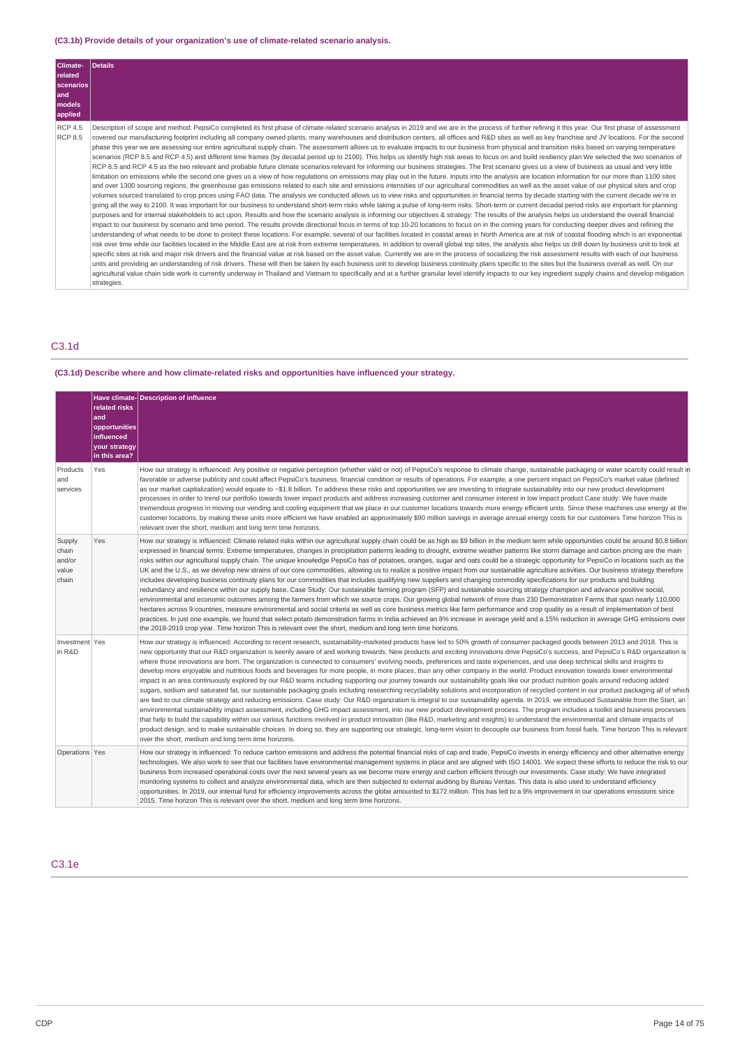### (C3.1b) Provide details of your organization's use of climate-related scenario analysis.

| Climate-related scenarios and models applied | Details |
|---|---|
| RCP 4.5 RCP 8.5 | Description of scope and method: PepsiCo completed its first phase of climate-related scenario analysis in 2019 and we are in the process of further refining it this year. Our first phase of assessment covered our manufacturing footprint including all company owned plants, many warehouses and distribution centers, all offices and R&D sites as well as key franchise and JV locations. For the second phase this year we are assessing our entire agricultural supply chain. The assessment allows us to evaluate impacts to our business from physical and transition risks based on varying temperature scenarios (RCP 8.5 and RCP 4.5) and different time frames (by decadal period up to 2100). This helps us identify high risk areas to focus on and build resiliency plan We selected the two scenarios of RCP 8.5 and RCP 4.5 as the two relevant and probable future climate scenarios relevant for informing our business strategies. The first scenario gives us a view of business as usual and very little limitation on emissions while the second one gives us a view of how regulations on emissions may play out in the future. Inputs into the analysis are location information for our more than 1100 sites and over 1300 sourcing regions, the greenhouse gas emissions related to each site and emissions intensities of our agricultural commodities as well as the asset value of our physical sites and crop volumes sourced translated to crop prices using FAO data. The analysis we conducted allows us to view risks and opportunities in financial terms by decade starting with the current decade we're in going all the way to 2100. It was important for our business to understand short-term risks while taking a pulse of long-term risks. Short-term or current decadal period risks are important for planning purposes and for internal stakeholders to act upon. Results and how the scenario analysis is informing our objectives & strategy: The results of the analysis helps us understand the overall financial impact to our business by scenario and time period. The results provide directional focus in terms of top 10-20 locations to focus on in the coming years for conducting deeper dives and refining the understanding of what needs to be done to protect these locations. For example, several of our facilities located in coastal areas in North America are at risk of coastal flooding which is an exponential risk over time while our facilities located in the Middle East are at risk from extreme temperatures. In addition to overall global top sites, the analysis also helps us drill down by business unit to look at specific sites at risk and major risk drivers and the financial value at risk based on the asset value. Currently we are in the process of socializing the risk assessment results with each of our business units and providing an understanding of risk drivers. These will then be taken by each business unit to develop business continuity plans specific to the sites but the business overall as well. On our agricultural value chain side work is currently underway in Thailand and Vietnam to specifically and at a further granular level identify impacts to our key ingredient supply chains and develop mitigation strategies. |

## C3.1d

### (C3.1d) Describe where and how climate-related risks and opportunities have influenced your strategy.

| | Have climate-related risks and opportunities influenced your strategy in this area? | Description of influence |
|---|---|---|
| Products and services | Yes | How our strategy is influenced: Any positive or negative perception (whether valid or not) of PepsiCo's response to climate change, sustainable packaging or water scarcity could result in favorable or adverse publicity and could affect PepsiCo's business, financial condition or results of operations. For example, a one percent impact on PepsiCo's market value (defined as our market capitalization) would equate to ~$1.8 billion. To address these risks and opportunities we are investing to integrate sustainability into our new product development processes in order to trend our portfolio towards lower impact products and address increasing customer and consumer interest in low impact product Case study: We have made tremendous progress in moving our vending and cooling equipment that we place in our customer locations towards more energy efficient units. Since these machines use energy at the customer locations, by making these units more efficient we have enabled an approximately $90 million savings in average annual energy costs for our customers Time horizon This is relevant over the short, medium and long term time horizons. |
| Supply chain and/or value chain | Yes | How our strategy is influenced: Climate related risks within our agricultural supply chain could be as high as $9 billion in the medium term while opportunities could be around $0.8 billion expressed in financial terms. Extreme temperatures, changes in precipitation patterns leading to drought, extreme weather patterns like storm damage and carbon pricing are the main risks within our agricultural supply chain. The unique knowledge PepsiCo has of potatoes, oranges, sugar and oats could be a strategic opportunity for PepsiCo in locations such as the UK and the U.S., as we develop new strains of our core commodities, allowing us to realize a positive impact from our sustainable agriculture activities. Our business strategy therefore includes developing business continuity plans for our commodities that includes qualifying new suppliers and changing commodity specifications for our products and building redundancy and resilience within our supply base. Case Study: Our sustainable farming program (SFP) and sustainable sourcing strategy champion and advance positive social, environmental and economic outcomes among the farmers from which we source crops. Our growing global network of more than 230 Demonstration Farms that span nearly 110,000 hectares across 9 countries, measure environmental and social criteria as well as core business metrics like farm performance and crop quality as a result of implementation of best practices. In just one example, we found that select potato demonstration farms in India achieved an 8% increase in average yield and a 15% reduction in average GHG emissions over the 2018-2019 crop year. Time horizon This is relevant over the short, medium and long term time horizons. |
| Investment in R&D | Yes | How our strategy is influenced: According to recent research, sustainability-marketed products have led to 50% growth of consumer packaged goods between 2013 and 2018. This is new opportunity that our R&D organization is keenly aware of and working towards. New products and exciting innovations drive PepsiCo's success, and PepsiCo's R&D organization is where those innovations are born. The organization is connected to consumers' evolving needs, preferences and taste experiences, and use deep technical skills and insights to develop more enjoyable and nutritious foods and beverages for more people, in more places, than any other company in the world. Product innovation towards lower environmental impact is an area continuously explored by our R&D teams including supporting our journey towards our sustainability goals like our product nutrition goals around reducing added sugars, sodium and saturated fat, our sustainable packaging goals including researching recyclability solutions and incorporation of recycled content in our product packaging all of which are tied to our climate strategy and reducing emissions. Case study: Our R&D organization is integral to our sustainability agenda. In 2019, we introduced Sustainable from the Start, an environmental sustainability impact assessment, including GHG impact assessment, into our new product development process. The program includes a toolkit and business processes that help to build the capability within our various functions involved in product innovation (like R&D, marketing and insights) to understand the environmental and climate impacts of product design, and to make sustainable choices. In doing so, they are supporting our strategic, long-term vision to decouple our business from fossil fuels. Time horizon This is relevant over the short, medium and long term time horizons. |
| Operations | Yes | How our strategy is influenced: To reduce carbon emissions and address the potential financial risks of cap and trade, PepsiCo invests in energy efficiency and other alternative energy technologies. We also work to see that our facilities have environmental management systems in place and are aligned with ISO 14001. We expect these efforts to reduce the risk to our business from increased operational costs over the next several years as we become more energy and carbon efficient through our investments. Case study: We have integrated monitoring systems to collect and analyze environmental data, which are then subjected to external auditing by Bureau Veritas. This data is also used to understand efficiency opportunities. In 2019, our internal fund for efficiency improvements across the globe amounted to $172 million. This has led to a 9% improvement in our operations emissions since 2015. Time horizon This is relevant over the short, medium and long term time horizons. |

## C3.1e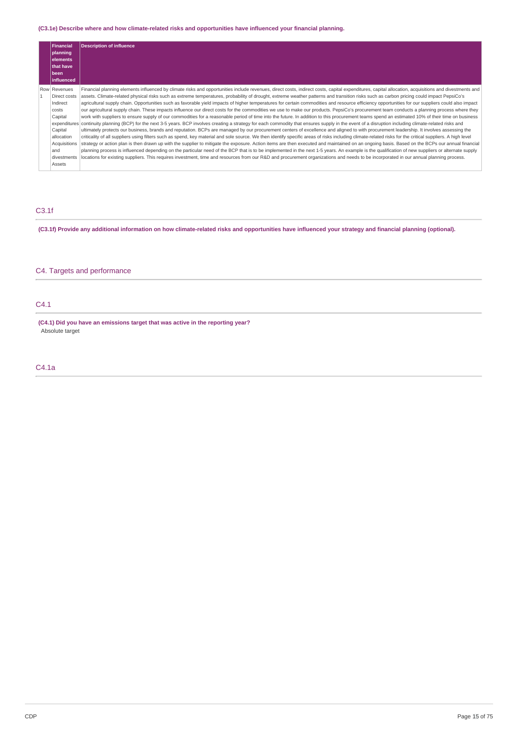**(C3.1e) Describe where and how climate-related risks and opportunities have influenced your financial planning.**

| | Financial planning elements that have been influenced | Description of influence |
|---|---|---|
| Row 1 | Revenues<br>Direct costs<br>Indirect costs<br>Capital expenditures<br>Capital allocation<br>Acquisitions and divestments<br>Assets | Financial planning elements influenced by climate risks and opportunities include revenues, direct costs, indirect costs, capital expenditures, capital allocation, acquisitions and divestments and assets. Climate-related physical risks such as extreme temperatures, probability of drought, extreme weather patterns and transition risks such as carbon pricing could impact PepsiCo's agricultural supply chain. Opportunities such as favorable yield impacts of higher temperatures for certain commodities and resource efficiency opportunities for our suppliers could also impact our agricultural supply chain. These impacts influence our direct costs for the commodities we use to make our products. PepsiCo's procurement team conducts a planning process where they work with suppliers to ensure supply of our commodities for a reasonable period of time into the future. In addition to this procurement teams spend an estimated 10% of their time on business continuity planning (BCP) for the next 3-5 years. BCP involves creating a strategy for each commodity that ensures supply in the event of a disruption including climate-related risks and ultimately protects our business, brands and reputation. BCPs are managed by our procurement centers of excellence and aligned to with procurement leadership. It involves assessing the criticality of all suppliers using filters such as spend, key material and sole source. We then identify specific areas of risks including climate-related risks for the critical suppliers. A high level strategy or action plan is then drawn up with the supplier to mitigate the exposure. Action items are then executed and maintained on an ongoing basis. Based on the BCPs our annual financial planning process is influenced depending on the particular need of the BCP that is to be implemented in the next 1-5 years. An example is the qualification of new suppliers or alternate supply locations for existing suppliers. This requires investment, time and resources from our R&D and procurement organizations and needs to be incorporated in our annual planning process. |

## C3.1f

**(C3.1f) Provide any additional information on how climate-related risks and opportunities have influenced your strategy and financial planning (optional).**

# C4. Targets and performance

## C4.1

**(C4.1) Did you have an emissions target that was active in the reporting year?**

Absolute target

## C4.1a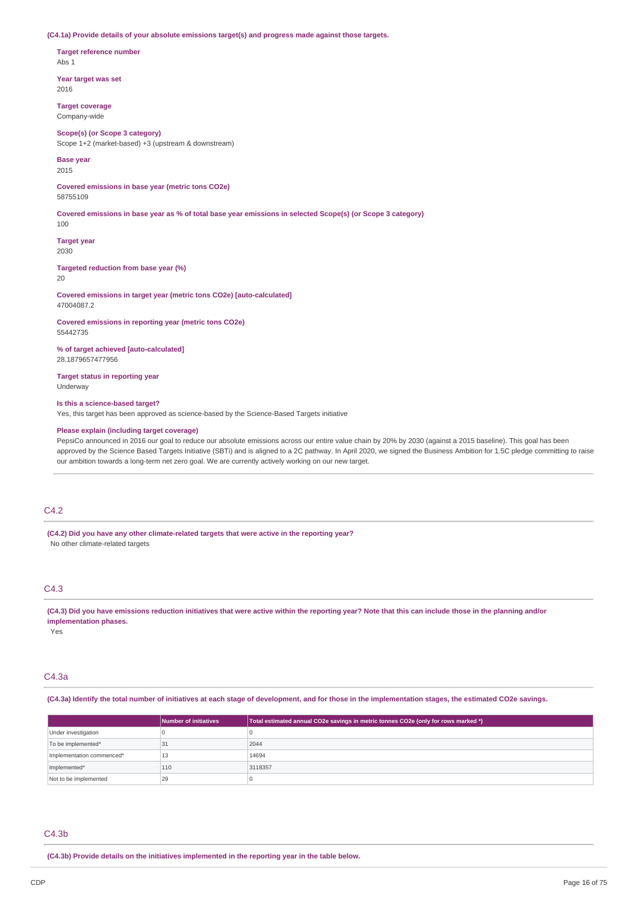**(C4.1a) Provide details of your absolute emissions target(s) and progress made against those targets.**

**Target reference number**
Abs 1

**Year target was set**
2016

**Target coverage**
Company-wide

**Scope(s) (or Scope 3 category)**
Scope 1+2 (market-based) +3 (upstream & downstream)

**Base year**
2015

**Covered emissions in base year (metric tons CO2e)**
58755109

**Covered emissions in base year as % of total base year emissions in selected Scope(s) (or Scope 3 category)**
100

**Target year**
2030

**Targeted reduction from base year (%)**
20

**Covered emissions in target year (metric tons CO2e) [auto-calculated]**
47004087.2

**Covered emissions in reporting year (metric tons CO2e)**
55442735

**% of target achieved [auto-calculated]**
28.1879657477956

**Target status in reporting year**
Underway

**Is this a science-based target?**
Yes, this target has been approved as science-based by the Science-Based Targets initiative

**Please explain (including target coverage)**
PepsiCo announced in 2016 our goal to reduce our absolute emissions across our entire value chain by 20% by 2030 (against a 2015 baseline). This goal has been approved by the Science Based Targets Initiative (SBTi) and is aligned to a 2C pathway. In April 2020, we signed the Business Ambition for 1.5C pledge committing to raise our ambition towards a long-term net zero goal. We are currently actively working on our new target.

## C4.2

**(C4.2) Did you have any other climate-related targets that were active in the reporting year?**
No other climate-related targets

## C4.3

**(C4.3) Did you have emissions reduction initiatives that were active within the reporting year? Note that this can include those in the planning and/or implementation phases.**
Yes

## C4.3a

**(C4.3a) Identify the total number of initiatives at each stage of development, and for those in the implementation stages, the estimated CO2e savings.**

| | Number of initiatives | Total estimated annual CO2e savings in metric tonnes CO2e (only for rows marked *) |
|---|---|---|
| Under investigation | 0 | 0 |
| To be implemented* | 31 | 2044 |
| Implementation commenced* | 13 | 14694 |
| Implemented* | 110 | 3118357 |
| Not to be implemented | 29 | 0 |

## C4.3b

**(C4.3b) Provide details on the initiatives implemented in the reporting year in the table below.**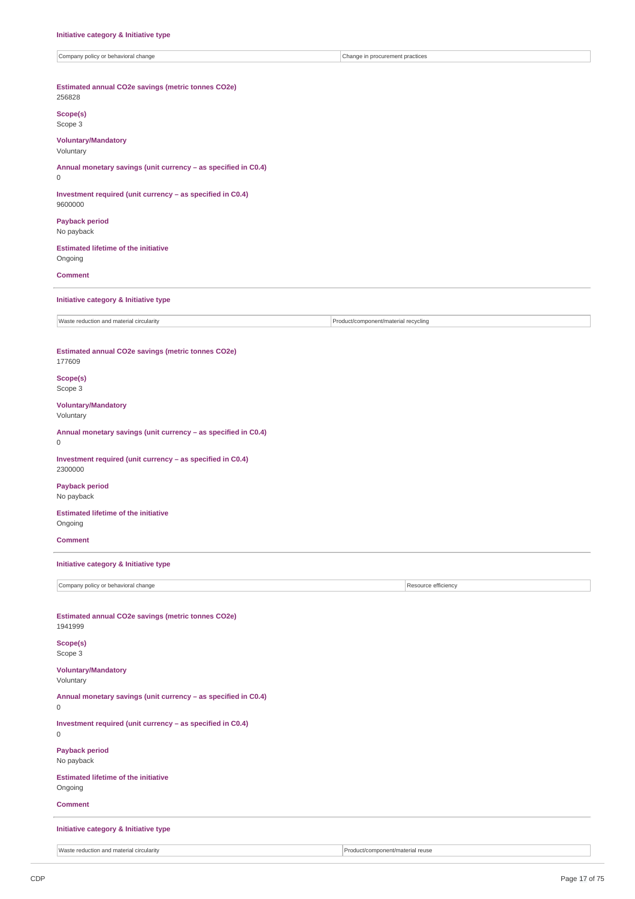**Initiative category & Initiative type**

| | |
|---|---|
| Company policy or behavioral change | Change in procurement practices |

**Estimated annual CO2e savings (metric tonnes CO2e)**
256828

**Scope(s)**
Scope 3

**Voluntary/Mandatory**
Voluntary

**Annual monetary savings (unit currency – as specified in C0.4)**
0

**Investment required (unit currency – as specified in C0.4)**
9600000

**Payback period**
No payback

**Estimated lifetime of the initiative**
Ongoing

**Comment**

---

**Initiative category & Initiative type**

| | |
|---|---|
| Waste reduction and material circularity | Product/component/material recycling |

**Estimated annual CO2e savings (metric tonnes CO2e)**
177609

**Scope(s)**
Scope 3

**Voluntary/Mandatory**
Voluntary

**Annual monetary savings (unit currency – as specified in C0.4)**
0

**Investment required (unit currency – as specified in C0.4)**
2300000

**Payback period**
No payback

**Estimated lifetime of the initiative**
Ongoing

**Comment**

---

**Initiative category & Initiative type**

| | |
|---|---|
| Company policy or behavioral change | Resource efficiency |

**Estimated annual CO2e savings (metric tonnes CO2e)**
1941999

**Scope(s)**
Scope 3

**Voluntary/Mandatory**
Voluntary

**Annual monetary savings (unit currency – as specified in C0.4)**
0

**Investment required (unit currency – as specified in C0.4)**
0

**Payback period**
No payback

**Estimated lifetime of the initiative**
Ongoing

**Comment**

---

**Initiative category & Initiative type**

| | |
|---|---|
| Waste reduction and material circularity | Product/component/material reuse |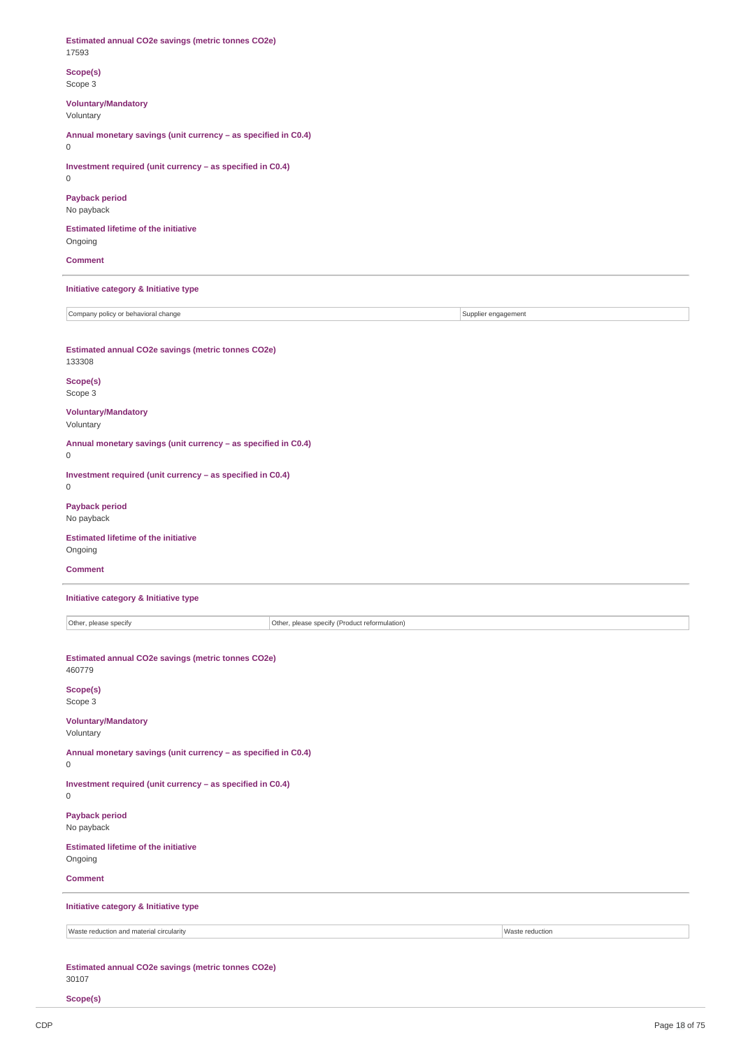**Estimated annual CO2e savings (metric tonnes CO2e)**
17593

**Scope(s)**
Scope 3

**Voluntary/Mandatory**
Voluntary

**Annual monetary savings (unit currency – as specified in C0.4)**
0

**Investment required (unit currency – as specified in C0.4)**
0

**Payback period**
No payback

**Estimated lifetime of the initiative**
Ongoing

**Comment**

---

**Initiative category & Initiative type**

| | |
|---|---|
| Company policy or behavioral change | Supplier engagement |

**Estimated annual CO2e savings (metric tonnes CO2e)**
133308

**Scope(s)**
Scope 3

**Voluntary/Mandatory**
Voluntary

**Annual monetary savings (unit currency – as specified in C0.4)**
0

**Investment required (unit currency – as specified in C0.4)**
0

**Payback period**
No payback

**Estimated lifetime of the initiative**
Ongoing

**Comment**

---

**Initiative category & Initiative type**

| | |
|---|---|
| Other, please specify | Other, please specify (Product reformulation) |

**Estimated annual CO2e savings (metric tonnes CO2e)**
460779

**Scope(s)**
Scope 3

**Voluntary/Mandatory**
Voluntary

**Annual monetary savings (unit currency – as specified in C0.4)**
0

**Investment required (unit currency – as specified in C0.4)**
0

**Payback period**
No payback

**Estimated lifetime of the initiative**
Ongoing

**Comment**

---

**Initiative category & Initiative type**

| | |
|---|---|
| Waste reduction and material circularity | Waste reduction |

**Estimated annual CO2e savings (metric tonnes CO2e)**
30107

**Scope(s)**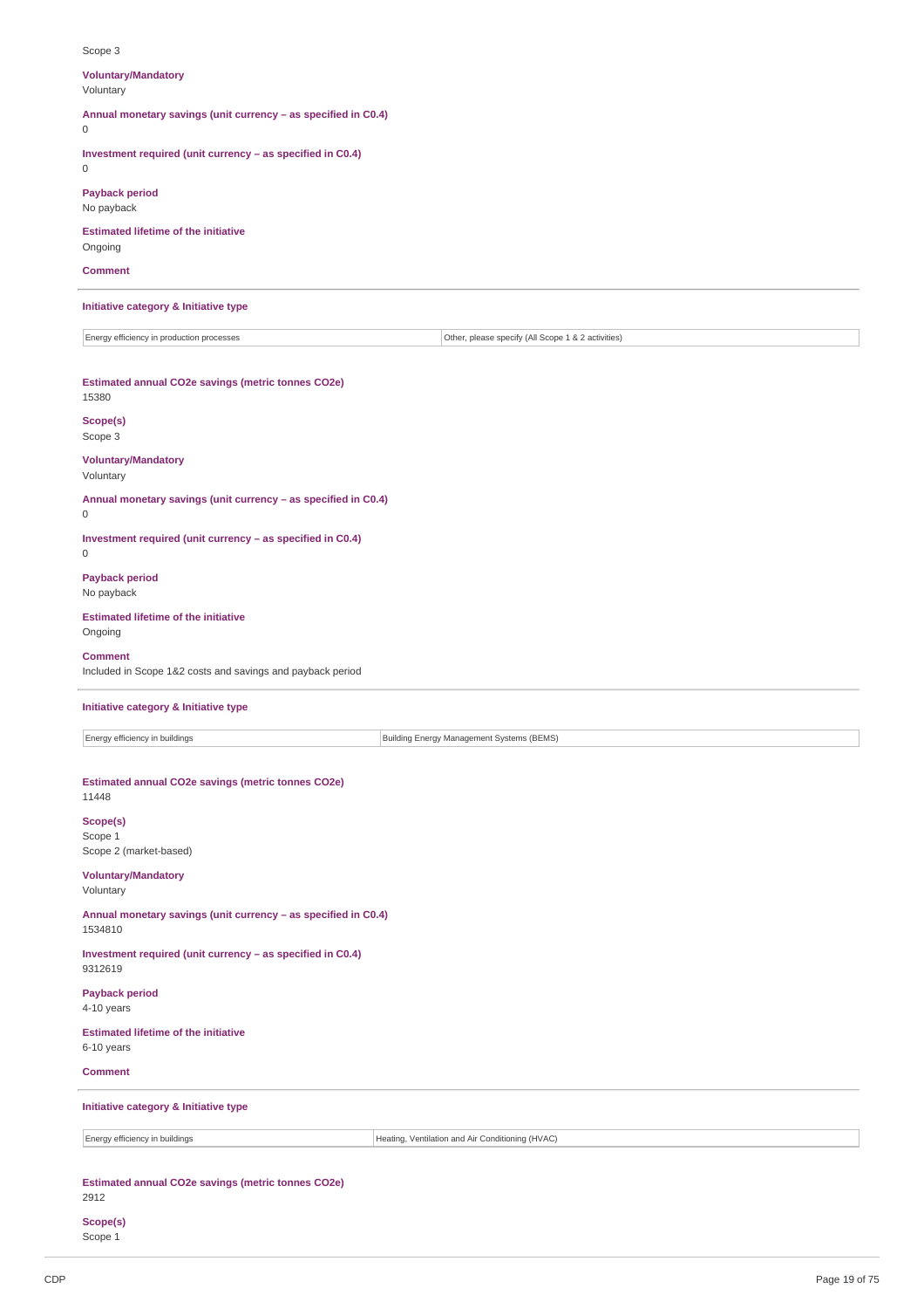Scope 3

**Voluntary/Mandatory**
Voluntary

**Annual monetary savings (unit currency – as specified in C0.4)**
0

**Investment required (unit currency – as specified in C0.4)**
0

**Payback period**
No payback

**Estimated lifetime of the initiative**
Ongoing

**Comment**

---

**Initiative category & Initiative type**

| | |
|---|---|
| Energy efficiency in production processes | Other, please specify (All Scope 1 & 2 activities) |

**Estimated annual CO2e savings (metric tonnes CO2e)**
15380

**Scope(s)**
Scope 3

**Voluntary/Mandatory**
Voluntary

**Annual monetary savings (unit currency – as specified in C0.4)**
0

**Investment required (unit currency – as specified in C0.4)**
0

**Payback period**
No payback

**Estimated lifetime of the initiative**
Ongoing

**Comment**
Included in Scope 1&2 costs and savings and payback period

---

**Initiative category & Initiative type**

| | |
|---|---|
| Energy efficiency in buildings | Building Energy Management Systems (BEMS) |

**Estimated annual CO2e savings (metric tonnes CO2e)**
11448

**Scope(s)**
Scope 1
Scope 2 (market-based)

**Voluntary/Mandatory**
Voluntary

**Annual monetary savings (unit currency – as specified in C0.4)**
1534810

**Investment required (unit currency – as specified in C0.4)**
9312619

**Payback period**
4-10 years

**Estimated lifetime of the initiative**
6-10 years

**Comment**

---

**Initiative category & Initiative type**

| | |
|---|---|
| Energy efficiency in buildings | Heating, Ventilation and Air Conditioning (HVAC) |

**Estimated annual CO2e savings (metric tonnes CO2e)**
2912

**Scope(s)**
Scope 1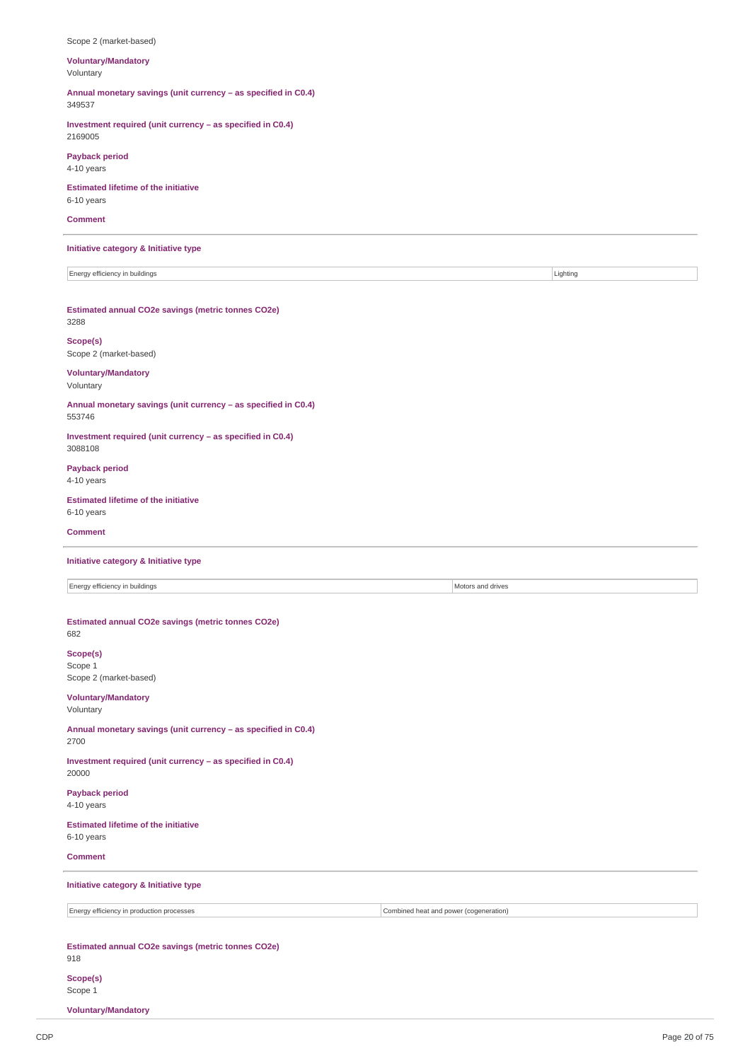Scope 2 (market-based)

**Voluntary/Mandatory**
Voluntary

**Annual monetary savings (unit currency – as specified in C0.4)**
349537

**Investment required (unit currency – as specified in C0.4)**
2169005

**Payback period**
4-10 years

**Estimated lifetime of the initiative**
6-10 years

**Comment**

---

**Initiative category & Initiative type**

| | |
|---|---|
| Energy efficiency in buildings | Lighting |

**Estimated annual CO2e savings (metric tonnes CO2e)**
3288

**Scope(s)**
Scope 2 (market-based)

**Voluntary/Mandatory**
Voluntary

**Annual monetary savings (unit currency – as specified in C0.4)**
553746

**Investment required (unit currency – as specified in C0.4)**
3088108

**Payback period**
4-10 years

**Estimated lifetime of the initiative**
6-10 years

**Comment**

---

**Initiative category & Initiative type**

| | |
|---|---|
| Energy efficiency in buildings | Motors and drives |

**Estimated annual CO2e savings (metric tonnes CO2e)**
682

**Scope(s)**
Scope 1
Scope 2 (market-based)

**Voluntary/Mandatory**
Voluntary

**Annual monetary savings (unit currency – as specified in C0.4)**
2700

**Investment required (unit currency – as specified in C0.4)**
20000

**Payback period**
4-10 years

**Estimated lifetime of the initiative**
6-10 years

**Comment**

---

**Initiative category & Initiative type**

| | |
|---|---|
| Energy efficiency in production processes | Combined heat and power (cogeneration) |

**Estimated annual CO2e savings (metric tonnes CO2e)**
918

**Scope(s)**
Scope 1

**Voluntary/Mandatory**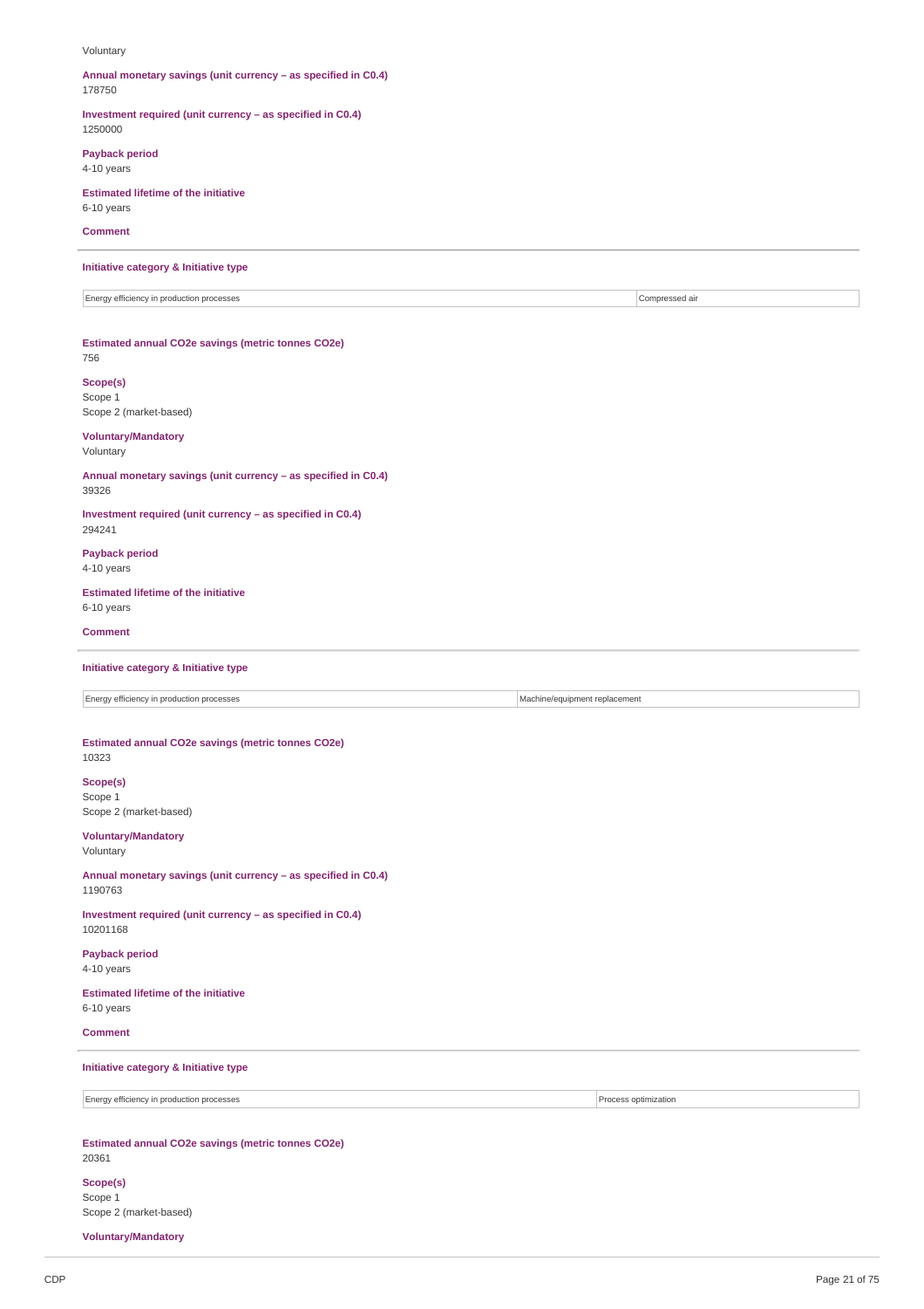Voluntary

**Annual monetary savings (unit currency – as specified in C0.4)**
178750

**Investment required (unit currency – as specified in C0.4)**
1250000

**Payback period**
4-10 years

**Estimated lifetime of the initiative**
6-10 years

**Comment**

---

**Initiative category & Initiative type**

| | |
|---|---|
| Energy efficiency in production processes | Compressed air |

**Estimated annual CO2e savings (metric tonnes CO2e)**
756

**Scope(s)**
Scope 1
Scope 2 (market-based)

**Voluntary/Mandatory**
Voluntary

**Annual monetary savings (unit currency – as specified in C0.4)**
39326

**Investment required (unit currency – as specified in C0.4)**
294241

**Payback period**
4-10 years

**Estimated lifetime of the initiative**
6-10 years

**Comment**

---

**Initiative category & Initiative type**

| | |
|---|---|
| Energy efficiency in production processes | Machine/equipment replacement |

**Estimated annual CO2e savings (metric tonnes CO2e)**
10323

**Scope(s)**
Scope 1
Scope 2 (market-based)

**Voluntary/Mandatory**
Voluntary

**Annual monetary savings (unit currency – as specified in C0.4)**
1190763

**Investment required (unit currency – as specified in C0.4)**
10201168

**Payback period**
4-10 years

**Estimated lifetime of the initiative**
6-10 years

**Comment**

---

**Initiative category & Initiative type**

| | |
|---|---|
| Energy efficiency in production processes | Process optimization |

**Estimated annual CO2e savings (metric tonnes CO2e)**
20361

**Scope(s)**
Scope 1
Scope 2 (market-based)

**Voluntary/Mandatory**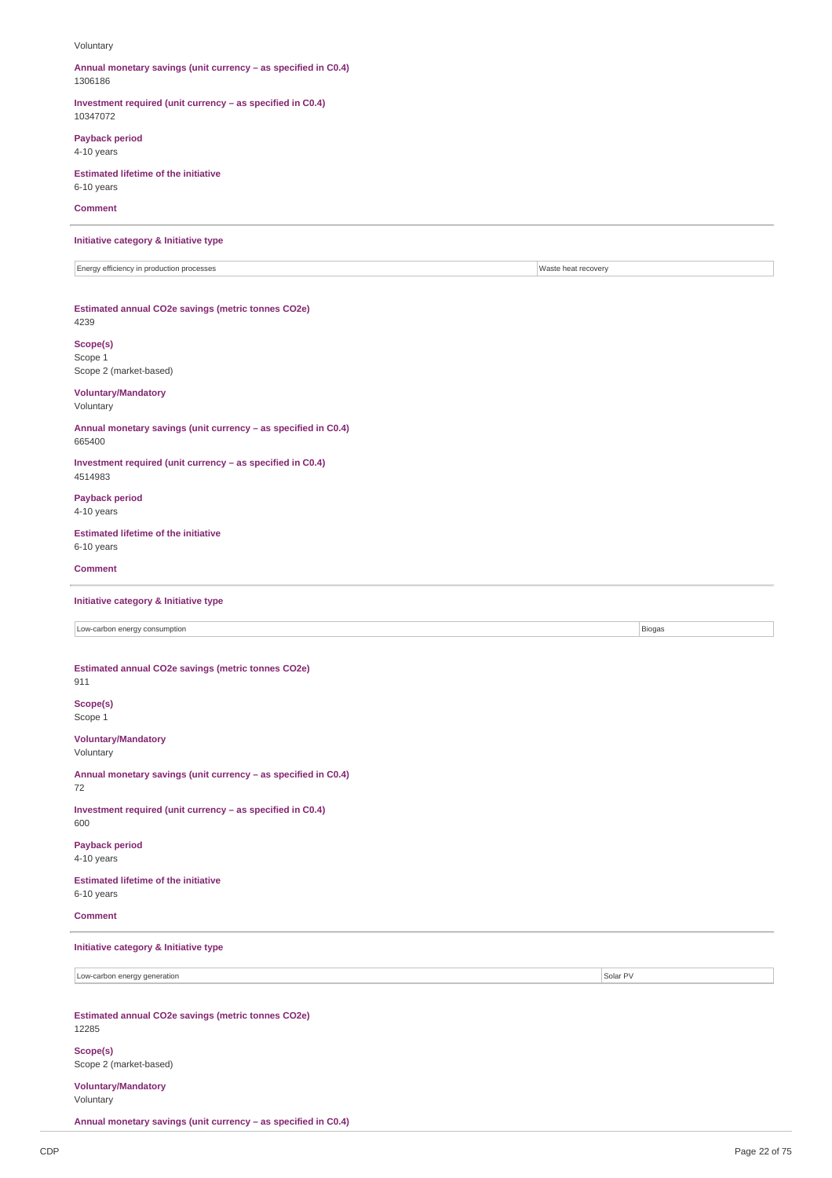Voluntary

**Annual monetary savings (unit currency – as specified in C0.4)**
1306186

**Investment required (unit currency – as specified in C0.4)**
10347072

**Payback period**
4-10 years

**Estimated lifetime of the initiative**
6-10 years

**Comment**

---

**Initiative category & Initiative type**

| | |
|---|---|
| Energy efficiency in production processes | Waste heat recovery |

**Estimated annual CO2e savings (metric tonnes CO2e)**
4239

**Scope(s)**
Scope 1
Scope 2 (market-based)

**Voluntary/Mandatory**
Voluntary

**Annual monetary savings (unit currency – as specified in C0.4)**
665400

**Investment required (unit currency – as specified in C0.4)**
4514983

**Payback period**
4-10 years

**Estimated lifetime of the initiative**
6-10 years

**Comment**

---

**Initiative category & Initiative type**

| | |
|---|---|
| Low-carbon energy consumption | Biogas |

**Estimated annual CO2e savings (metric tonnes CO2e)**
911

**Scope(s)**
Scope 1

**Voluntary/Mandatory**
Voluntary

**Annual monetary savings (unit currency – as specified in C0.4)**
72

**Investment required (unit currency – as specified in C0.4)**
600

**Payback period**
4-10 years

**Estimated lifetime of the initiative**
6-10 years

**Comment**

---

**Initiative category & Initiative type**

| | |
|---|---|
| Low-carbon energy generation | Solar PV |

**Estimated annual CO2e savings (metric tonnes CO2e)**
12285

**Scope(s)**
Scope 2 (market-based)

**Voluntary/Mandatory**
Voluntary

**Annual monetary savings (unit currency – as specified in C0.4)**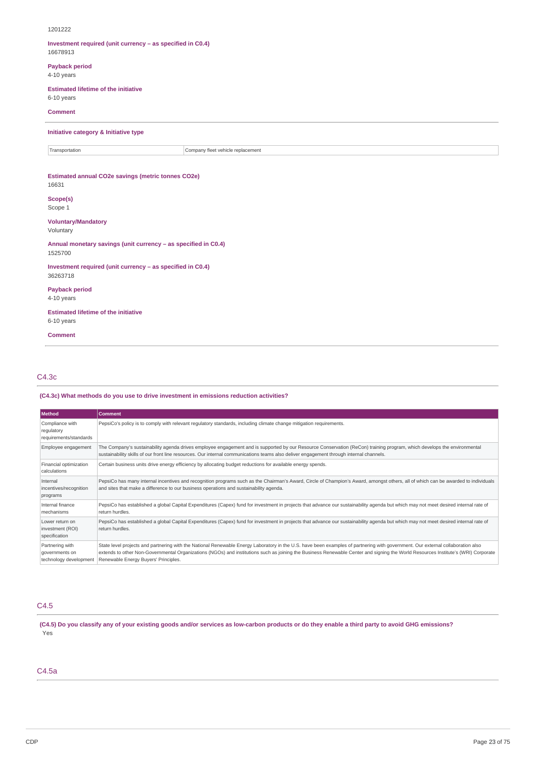1201222

**Investment required (unit currency – as specified in C0.4)**
16678913

**Payback period**
4-10 years

**Estimated lifetime of the initiative**
6-10 years

**Comment**

---

**Initiative category & Initiative type**

| | |
|---|---|
| Transportation | Company fleet vehicle replacement |

**Estimated annual CO2e savings (metric tonnes CO2e)**
16631

**Scope(s)**
Scope 1

**Voluntary/Mandatory**
Voluntary

**Annual monetary savings (unit currency – as specified in C0.4)**
1525700

**Investment required (unit currency – as specified in C0.4)**
36263718

**Payback period**
4-10 years

**Estimated lifetime of the initiative**
6-10 years

**Comment**

---

## C4.3c

**(C4.3c) What methods do you use to drive investment in emissions reduction activities?**

| Method | Comment |
|---|---|
| Compliance with regulatory requirements/standards | PepsiCo's policy is to comply with relevant regulatory standards, including climate change mitigation requirements. |
| Employee engagement | The Company's sustainability agenda drives employee engagement and is supported by our Resource Conservation (ReCon) training program, which develops the environmental sustainability skills of our front line resources. Our internal communications teams also deliver engagement through internal channels. |
| Financial optimization calculations | Certain business units drive energy efficiency by allocating budget reductions for available energy spends. |
| Internal incentives/recognition programs | PepsiCo has many internal incentives and recognition programs such as the Chairman's Award, Circle of Champion's Award, amongst others, all of which can be awarded to individuals and sites that make a difference to our business operations and sustainability agenda. |
| Internal finance mechanisms | PepsiCo has established a global Capital Expenditures (Capex) fund for investment in projects that advance our sustainability agenda but which may not meet desired internal rate of return hurdles. |
| Lower return on investment (ROI) specification | PepsiCo has established a global Capital Expenditures (Capex) fund for investment in projects that advance our sustainability agenda but which may not meet desired internal rate of return hurdles. |
| Partnering with governments on technology development | State level projects and partnering with the National Renewable Energy Laboratory in the U.S. have been examples of partnering with government. Our external collaboration also extends to other Non-Governmental Organizations (NGOs) and institutions such as joining the Business Renewable Center and signing the World Resources Institute's (WRI) Corporate Renewable Energy Buyers' Principles. |

## C4.5

**(C4.5) Do you classify any of your existing goods and/or services as low-carbon products or do they enable a third party to avoid GHG emissions?**
Yes

## C4.5a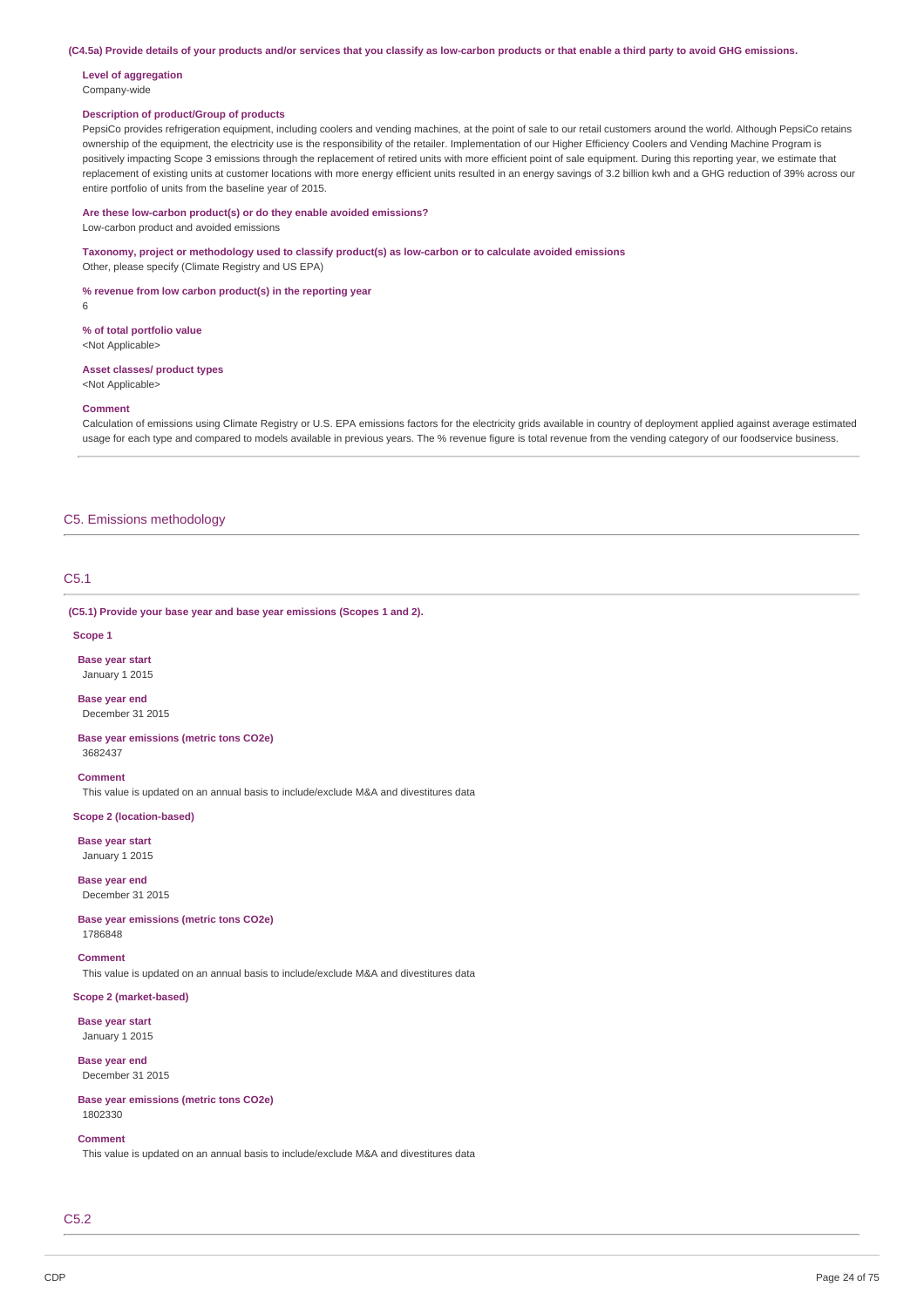**(C4.5a) Provide details of your products and/or services that you classify as low-carbon products or that enable a third party to avoid GHG emissions.**

**Level of aggregation**
Company-wide

**Description of product/Group of products**
PepsiCo provides refrigeration equipment, including coolers and vending machines, at the point of sale to our retail customers around the world. Although PepsiCo retains ownership of the equipment, the electricity use is the responsibility of the retailer. Implementation of our Higher Efficiency Coolers and Vending Machine Program is positively impacting Scope 3 emissions through the replacement of retired units with more efficient point of sale equipment. During this reporting year, we estimate that replacement of existing units at customer locations with more energy efficient units resulted in an energy savings of 3.2 billion kwh and a GHG reduction of 39% across our entire portfolio of units from the baseline year of 2015.

**Are these low-carbon product(s) or do they enable avoided emissions?**
Low-carbon product and avoided emissions

**Taxonomy, project or methodology used to classify product(s) as low-carbon or to calculate avoided emissions**
Other, please specify (Climate Registry and US EPA)

**% revenue from low carbon product(s) in the reporting year**
6

**% of total portfolio value**
<Not Applicable>

**Asset classes/ product types**
<Not Applicable>

**Comment**
Calculation of emissions using Climate Registry or U.S. EPA emissions factors for the electricity grids available in country of deployment applied against average estimated usage for each type and compared to models available in previous years. The % revenue figure is total revenue from the vending category of our foodservice business.

## C5. Emissions methodology

### C5.1

**(C5.1) Provide your base year and base year emissions (Scopes 1 and 2).**

**Scope 1**

**Base year start**
January 1 2015

**Base year end**
December 31 2015

**Base year emissions (metric tons CO2e)**
3682437

**Comment**
This value is updated on an annual basis to include/exclude M&A and divestitures data

**Scope 2 (location-based)**

**Base year start**
January 1 2015

**Base year end**
December 31 2015

**Base year emissions (metric tons CO2e)**
1786848

**Comment**
This value is updated on an annual basis to include/exclude M&A and divestitures data

**Scope 2 (market-based)**

**Base year start**
January 1 2015

**Base year end**
December 31 2015

**Base year emissions (metric tons CO2e)**
1802330

**Comment**
This value is updated on an annual basis to include/exclude M&A and divestitures data

### C5.2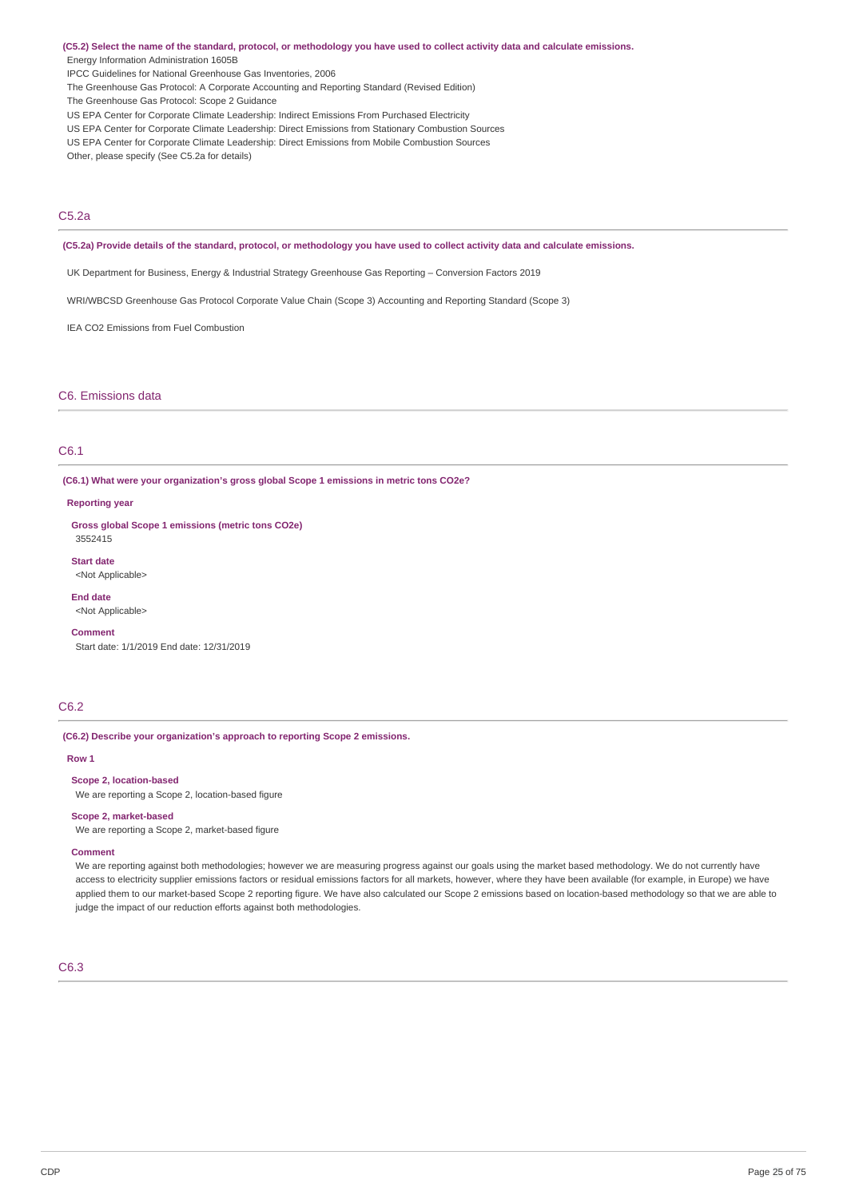**(C5.2) Select the name of the standard, protocol, or methodology you have used to collect activity data and calculate emissions.**

Energy Information Administration 1605B

IPCC Guidelines for National Greenhouse Gas Inventories, 2006

The Greenhouse Gas Protocol: A Corporate Accounting and Reporting Standard (Revised Edition)

The Greenhouse Gas Protocol: Scope 2 Guidance

US EPA Center for Corporate Climate Leadership: Indirect Emissions From Purchased Electricity

US EPA Center for Corporate Climate Leadership: Direct Emissions from Stationary Combustion Sources

US EPA Center for Corporate Climate Leadership: Direct Emissions from Mobile Combustion Sources

Other, please specify (See C5.2a for details)

## C5.2a

**(C5.2a) Provide details of the standard, protocol, or methodology you have used to collect activity data and calculate emissions.**

UK Department for Business, Energy & Industrial Strategy Greenhouse Gas Reporting – Conversion Factors 2019

WRI/WBCSD Greenhouse Gas Protocol Corporate Value Chain (Scope 3) Accounting and Reporting Standard (Scope 3)

IEA CO2 Emissions from Fuel Combustion

# C6. Emissions data

## C6.1

**(C6.1) What were your organization's gross global Scope 1 emissions in metric tons CO2e?**

**Reporting year**

**Gross global Scope 1 emissions (metric tons CO2e)**

3552415

**Start date**

<Not Applicable>

**End date**

<Not Applicable>

**Comment**

Start date: 1/1/2019 End date: 12/31/2019

## C6.2

**(C6.2) Describe your organization's approach to reporting Scope 2 emissions.**

**Row 1**

**Scope 2, location-based**

We are reporting a Scope 2, location-based figure

**Scope 2, market-based**

We are reporting a Scope 2, market-based figure

**Comment**

We are reporting against both methodologies; however we are measuring progress against our goals using the market based methodology. We do not currently have access to electricity supplier emissions factors or residual emissions factors for all markets, however, where they have been available (for example, in Europe) we have applied them to our market-based Scope 2 reporting figure. We have also calculated our Scope 2 emissions based on location-based methodology so that we are able to judge the impact of our reduction efforts against both methodologies.

## C6.3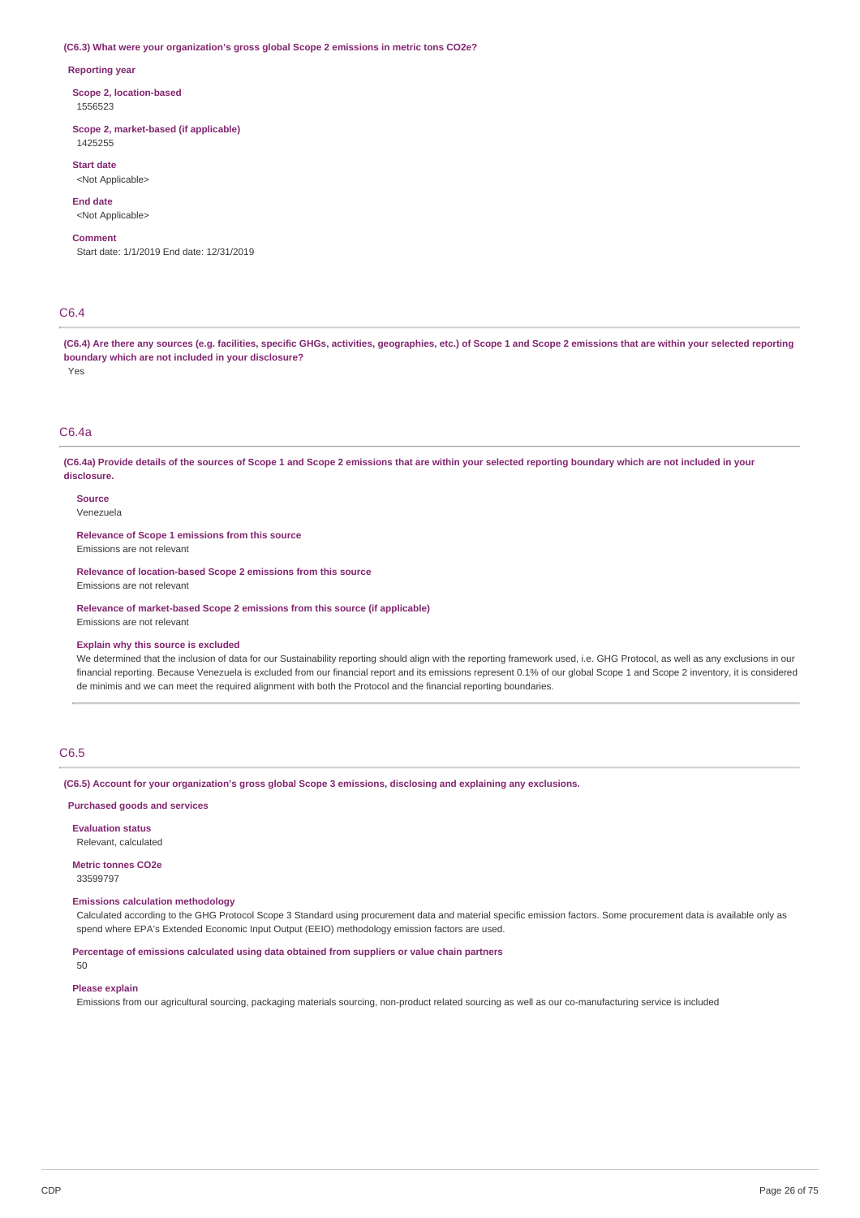**(C6.3) What were your organization's gross global Scope 2 emissions in metric tons CO2e?**

**Reporting year**

**Scope 2, location-based**
1556523

**Scope 2, market-based (if applicable)**
1425255

**Start date**
<Not Applicable>

**End date**
<Not Applicable>

**Comment**
Start date: 1/1/2019 End date: 12/31/2019

## C6.4

**(C6.4) Are there any sources (e.g. facilities, specific GHGs, activities, geographies, etc.) of Scope 1 and Scope 2 emissions that are within your selected reporting boundary which are not included in your disclosure?**

Yes

## C6.4a

**(C6.4a) Provide details of the sources of Scope 1 and Scope 2 emissions that are within your selected reporting boundary which are not included in your disclosure.**

**Source**
Venezuela

**Relevance of Scope 1 emissions from this source**
Emissions are not relevant

**Relevance of location-based Scope 2 emissions from this source**
Emissions are not relevant

**Relevance of market-based Scope 2 emissions from this source (if applicable)**
Emissions are not relevant

**Explain why this source is excluded**
We determined that the inclusion of data for our Sustainability reporting should align with the reporting framework used, i.e. GHG Protocol, as well as any exclusions in our financial reporting. Because Venezuela is excluded from our financial report and its emissions represent 0.1% of our global Scope 1 and Scope 2 inventory, it is considered de minimis and we can meet the required alignment with both the Protocol and the financial reporting boundaries.

## C6.5

**(C6.5) Account for your organization's gross global Scope 3 emissions, disclosing and explaining any exclusions.**

**Purchased goods and services**

**Evaluation status**
Relevant, calculated

**Metric tonnes CO2e**
33599797

**Emissions calculation methodology**
Calculated according to the GHG Protocol Scope 3 Standard using procurement data and material specific emission factors. Some procurement data is available only as spend where EPA's Extended Economic Input Output (EEIO) methodology emission factors are used.

**Percentage of emissions calculated using data obtained from suppliers or value chain partners**
50

**Please explain**
Emissions from our agricultural sourcing, packaging materials sourcing, non-product related sourcing as well as our co-manufacturing service is included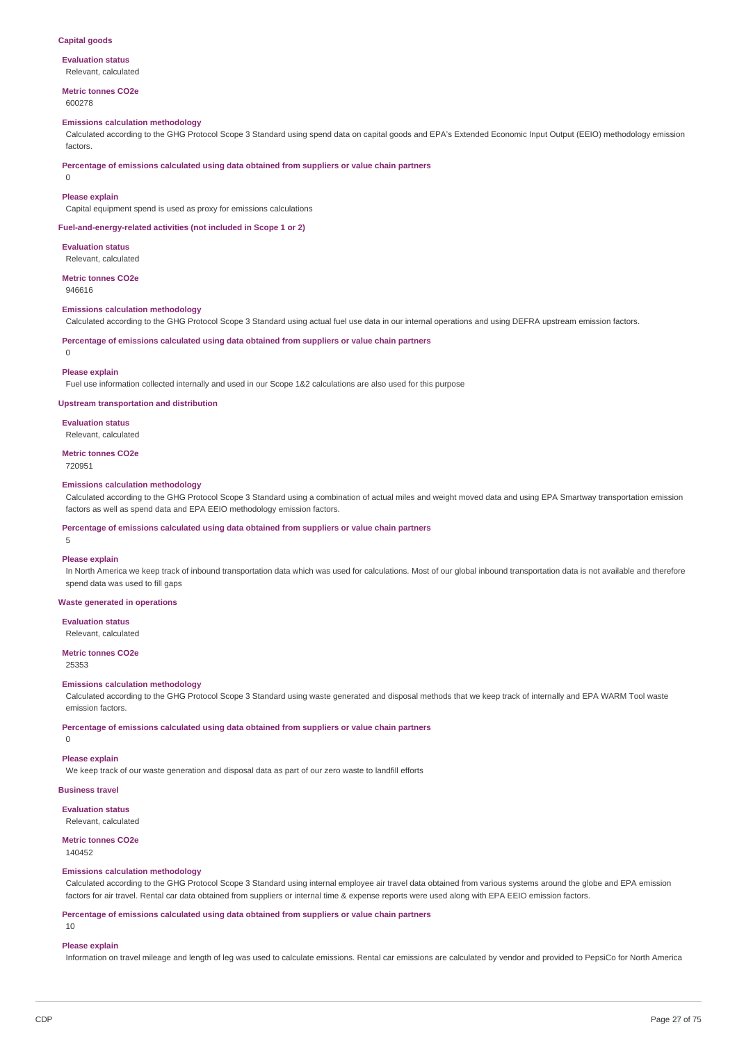**Capital goods**

**Evaluation status**

Relevant, calculated

**Metric tonnes CO2e**

600278

**Emissions calculation methodology**

Calculated according to the GHG Protocol Scope 3 Standard using spend data on capital goods and EPA's Extended Economic Input Output (EEIO) methodology emission factors.

**Percentage of emissions calculated using data obtained from suppliers or value chain partners**

0

**Please explain**

Capital equipment spend is used as proxy for emissions calculations

**Fuel-and-energy-related activities (not included in Scope 1 or 2)**

**Evaluation status**

Relevant, calculated

**Metric tonnes CO2e**

946616

**Emissions calculation methodology**

Calculated according to the GHG Protocol Scope 3 Standard using actual fuel use data in our internal operations and using DEFRA upstream emission factors.

**Percentage of emissions calculated using data obtained from suppliers or value chain partners**

0

**Please explain**

Fuel use information collected internally and used in our Scope 1&2 calculations are also used for this purpose

**Upstream transportation and distribution**

**Evaluation status**

Relevant, calculated

**Metric tonnes CO2e**

720951

**Emissions calculation methodology**

Calculated according to the GHG Protocol Scope 3 Standard using a combination of actual miles and weight moved data and using EPA Smartway transportation emission factors as well as spend data and EPA EEIO methodology emission factors.

**Percentage of emissions calculated using data obtained from suppliers or value chain partners**

5

**Please explain**

In North America we keep track of inbound transportation data which was used for calculations. Most of our global inbound transportation data is not available and therefore spend data was used to fill gaps

**Waste generated in operations**

**Evaluation status**

Relevant, calculated

**Metric tonnes CO2e**

25353

**Emissions calculation methodology**

Calculated according to the GHG Protocol Scope 3 Standard using waste generated and disposal methods that we keep track of internally and EPA WARM Tool waste emission factors.

**Percentage of emissions calculated using data obtained from suppliers or value chain partners**

0

**Please explain**

We keep track of our waste generation and disposal data as part of our zero waste to landfill efforts

**Business travel**

**Evaluation status**

Relevant, calculated

**Metric tonnes CO2e**

140452

**Emissions calculation methodology**

Calculated according to the GHG Protocol Scope 3 Standard using internal employee air travel data obtained from various systems around the globe and EPA emission factors for air travel. Rental car data obtained from suppliers or internal time & expense reports were used along with EPA EEIO emission factors.

**Percentage of emissions calculated using data obtained from suppliers or value chain partners**

10

**Please explain**

Information on travel mileage and length of leg was used to calculate emissions. Rental car emissions are calculated by vendor and provided to PepsiCo for North America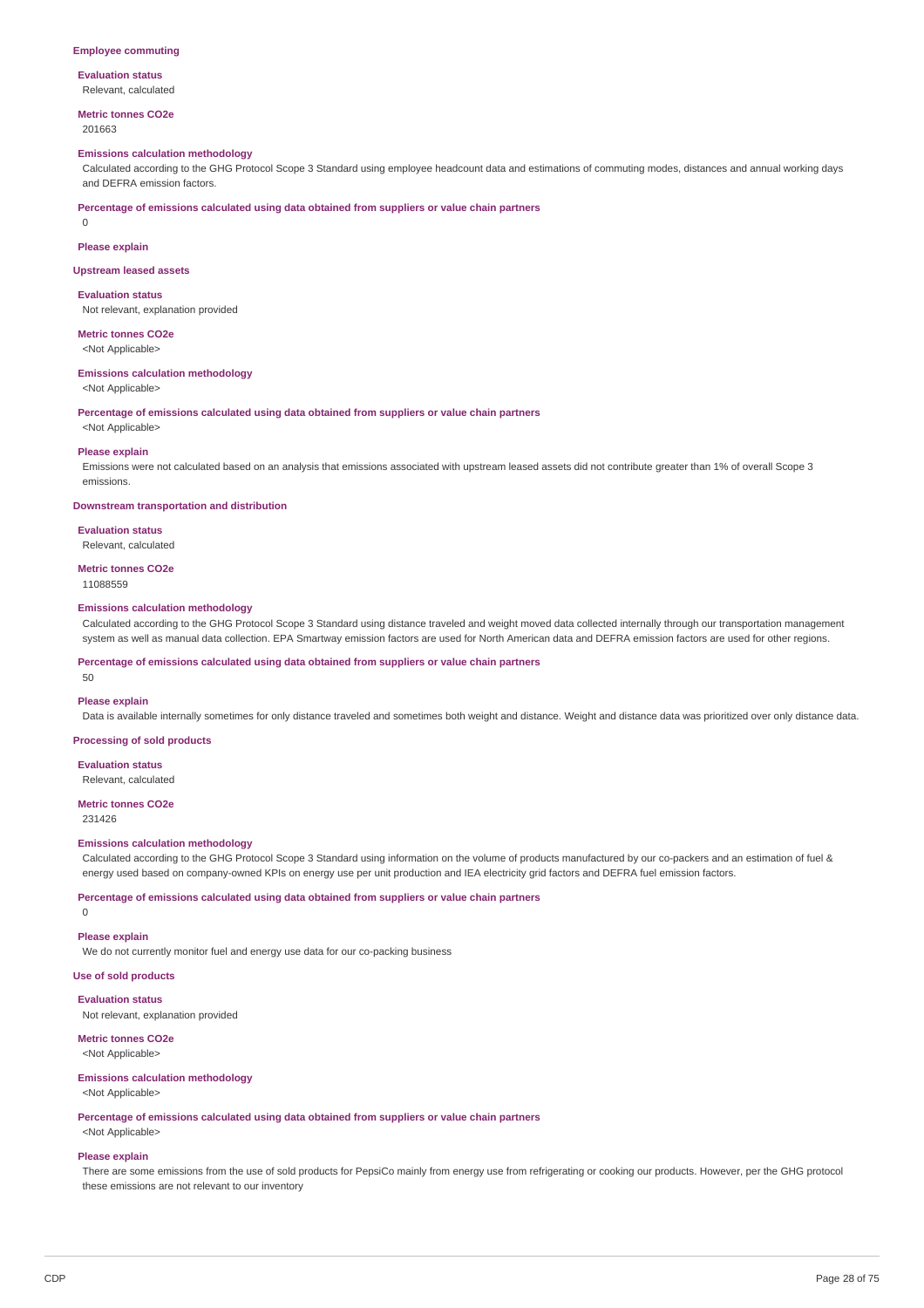### Employee commuting

**Evaluation status**

Relevant, calculated

**Metric tonnes CO2e**

201663

**Emissions calculation methodology**

Calculated according to the GHG Protocol Scope 3 Standard using employee headcount data and estimations of commuting modes, distances and annual working days and DEFRA emission factors.

**Percentage of emissions calculated using data obtained from suppliers or value chain partners**

0

**Please explain**

### Upstream leased assets

**Evaluation status**

Not relevant, explanation provided

**Metric tonnes CO2e**

<Not Applicable>

**Emissions calculation methodology**

<Not Applicable>

**Percentage of emissions calculated using data obtained from suppliers or value chain partners**

<Not Applicable>

**Please explain**

Emissions were not calculated based on an analysis that emissions associated with upstream leased assets did not contribute greater than 1% of overall Scope 3 emissions.

### Downstream transportation and distribution

**Evaluation status**

Relevant, calculated

**Metric tonnes CO2e**

11088559

**Emissions calculation methodology**

Calculated according to the GHG Protocol Scope 3 Standard using distance traveled and weight moved data collected internally through our transportation management system as well as manual data collection. EPA Smartway emission factors are used for North American data and DEFRA emission factors are used for other regions.

**Percentage of emissions calculated using data obtained from suppliers or value chain partners**

50

**Please explain**

Data is available internally sometimes for only distance traveled and sometimes both weight and distance. Weight and distance data was prioritized over only distance data.

### Processing of sold products

**Evaluation status**

Relevant, calculated

**Metric tonnes CO2e**

231426

**Emissions calculation methodology**

Calculated according to the GHG Protocol Scope 3 Standard using information on the volume of products manufactured by our co-packers and an estimation of fuel & energy used based on company-owned KPIs on energy use per unit production and IEA electricity grid factors and DEFRA fuel emission factors.

**Percentage of emissions calculated using data obtained from suppliers or value chain partners**

0

**Please explain**

We do not currently monitor fuel and energy use data for our co-packing business

### Use of sold products

**Evaluation status**

Not relevant, explanation provided

**Metric tonnes CO2e**

<Not Applicable>

**Emissions calculation methodology**

<Not Applicable>

**Percentage of emissions calculated using data obtained from suppliers or value chain partners**

<Not Applicable>

**Please explain**

There are some emissions from the use of sold products for PepsiCo mainly from energy use from refrigerating or cooking our products. However, per the GHG protocol these emissions are not relevant to our inventory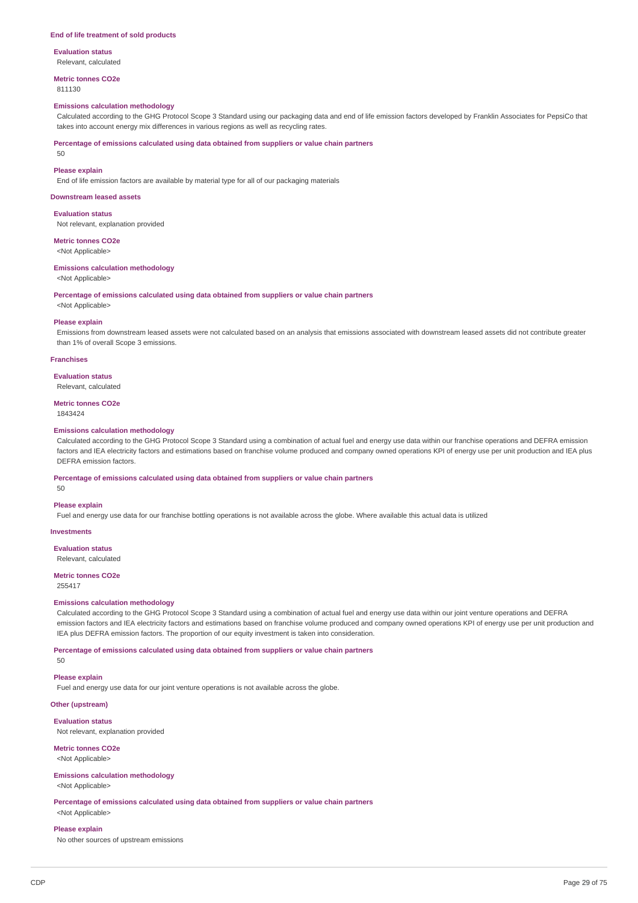#### End of life treatment of sold products

**Evaluation status**

Relevant, calculated

**Metric tonnes CO2e**

811130

**Emissions calculation methodology**

Calculated according to the GHG Protocol Scope 3 Standard using our packaging data and end of life emission factors developed by Franklin Associates for PepsiCo that takes into account energy mix differences in various regions as well as recycling rates.

**Percentage of emissions calculated using data obtained from suppliers or value chain partners**

50

**Please explain**

End of life emission factors are available by material type for all of our packaging materials

#### Downstream leased assets

**Evaluation status**

Not relevant, explanation provided

**Metric tonnes CO2e**

<Not Applicable>

**Emissions calculation methodology**

<Not Applicable>

**Percentage of emissions calculated using data obtained from suppliers or value chain partners**

<Not Applicable>

**Please explain**

Emissions from downstream leased assets were not calculated based on an analysis that emissions associated with downstream leased assets did not contribute greater than 1% of overall Scope 3 emissions.

#### Franchises

**Evaluation status**

Relevant, calculated

**Metric tonnes CO2e**

1843424

**Emissions calculation methodology**

Calculated according to the GHG Protocol Scope 3 Standard using a combination of actual fuel and energy use data within our franchise operations and DEFRA emission factors and IEA electricity factors and estimations based on franchise volume produced and company owned operations KPI of energy use per unit production and IEA plus DEFRA emission factors.

**Percentage of emissions calculated using data obtained from suppliers or value chain partners**

50

**Please explain**

Fuel and energy use data for our franchise bottling operations is not available across the globe. Where available this actual data is utilized

#### Investments

**Evaluation status**

Relevant, calculated

**Metric tonnes CO2e**

255417

**Emissions calculation methodology**

Calculated according to the GHG Protocol Scope 3 Standard using a combination of actual fuel and energy use data within our joint venture operations and DEFRA emission factors and IEA electricity factors and estimations based on franchise volume produced and company owned operations KPI of energy use per unit production and IEA plus DEFRA emission factors. The proportion of our equity investment is taken into consideration.

**Percentage of emissions calculated using data obtained from suppliers or value chain partners**

50

**Please explain**

Fuel and energy use data for our joint venture operations is not available across the globe.

#### Other (upstream)

**Evaluation status**

Not relevant, explanation provided

**Metric tonnes CO2e**

<Not Applicable>

**Emissions calculation methodology**

<Not Applicable>

**Percentage of emissions calculated using data obtained from suppliers or value chain partners**

<Not Applicable>

**Please explain**

No other sources of upstream emissions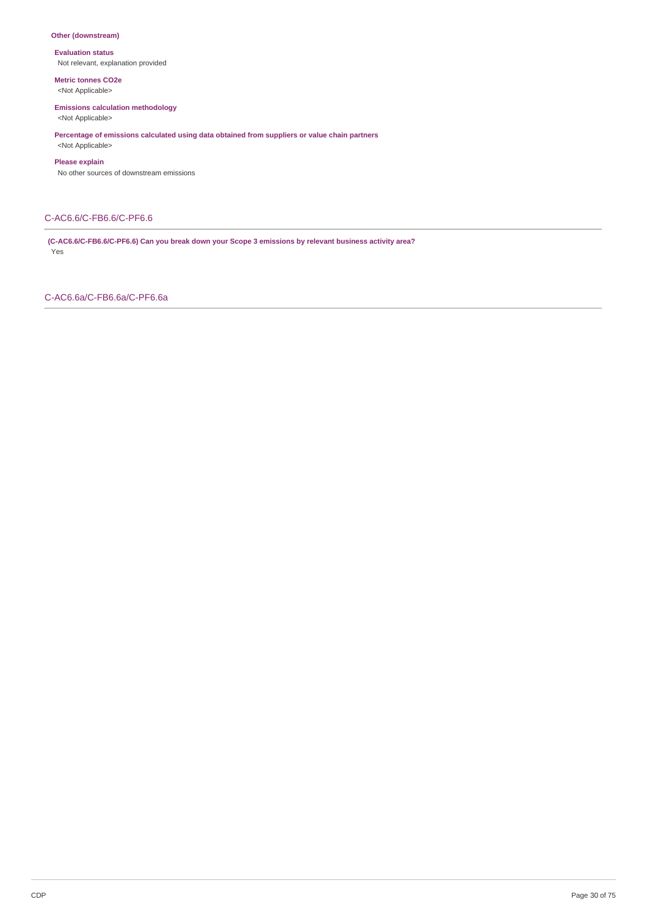**Other (downstream)**

**Evaluation status**
Not relevant, explanation provided

**Metric tonnes CO2e**
<Not Applicable>

**Emissions calculation methodology**
<Not Applicable>

**Percentage of emissions calculated using data obtained from suppliers or value chain partners**
<Not Applicable>

**Please explain**
No other sources of downstream emissions

## C-AC6.6/C-FB6.6/C-PF6.6

**(C-AC6.6/C-FB6.6/C-PF6.6) Can you break down your Scope 3 emissions by relevant business activity area?**
Yes

## C-AC6.6a/C-FB6.6a/C-PF6.6a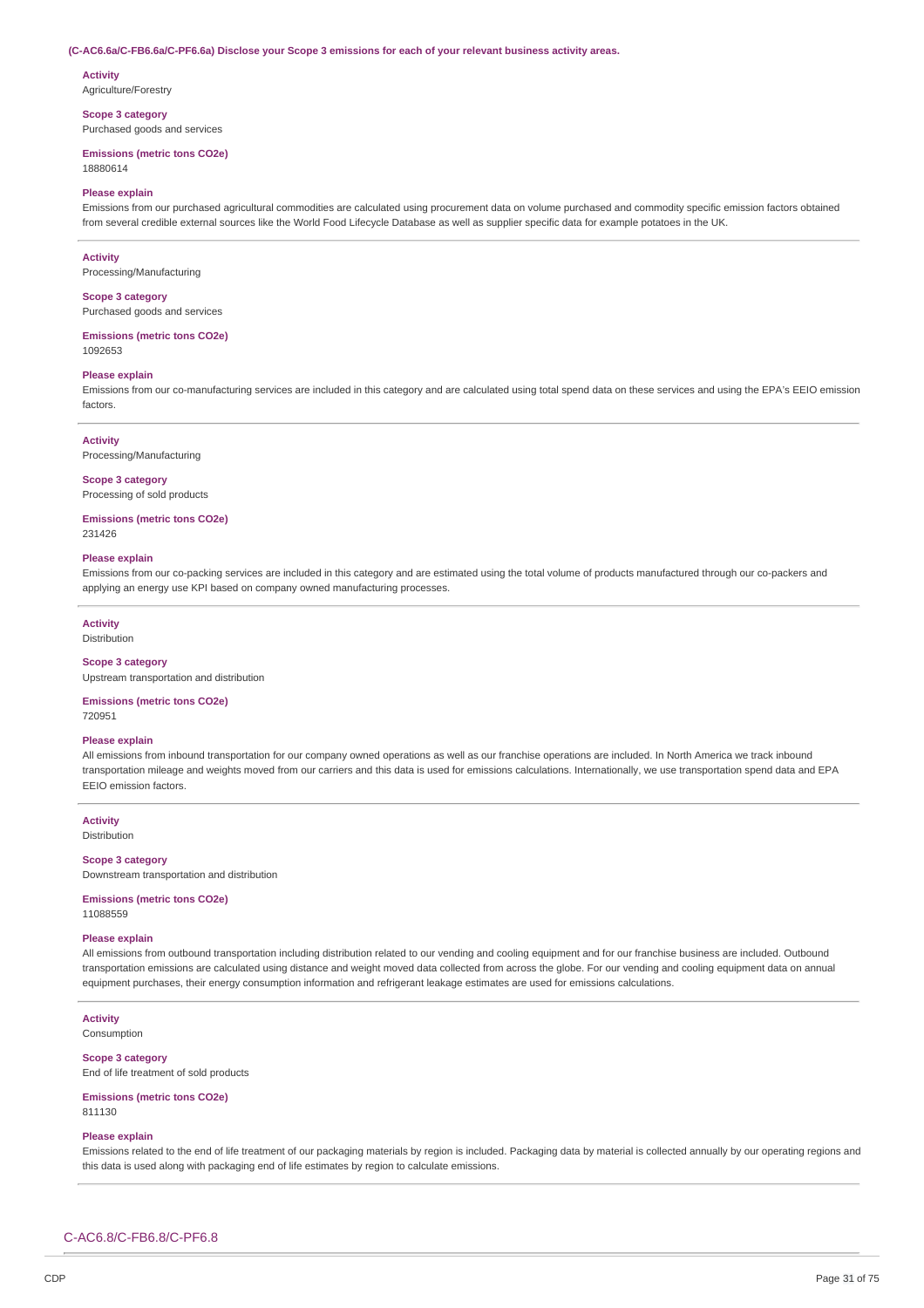**(C-AC6.6a/C-FB6.6a/C-PF6.6a) Disclose your Scope 3 emissions for each of your relevant business activity areas.**

**Activity**
Agriculture/Forestry

**Scope 3 category**
Purchased goods and services

**Emissions (metric tons CO2e)**
18880614

**Please explain**
Emissions from our purchased agricultural commodities are calculated using procurement data on volume purchased and commodity specific emission factors obtained from several credible external sources like the World Food Lifecycle Database as well as supplier specific data for example potatoes in the UK.

---

**Activity**
Processing/Manufacturing

**Scope 3 category**
Purchased goods and services

**Emissions (metric tons CO2e)**
1092653

**Please explain**
Emissions from our co-manufacturing services are included in this category and are calculated using total spend data on these services and using the EPA's EEIO emission factors.

---

**Activity**
Processing/Manufacturing

**Scope 3 category**
Processing of sold products

**Emissions (metric tons CO2e)**
231426

**Please explain**
Emissions from our co-packing services are included in this category and are estimated using the total volume of products manufactured through our co-packers and applying an energy use KPI based on company owned manufacturing processes.

---

**Activity**
Distribution

**Scope 3 category**
Upstream transportation and distribution

**Emissions (metric tons CO2e)**
720951

**Please explain**
All emissions from inbound transportation for our company owned operations as well as our franchise operations are included. In North America we track inbound transportation mileage and weights moved from our carriers and this data is used for emissions calculations. Internationally, we use transportation spend data and EPA EEIO emission factors.

---

**Activity**
Distribution

**Scope 3 category**
Downstream transportation and distribution

**Emissions (metric tons CO2e)**
11088559

**Please explain**
All emissions from outbound transportation including distribution related to our vending and cooling equipment and for our franchise business are included. Outbound transportation emissions are calculated using distance and weight moved data collected from across the globe. For our vending and cooling equipment data on annual equipment purchases, their energy consumption information and refrigerant leakage estimates are used for emissions calculations.

---

**Activity**
Consumption

**Scope 3 category**
End of life treatment of sold products

**Emissions (metric tons CO2e)**
811130

**Please explain**
Emissions related to the end of life treatment of our packaging materials by region is included. Packaging data by material is collected annually by our operating regions and this data is used along with packaging end of life estimates by region to calculate emissions.

---

## C-AC6.8/C-FB6.8/C-PF6.8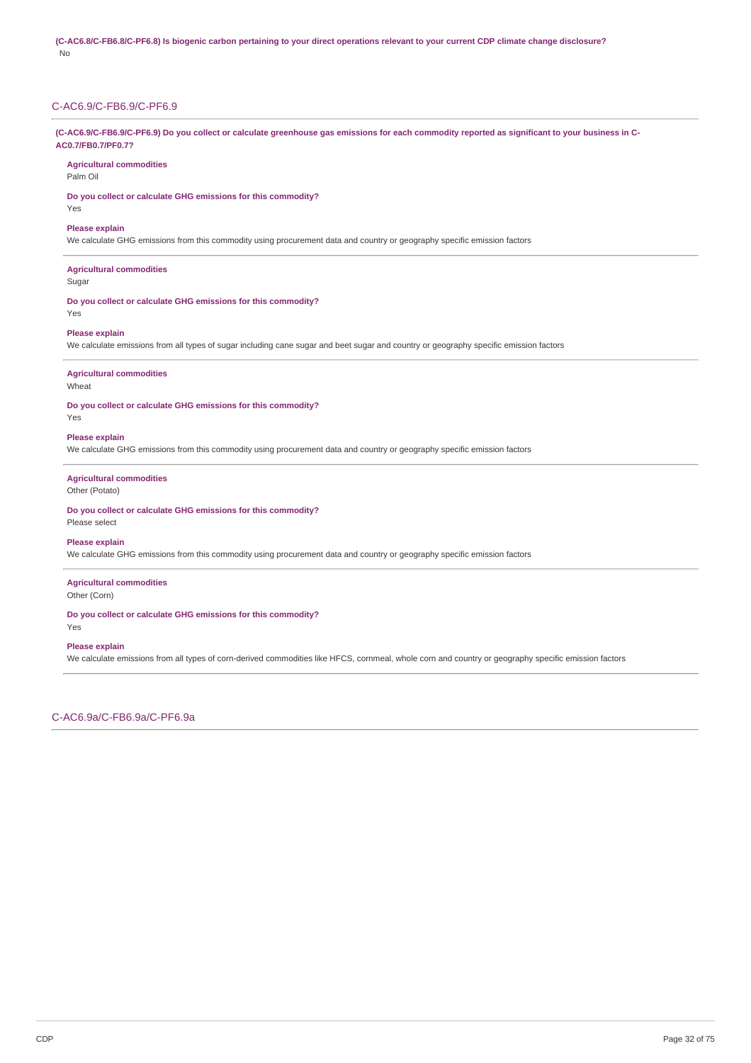**(C-AC6.8/C-FB6.8/C-PF6.8) Is biogenic carbon pertaining to your direct operations relevant to your current CDP climate change disclosure?**

No

## C-AC6.9/C-FB6.9/C-PF6.9

**(C-AC6.9/C-FB6.9/C-PF6.9) Do you collect or calculate greenhouse gas emissions for each commodity reported as significant to your business in C-AC0.7/FB0.7/PF0.7?**

**Agricultural commodities**

Palm Oil

**Do you collect or calculate GHG emissions for this commodity?**

Yes

**Please explain**

We calculate GHG emissions from this commodity using procurement data and country or geography specific emission factors

---

**Agricultural commodities**

Sugar

**Do you collect or calculate GHG emissions for this commodity?**

Yes

**Please explain**

We calculate emissions from all types of sugar including cane sugar and beet sugar and country or geography specific emission factors

---

**Agricultural commodities**

Wheat

**Do you collect or calculate GHG emissions for this commodity?**

Yes

**Please explain**

We calculate GHG emissions from this commodity using procurement data and country or geography specific emission factors

---

**Agricultural commodities**

Other (Potato)

**Do you collect or calculate GHG emissions for this commodity?**

Please select

**Please explain**

We calculate GHG emissions from this commodity using procurement data and country or geography specific emission factors

---

**Agricultural commodities**

Other (Corn)

**Do you collect or calculate GHG emissions for this commodity?**

Yes

**Please explain**

We calculate emissions from all types of corn-derived commodities like HFCS, cornmeal, whole corn and country or geography specific emission factors

---

## C-AC6.9a/C-FB6.9a/C-PF6.9a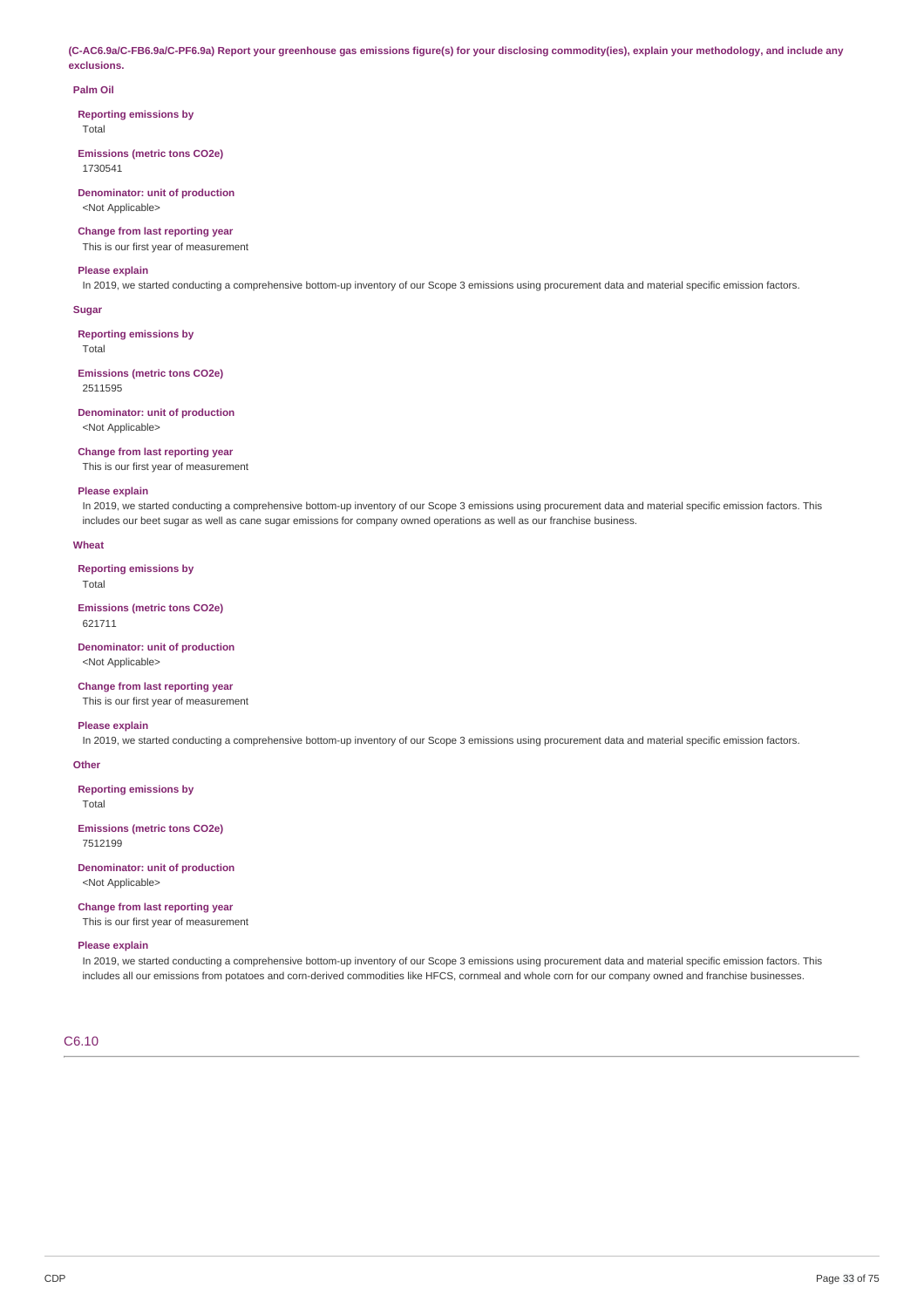**(C-AC6.9a/C-FB6.9a/C-PF6.9a) Report your greenhouse gas emissions figure(s) for your disclosing commodity(ies), explain your methodology, and include any exclusions.**

**Palm Oil**

**Reporting emissions by**
Total

**Emissions (metric tons CO2e)**
1730541

**Denominator: unit of production**
<Not Applicable>

**Change from last reporting year**
This is our first year of measurement

**Please explain**
In 2019, we started conducting a comprehensive bottom-up inventory of our Scope 3 emissions using procurement data and material specific emission factors.

**Sugar**

**Reporting emissions by**
Total

**Emissions (metric tons CO2e)**
2511595

**Denominator: unit of production**
<Not Applicable>

**Change from last reporting year**
This is our first year of measurement

**Please explain**
In 2019, we started conducting a comprehensive bottom-up inventory of our Scope 3 emissions using procurement data and material specific emission factors. This includes our beet sugar as well as cane sugar emissions for company owned operations as well as our franchise business.

**Wheat**

**Reporting emissions by**
Total

**Emissions (metric tons CO2e)**
621711

**Denominator: unit of production**
<Not Applicable>

**Change from last reporting year**
This is our first year of measurement

**Please explain**
In 2019, we started conducting a comprehensive bottom-up inventory of our Scope 3 emissions using procurement data and material specific emission factors.

**Other**

**Reporting emissions by**
Total

**Emissions (metric tons CO2e)**
7512199

**Denominator: unit of production**
<Not Applicable>

**Change from last reporting year**
This is our first year of measurement

**Please explain**
In 2019, we started conducting a comprehensive bottom-up inventory of our Scope 3 emissions using procurement data and material specific emission factors. This includes all our emissions from potatoes and corn-derived commodities like HFCS, cornmeal and whole corn for our company owned and franchise businesses.

## C6.10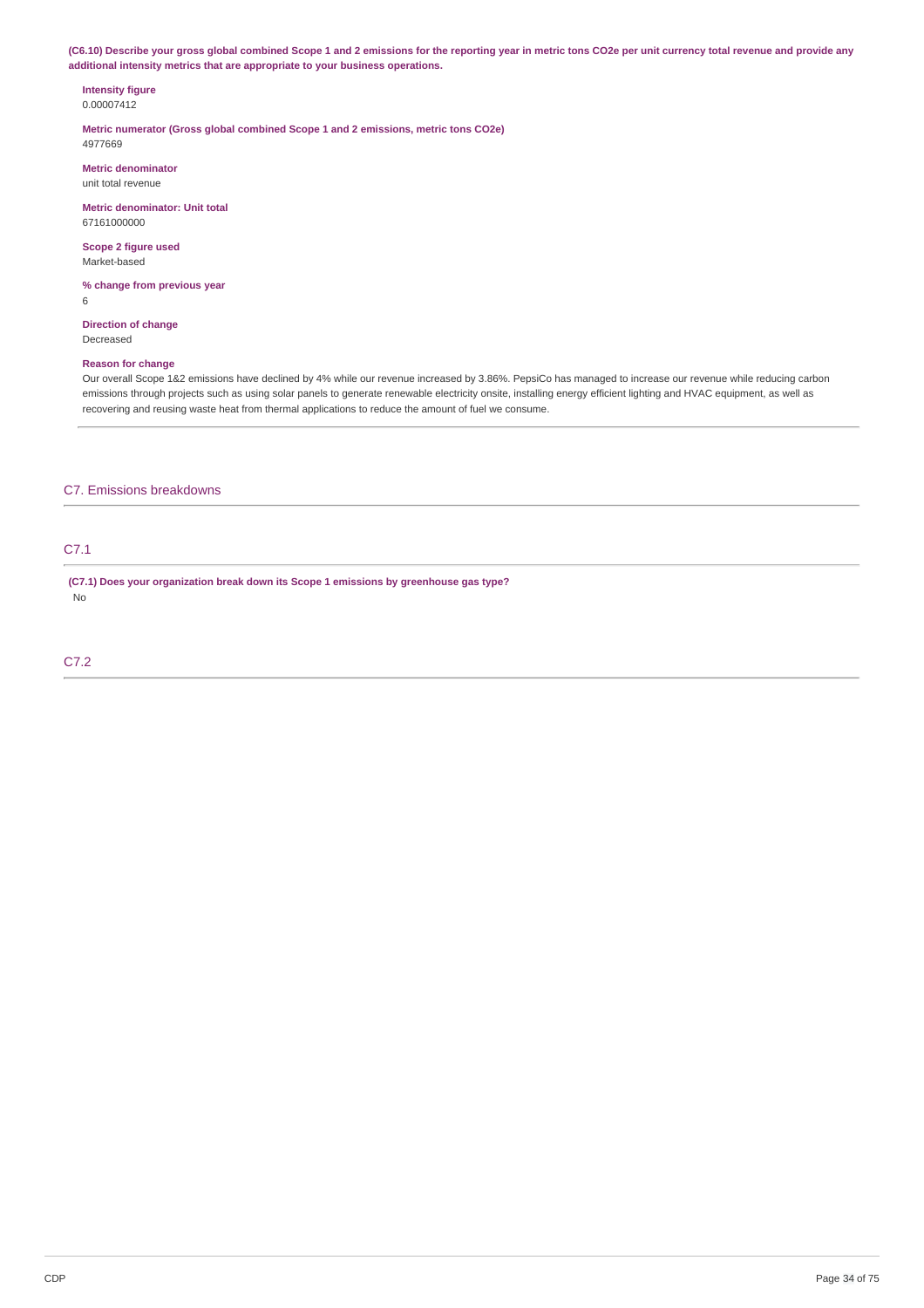**(C6.10) Describe your gross global combined Scope 1 and 2 emissions for the reporting year in metric tons CO2e per unit currency total revenue and provide any additional intensity metrics that are appropriate to your business operations.**

**Intensity figure**
0.00007412

**Metric numerator (Gross global combined Scope 1 and 2 emissions, metric tons CO2e)**
4977669

**Metric denominator**
unit total revenue

**Metric denominator: Unit total**
67161000000

**Scope 2 figure used**
Market-based

**% change from previous year**
6

**Direction of change**
Decreased

**Reason for change**
Our overall Scope 1&2 emissions have declined by 4% while our revenue increased by 3.86%. PepsiCo has managed to increase our revenue while reducing carbon emissions through projects such as using solar panels to generate renewable electricity onsite, installing energy efficient lighting and HVAC equipment, as well as recovering and reusing waste heat from thermal applications to reduce the amount of fuel we consume.

## C7. Emissions breakdowns

### C7.1

**(C7.1) Does your organization break down its Scope 1 emissions by greenhouse gas type?**
No

### C7.2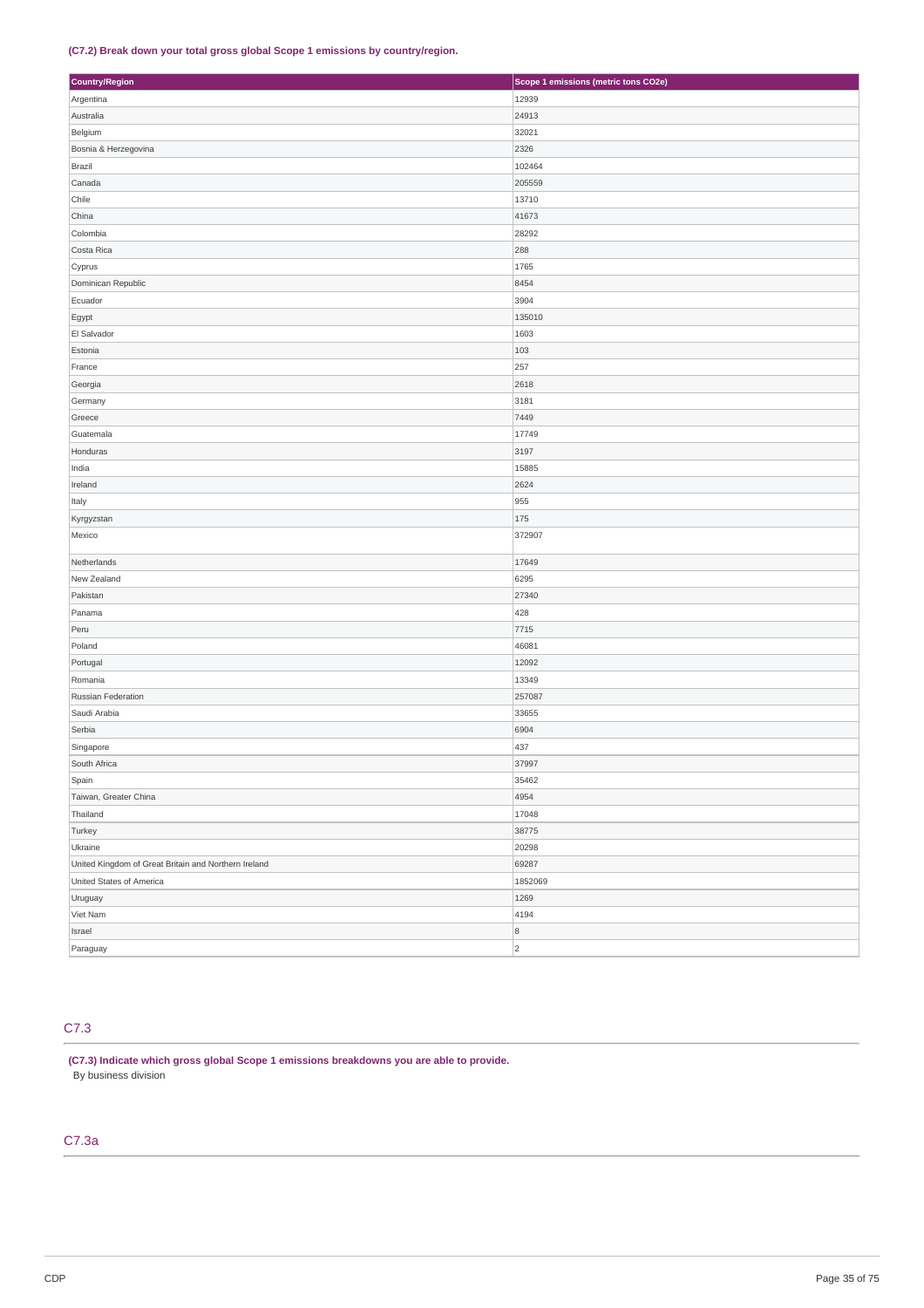**(C7.2) Break down your total gross global Scope 1 emissions by country/region.**

| Country/Region | Scope 1 emissions (metric tons CO2e) |
|---|---|
| Argentina | 12939 |
| Australia | 24913 |
| Belgium | 32021 |
| Bosnia & Herzegovina | 2326 |
| Brazil | 102464 |
| Canada | 205559 |
| Chile | 13710 |
| China | 41673 |
| Colombia | 28292 |
| Costa Rica | 288 |
| Cyprus | 1765 |
| Dominican Republic | 8454 |
| Ecuador | 3904 |
| Egypt | 135010 |
| El Salvador | 1603 |
| Estonia | 103 |
| France | 257 |
| Georgia | 2618 |
| Germany | 3181 |
| Greece | 7449 |
| Guatemala | 17749 |
| Honduras | 3197 |
| India | 15885 |
| Ireland | 2624 |
| Italy | 955 |
| Kyrgyzstan | 175 |
| Mexico | 372907 |
| Netherlands | 17649 |
| New Zealand | 6295 |
| Pakistan | 27340 |
| Panama | 428 |
| Peru | 7715 |
| Poland | 46081 |
| Portugal | 12092 |
| Romania | 13349 |
| Russian Federation | 257087 |
| Saudi Arabia | 33655 |
| Serbia | 6904 |
| Singapore | 437 |
| South Africa | 37997 |
| Spain | 35462 |
| Taiwan, Greater China | 4954 |
| Thailand | 17048 |
| Turkey | 38775 |
| Ukraine | 20298 |
| United Kingdom of Great Britain and Northern Ireland | 69287 |
| United States of America | 1852069 |
| Uruguay | 1269 |
| Viet Nam | 4194 |
| Israel | 8 |
| Paraguay | 2 |

## C7.3

**(C7.3) Indicate which gross global Scope 1 emissions breakdowns you are able to provide.**
By business division

## C7.3a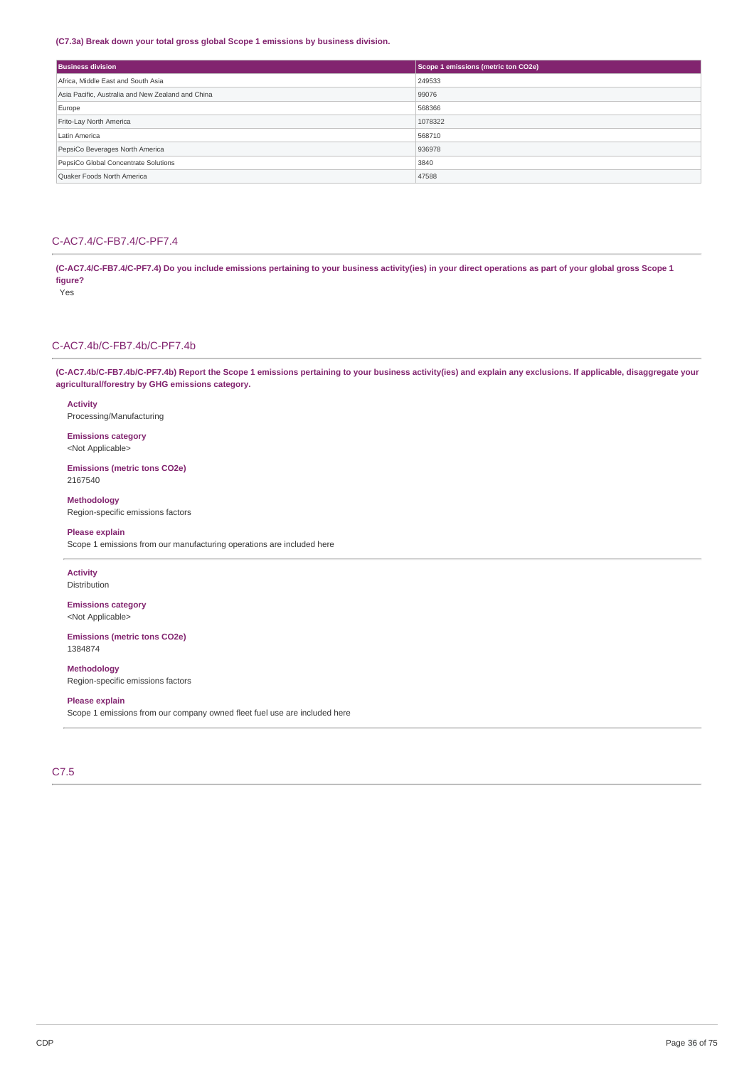**(C7.3a) Break down your total gross global Scope 1 emissions by business division.**

| Business division | Scope 1 emissions (metric ton CO2e) |
|---|---|
| Africa, Middle East and South Asia | 249533 |
| Asia Pacific, Australia and New Zealand and China | 99076 |
| Europe | 568366 |
| Frito-Lay North America | 1078322 |
| Latin America | 568710 |
| PepsiCo Beverages North America | 936978 |
| PepsiCo Global Concentrate Solutions | 3840 |
| Quaker Foods North America | 47588 |

## C-AC7.4/C-FB7.4/C-PF7.4

**(C-AC7.4/C-FB7.4/C-PF7.4) Do you include emissions pertaining to your business activity(ies) in your direct operations as part of your global gross Scope 1 figure?**

Yes

## C-AC7.4b/C-FB7.4b/C-PF7.4b

**(C-AC7.4b/C-FB7.4b/C-PF7.4b) Report the Scope 1 emissions pertaining to your business activity(ies) and explain any exclusions. If applicable, disaggregate your agricultural/forestry by GHG emissions category.**

**Activity**
Processing/Manufacturing

**Emissions category**
<Not Applicable>

**Emissions (metric tons CO2e)**
2167540

**Methodology**
Region-specific emissions factors

**Please explain**
Scope 1 emissions from our manufacturing operations are included here

**Activity**
Distribution

**Emissions category**
<Not Applicable>

**Emissions (metric tons CO2e)**
1384874

**Methodology**
Region-specific emissions factors

**Please explain**
Scope 1 emissions from our company owned fleet fuel use are included here

## C7.5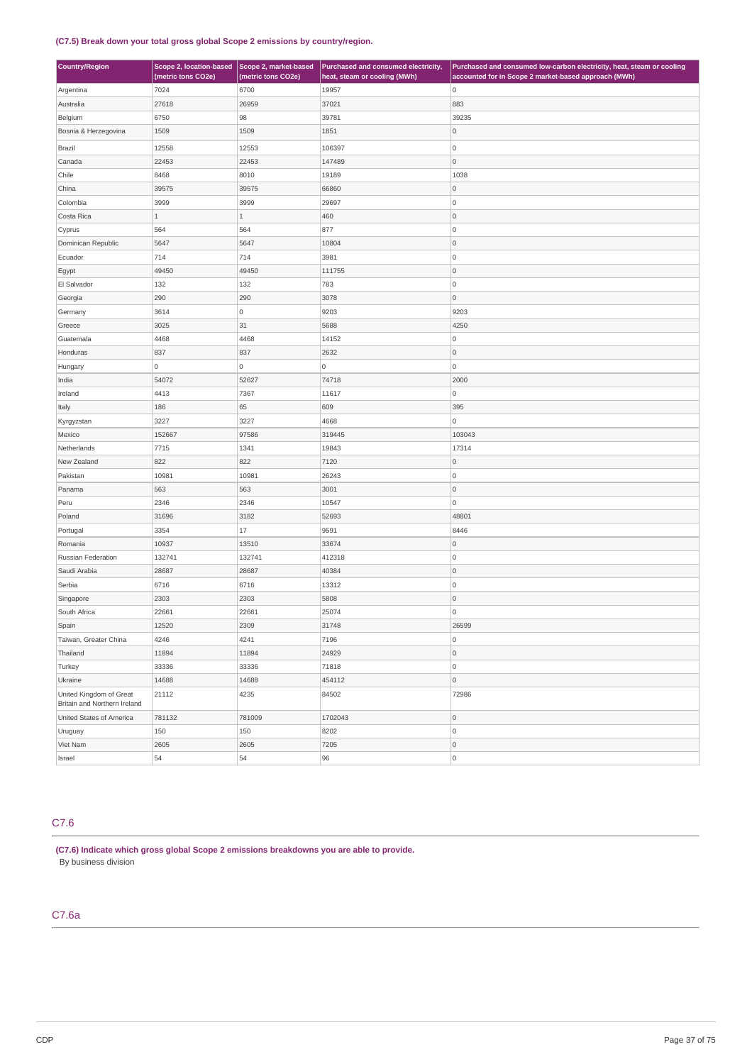**(C7.5) Break down your total gross global Scope 2 emissions by country/region.**

| Country/Region | Scope 2, location-based (metric tons CO2e) | Scope 2, market-based (metric tons CO2e) | Purchased and consumed electricity, heat, steam or cooling (MWh) | Purchased and consumed low-carbon electricity, heat, steam or cooling accounted for in Scope 2 market-based approach (MWh) |
|---|---|---|---|---|
| Argentina | 7024 | 6700 | 19957 | 0 |
| Australia | 27618 | 26959 | 37021 | 883 |
| Belgium | 6750 | 98 | 39781 | 39235 |
| Bosnia & Herzegovina | 1509 | 1509 | 1851 | 0 |
| Brazil | 12558 | 12553 | 106397 | 0 |
| Canada | 22453 | 22453 | 147489 | 0 |
| Chile | 8468 | 8010 | 19189 | 1038 |
| China | 39575 | 39575 | 66860 | 0 |
| Colombia | 3999 | 3999 | 29697 | 0 |
| Costa Rica | 1 | 1 | 460 | 0 |
| Cyprus | 564 | 564 | 877 | 0 |
| Dominican Republic | 5647 | 5647 | 10804 | 0 |
| Ecuador | 714 | 714 | 3981 | 0 |
| Egypt | 49450 | 49450 | 111755 | 0 |
| El Salvador | 132 | 132 | 783 | 0 |
| Georgia | 290 | 290 | 3078 | 0 |
| Germany | 3614 | 0 | 9203 | 9203 |
| Greece | 3025 | 31 | 5688 | 4250 |
| Guatemala | 4468 | 4468 | 14152 | 0 |
| Honduras | 837 | 837 | 2632 | 0 |
| Hungary | 0 | 0 | 0 | 0 |
| India | 54072 | 52627 | 74718 | 2000 |
| Ireland | 4413 | 7367 | 11617 | 0 |
| Italy | 186 | 65 | 609 | 395 |
| Kyrgyzstan | 3227 | 3227 | 4668 | 0 |
| Mexico | 152667 | 97586 | 319445 | 103043 |
| Netherlands | 7715 | 1341 | 19843 | 17314 |
| New Zealand | 822 | 822 | 7120 | 0 |
| Pakistan | 10981 | 10981 | 26243 | 0 |
| Panama | 563 | 563 | 3001 | 0 |
| Peru | 2346 | 2346 | 10547 | 0 |
| Poland | 31696 | 3182 | 52693 | 48801 |
| Portugal | 3354 | 17 | 9591 | 8446 |
| Romania | 10937 | 13510 | 33674 | 0 |
| Russian Federation | 132741 | 132741 | 412318 | 0 |
| Saudi Arabia | 28687 | 28687 | 40384 | 0 |
| Serbia | 6716 | 6716 | 13312 | 0 |
| Singapore | 2303 | 2303 | 5808 | 0 |
| South Africa | 22661 | 22661 | 25074 | 0 |
| Spain | 12520 | 2309 | 31748 | 26599 |
| Taiwan, Greater China | 4246 | 4241 | 7196 | 0 |
| Thailand | 11894 | 11894 | 24929 | 0 |
| Turkey | 33336 | 33336 | 71818 | 0 |
| Ukraine | 14688 | 14688 | 454112 | 0 |
| United Kingdom of Great Britain and Northern Ireland | 21112 | 4235 | 84502 | 72986 |
| United States of America | 781132 | 781009 | 1702043 | 0 |
| Uruguay | 150 | 150 | 8202 | 0 |
| Viet Nam | 2605 | 2605 | 7205 | 0 |
| Israel | 54 | 54 | 96 | 0 |

## C7.6

**(C7.6) Indicate which gross global Scope 2 emissions breakdowns you are able to provide.**

By business division

## C7.6a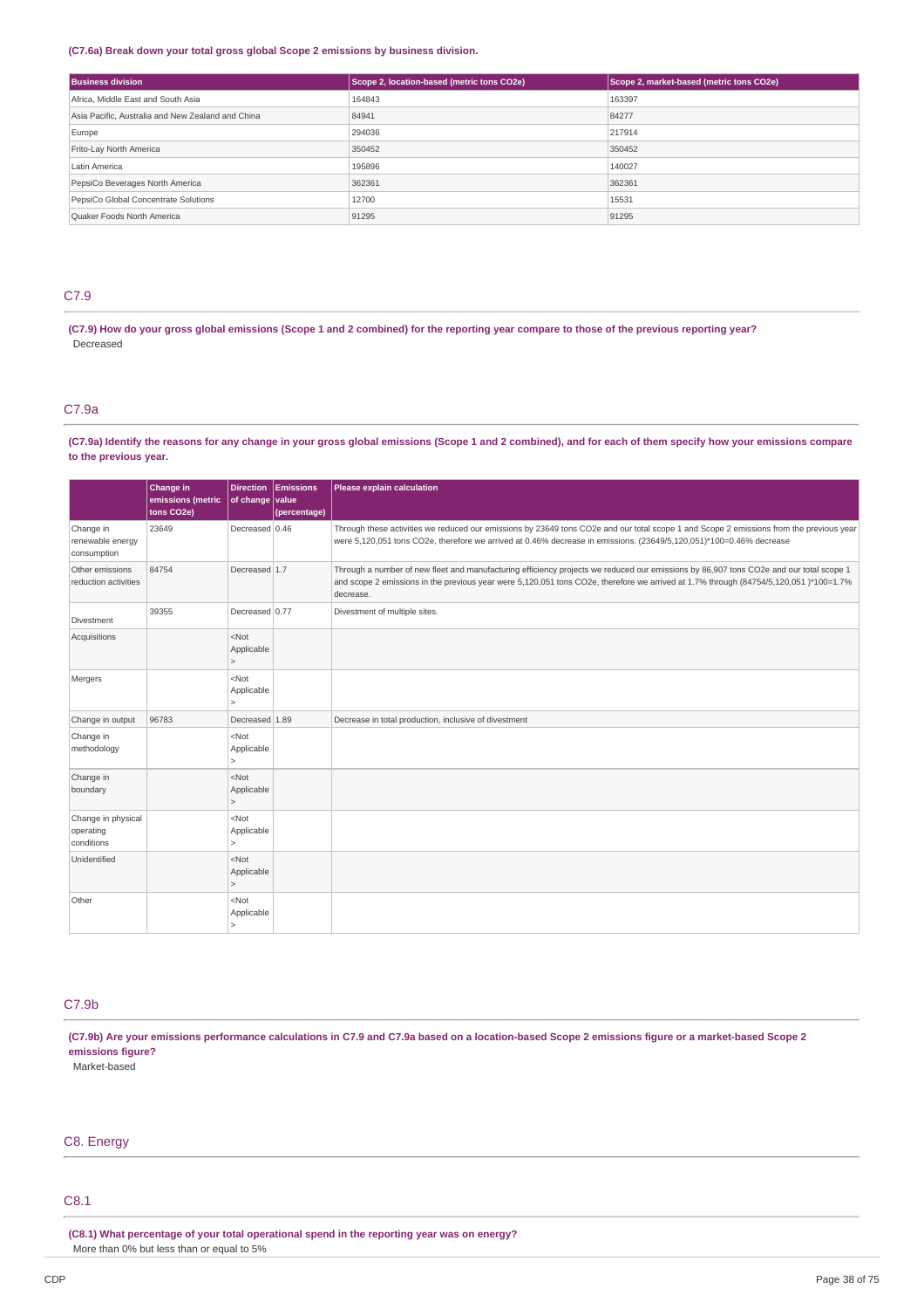**(C7.6a) Break down your total gross global Scope 2 emissions by business division.**

| Business division | Scope 2, location-based (metric tons CO2e) | Scope 2, market-based (metric tons CO2e) |
|---|---|---|
| Africa, Middle East and South Asia | 164843 | 163397 |
| Asia Pacific, Australia and New Zealand and China | 84941 | 84277 |
| Europe | 294036 | 217914 |
| Frito-Lay North America | 350452 | 350452 |
| Latin America | 195896 | 140027 |
| PepsiCo Beverages North America | 362361 | 362361 |
| PepsiCo Global Concentrate Solutions | 12700 | 15531 |
| Quaker Foods North America | 91295 | 91295 |

## C7.9

**(C7.9) How do your gross global emissions (Scope 1 and 2 combined) for the reporting year compare to those of the previous reporting year?**

Decreased

## C7.9a

**(C7.9a) Identify the reasons for any change in your gross global emissions (Scope 1 and 2 combined), and for each of them specify how your emissions compare to the previous year.**

| | Change in emissions (metric tons CO2e) | Direction of change | Emissions value (percentage) | Please explain calculation |
|---|---|---|---|---|
| Change in renewable energy consumption | 23649 | Decreased | 0.46 | Through these activities we reduced our emissions by 23649 tons CO2e and our total scope 1 and Scope 2 emissions from the previous year were 5,120,051 tons CO2e, therefore we arrived at 0.46% decrease in emissions. (23649/5,120,051)*100=0.46% decrease |
| Other emissions reduction activities | 84754 | Decreased | 1.7 | Through a number of new fleet and manufacturing efficiency projects we reduced our emissions by 86,907 tons CO2e and our total scope 1 and scope 2 emissions in the previous year were 5,120,051 tons CO2e, therefore we arrived at 1.7% through (84754/5,120,051 )*100=1.7% decrease. |
| Divestment | 39355 | Decreased | 0.77 | Divestment of multiple sites. |
| Acquisitions | | <Not Applicable> | | |
| Mergers | | <Not Applicable> | | |
| Change in output | 96783 | Decreased | 1.89 | Decrease in total production, inclusive of divestment |
| Change in methodology | | <Not Applicable> | | |
| Change in boundary | | <Not Applicable> | | |
| Change in physical operating conditions | | <Not Applicable> | | |
| Unidentified | | <Not Applicable> | | |
| Other | | <Not Applicable> | | |

## C7.9b

**(C7.9b) Are your emissions performance calculations in C7.9 and C7.9a based on a location-based Scope 2 emissions figure or a market-based Scope 2 emissions figure?**

Market-based

# C8. Energy

## C8.1

**(C8.1) What percentage of your total operational spend in the reporting year was on energy?**

More than 0% but less than or equal to 5%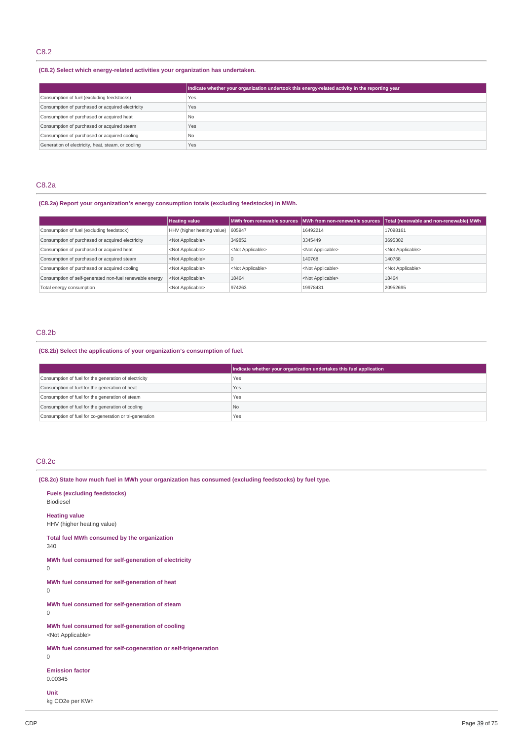## C8.2

**(C8.2) Select which energy-related activities your organization has undertaken.**

| | Indicate whether your organization undertook this energy-related activity in the reporting year |
|---|---|
| Consumption of fuel (excluding feedstocks) | Yes |
| Consumption of purchased or acquired electricity | Yes |
| Consumption of purchased or acquired heat | No |
| Consumption of purchased or acquired steam | Yes |
| Consumption of purchased or acquired cooling | No |
| Generation of electricity, heat, steam, or cooling | Yes |

## C8.2a

**(C8.2a) Report your organization's energy consumption totals (excluding feedstocks) in MWh.**

| | Heating value | MWh from renewable sources | MWh from non-renewable sources | Total (renewable and non-renewable) MWh |
|---|---|---|---|---|
| Consumption of fuel (excluding feedstock) | HHV (higher heating value) | 605947 | 16492214 | 17098161 |
| Consumption of purchased or acquired electricity | <Not Applicable> | 349852 | 3345449 | 3695302 |
| Consumption of purchased or acquired heat | <Not Applicable> | <Not Applicable> | <Not Applicable> | <Not Applicable> |
| Consumption of purchased or acquired steam | <Not Applicable> | 0 | 140768 | 140768 |
| Consumption of purchased or acquired cooling | <Not Applicable> | <Not Applicable> | <Not Applicable> | <Not Applicable> |
| Consumption of self-generated non-fuel renewable energy | <Not Applicable> | 18464 | <Not Applicable> | 18464 |
| Total energy consumption | <Not Applicable> | 974263 | 19978431 | 20952695 |

## C8.2b

**(C8.2b) Select the applications of your organization's consumption of fuel.**

| | Indicate whether your organization undertakes this fuel application |
|---|---|
| Consumption of fuel for the generation of electricity | Yes |
| Consumption of fuel for the generation of heat | Yes |
| Consumption of fuel for the generation of steam | Yes |
| Consumption of fuel for the generation of cooling | No |
| Consumption of fuel for co-generation or tri-generation | Yes |

## C8.2c

**(C8.2c) State how much fuel in MWh your organization has consumed (excluding feedstocks) by fuel type.**

**Fuels (excluding feedstocks)**
Biodiesel

**Heating value**
HHV (higher heating value)

**Total fuel MWh consumed by the organization**
340

**MWh fuel consumed for self-generation of electricity**
0

**MWh fuel consumed for self-generation of heat**
0

**MWh fuel consumed for self-generation of steam**
0

**MWh fuel consumed for self-generation of cooling**
<Not Applicable>

**MWh fuel consumed for self-cogeneration or self-trigeneration**
0

**Emission factor**
0.00345

**Unit**
kg CO2e per KWh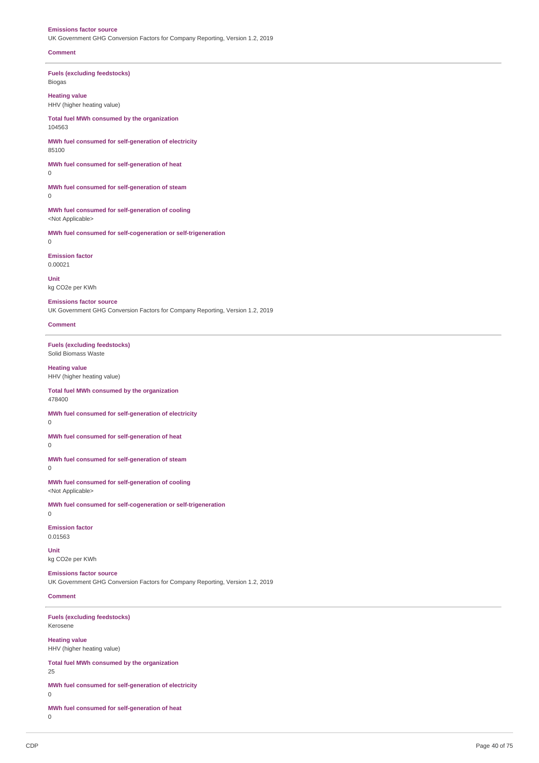**Emissions factor source**
UK Government GHG Conversion Factors for Company Reporting, Version 1.2, 2019

**Comment**

---

**Fuels (excluding feedstocks)**
Biogas

**Heating value**
HHV (higher heating value)

**Total fuel MWh consumed by the organization**
104563

**MWh fuel consumed for self-generation of electricity**
85100

**MWh fuel consumed for self-generation of heat**
0

**MWh fuel consumed for self-generation of steam**
0

**MWh fuel consumed for self-generation of cooling**
<Not Applicable>

**MWh fuel consumed for self-cogeneration or self-trigeneration**
0

**Emission factor**
0.00021

**Unit**
kg CO2e per KWh

**Emissions factor source**
UK Government GHG Conversion Factors for Company Reporting, Version 1.2, 2019

**Comment**

---

**Fuels (excluding feedstocks)**
Solid Biomass Waste

**Heating value**
HHV (higher heating value)

**Total fuel MWh consumed by the organization**
478400

**MWh fuel consumed for self-generation of electricity**
0

**MWh fuel consumed for self-generation of heat**
0

**MWh fuel consumed for self-generation of steam**
0

**MWh fuel consumed for self-generation of cooling**
<Not Applicable>

**MWh fuel consumed for self-cogeneration or self-trigeneration**
0

**Emission factor**
0.01563

**Unit**
kg CO2e per KWh

**Emissions factor source**
UK Government GHG Conversion Factors for Company Reporting, Version 1.2, 2019

**Comment**

---

**Fuels (excluding feedstocks)**
Kerosene

**Heating value**
HHV (higher heating value)

**Total fuel MWh consumed by the organization**
25

**MWh fuel consumed for self-generation of electricity**
0

**MWh fuel consumed for self-generation of heat**
0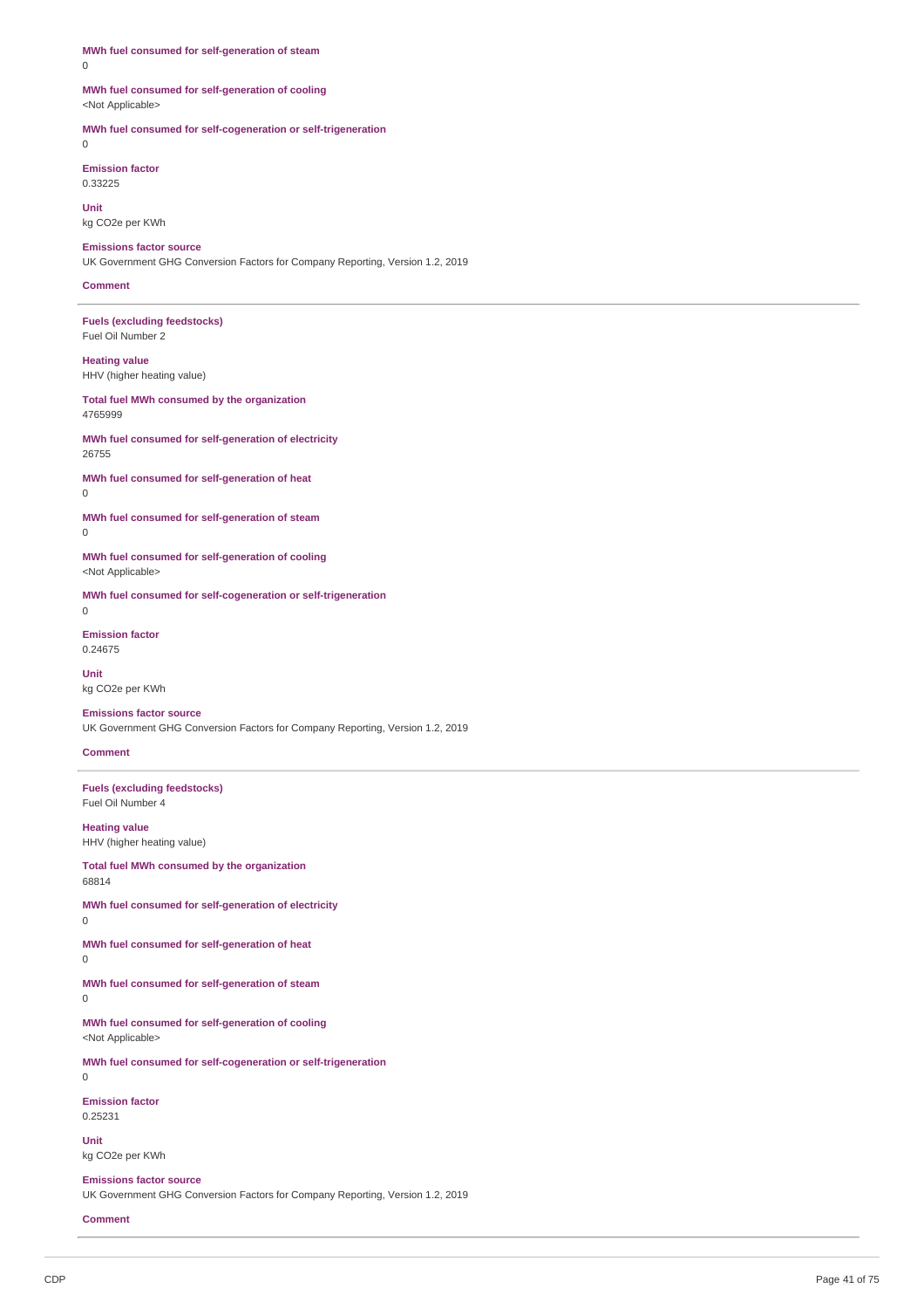**MWh fuel consumed for self-generation of steam**
0

**MWh fuel consumed for self-generation of cooling**
<Not Applicable>

**MWh fuel consumed for self-cogeneration or self-trigeneration**
0

**Emission factor**
0.33225

**Unit**
kg CO2e per KWh

**Emissions factor source**
UK Government GHG Conversion Factors for Company Reporting, Version 1.2, 2019

**Comment**

---

**Fuels (excluding feedstocks)**
Fuel Oil Number 2

**Heating value**
HHV (higher heating value)

**Total fuel MWh consumed by the organization**
4765999

**MWh fuel consumed for self-generation of electricity**
26755

**MWh fuel consumed for self-generation of heat**
0

**MWh fuel consumed for self-generation of steam**
0

**MWh fuel consumed for self-generation of cooling**
<Not Applicable>

**MWh fuel consumed for self-cogeneration or self-trigeneration**
0

**Emission factor**
0.24675

**Unit**
kg CO2e per KWh

**Emissions factor source**
UK Government GHG Conversion Factors for Company Reporting, Version 1.2, 2019

**Comment**

---

**Fuels (excluding feedstocks)**
Fuel Oil Number 4

**Heating value**
HHV (higher heating value)

**Total fuel MWh consumed by the organization**
68814

**MWh fuel consumed for self-generation of electricity**
0

**MWh fuel consumed for self-generation of heat**
0

**MWh fuel consumed for self-generation of steam**
0

**MWh fuel consumed for self-generation of cooling**
<Not Applicable>

**MWh fuel consumed for self-cogeneration or self-trigeneration**
0

**Emission factor**
0.25231

**Unit**
kg CO2e per KWh

**Emissions factor source**
UK Government GHG Conversion Factors for Company Reporting, Version 1.2, 2019

**Comment**

---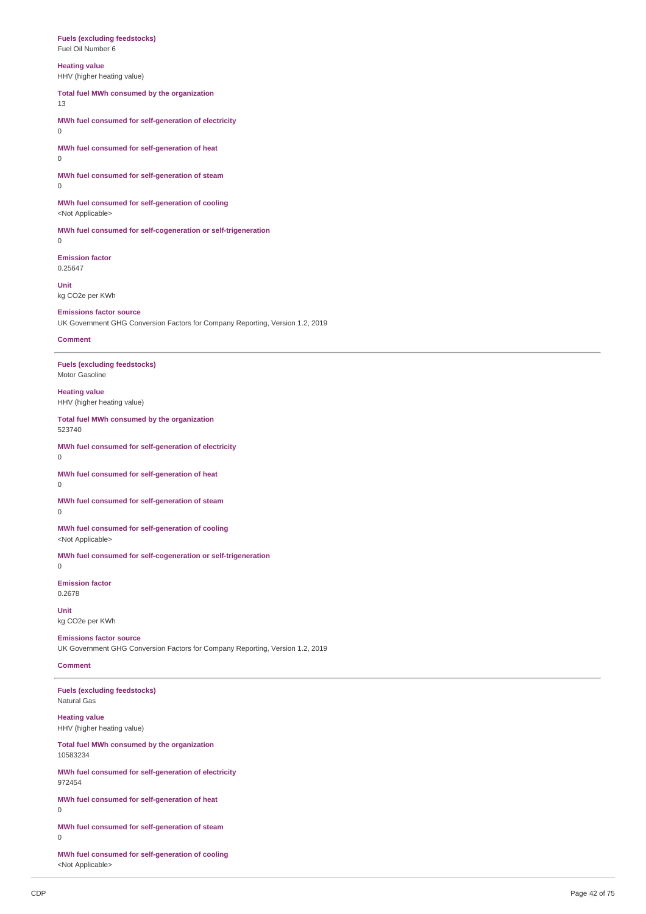**Fuels (excluding feedstocks)**
Fuel Oil Number 6

**Heating value**
HHV (higher heating value)

**Total fuel MWh consumed by the organization**
13

**MWh fuel consumed for self-generation of electricity**
0

**MWh fuel consumed for self-generation of heat**
0

**MWh fuel consumed for self-generation of steam**
0

**MWh fuel consumed for self-generation of cooling**
<Not Applicable>

**MWh fuel consumed for self-cogeneration or self-trigeneration**
0

**Emission factor**
0.25647

**Unit**
kg CO2e per KWh

**Emissions factor source**
UK Government GHG Conversion Factors for Company Reporting, Version 1.2, 2019

**Comment**

---

**Fuels (excluding feedstocks)**
Motor Gasoline

**Heating value**
HHV (higher heating value)

**Total fuel MWh consumed by the organization**
523740

**MWh fuel consumed for self-generation of electricity**
0

**MWh fuel consumed for self-generation of heat**
0

**MWh fuel consumed for self-generation of steam**
0

**MWh fuel consumed for self-generation of cooling**
<Not Applicable>

**MWh fuel consumed for self-cogeneration or self-trigeneration**
0

**Emission factor**
0.2678

**Unit**
kg CO2e per KWh

**Emissions factor source**
UK Government GHG Conversion Factors for Company Reporting, Version 1.2, 2019

**Comment**

---

**Fuels (excluding feedstocks)**
Natural Gas

**Heating value**
HHV (higher heating value)

**Total fuel MWh consumed by the organization**
10583234

**MWh fuel consumed for self-generation of electricity**
972454

**MWh fuel consumed for self-generation of heat**
0

**MWh fuel consumed for self-generation of steam**
0

**MWh fuel consumed for self-generation of cooling**
<Not Applicable>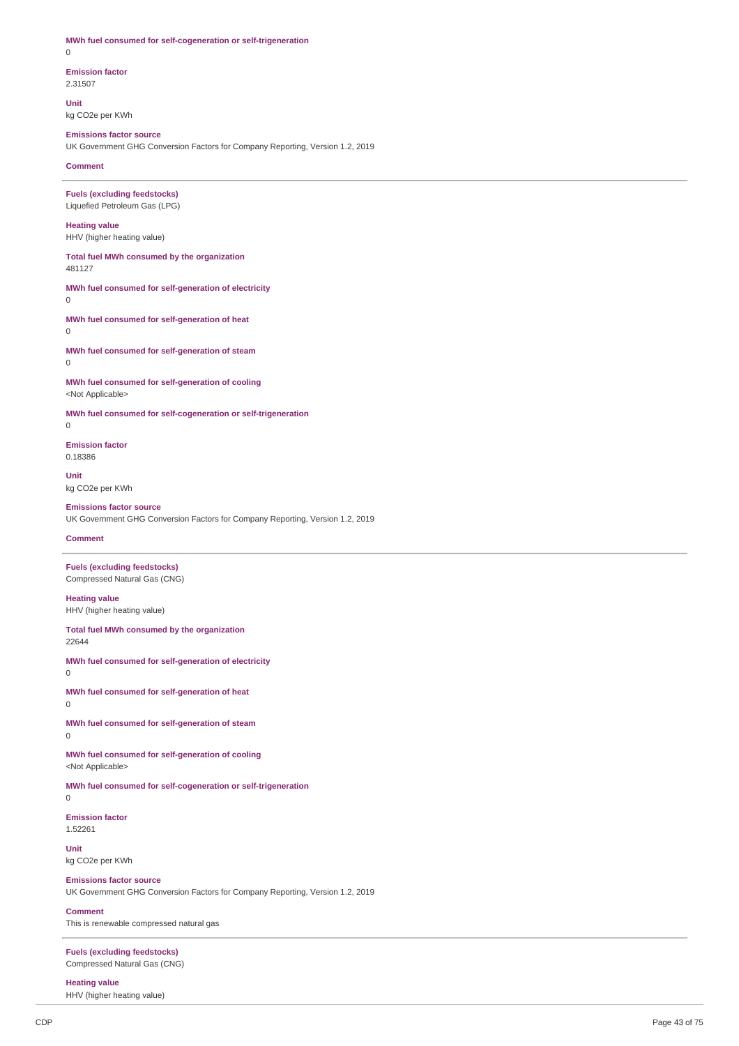**MWh fuel consumed for self-cogeneration or self-trigeneration**
0

**Emission factor**
2.31507

**Unit**
kg CO2e per KWh

**Emissions factor source**
UK Government GHG Conversion Factors for Company Reporting, Version 1.2, 2019

**Comment**

---

**Fuels (excluding feedstocks)**
Liquefied Petroleum Gas (LPG)

**Heating value**
HHV (higher heating value)

**Total fuel MWh consumed by the organization**
481127

**MWh fuel consumed for self-generation of electricity**
0

**MWh fuel consumed for self-generation of heat**
0

**MWh fuel consumed for self-generation of steam**
0

**MWh fuel consumed for self-generation of cooling**
<Not Applicable>

**MWh fuel consumed for self-cogeneration or self-trigeneration**
0

**Emission factor**
0.18386

**Unit**
kg CO2e per KWh

**Emissions factor source**
UK Government GHG Conversion Factors for Company Reporting, Version 1.2, 2019

**Comment**

---

**Fuels (excluding feedstocks)**
Compressed Natural Gas (CNG)

**Heating value**
HHV (higher heating value)

**Total fuel MWh consumed by the organization**
22644

**MWh fuel consumed for self-generation of electricity**
0

**MWh fuel consumed for self-generation of heat**
0

**MWh fuel consumed for self-generation of steam**
0

**MWh fuel consumed for self-generation of cooling**
<Not Applicable>

**MWh fuel consumed for self-cogeneration or self-trigeneration**
0

**Emission factor**
1.52261

**Unit**
kg CO2e per KWh

**Emissions factor source**
UK Government GHG Conversion Factors for Company Reporting, Version 1.2, 2019

**Comment**
This is renewable compressed natural gas

---

**Fuels (excluding feedstocks)**
Compressed Natural Gas (CNG)

**Heating value**
HHV (higher heating value)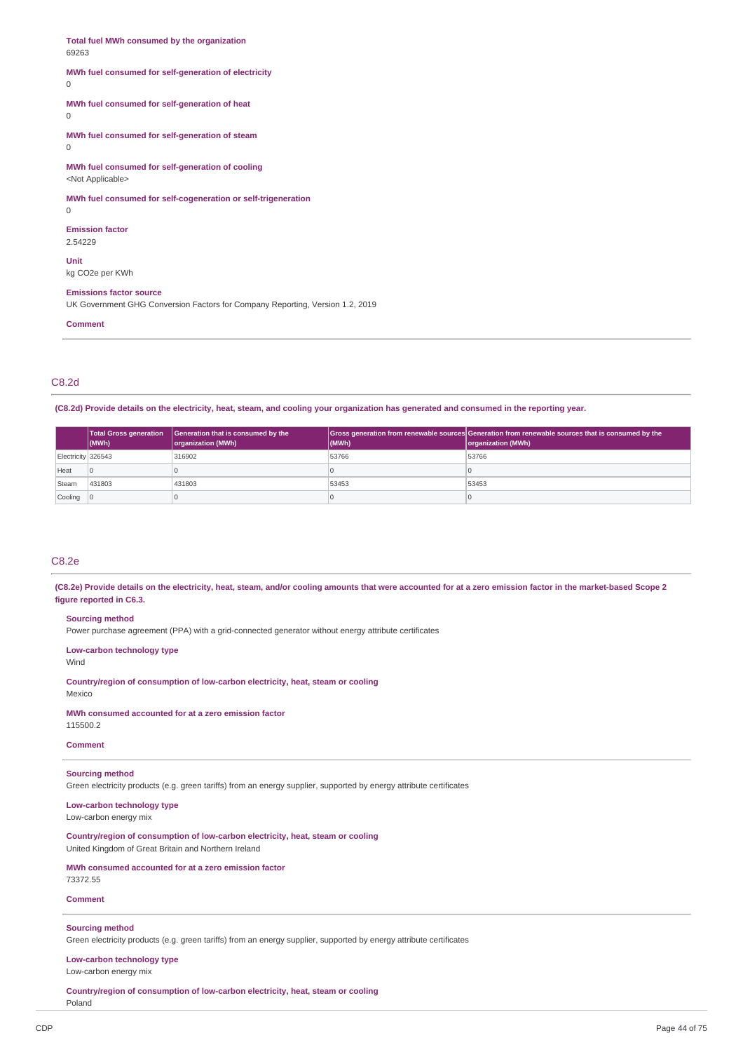**Total fuel MWh consumed by the organization**
69263

**MWh fuel consumed for self-generation of electricity**
0

**MWh fuel consumed for self-generation of heat**
0

**MWh fuel consumed for self-generation of steam**
0

**MWh fuel consumed for self-generation of cooling**
<Not Applicable>

**MWh fuel consumed for self-cogeneration or self-trigeneration**
0

**Emission factor**
2.54229

**Unit**
kg CO2e per KWh

**Emissions factor source**
UK Government GHG Conversion Factors for Company Reporting, Version 1.2, 2019

**Comment**

## C8.2d

**(C8.2d) Provide details on the electricity, heat, steam, and cooling your organization has generated and consumed in the reporting year.**

| | Total Gross generation (MWh) | Generation that is consumed by the organization (MWh) | Gross generation from renewable sources (MWh) | Generation from renewable sources that is consumed by the organization (MWh) |
|---|---|---|---|---|
| Electricity | 326543 | 316902 | 53766 | 53766 |
| Heat | 0 | 0 | 0 | 0 |
| Steam | 431803 | 431803 | 53453 | 53453 |
| Cooling | 0 | 0 | 0 | 0 |

## C8.2e

**(C8.2e) Provide details on the electricity, heat, steam, and/or cooling amounts that were accounted for at a zero emission factor in the market-based Scope 2 figure reported in C6.3.**

**Sourcing method**
Power purchase agreement (PPA) with a grid-connected generator without energy attribute certificates

**Low-carbon technology type**
Wind

**Country/region of consumption of low-carbon electricity, heat, steam or cooling**
Mexico

**MWh consumed accounted for at a zero emission factor**
115500.2

**Comment**

**Sourcing method**
Green electricity products (e.g. green tariffs) from an energy supplier, supported by energy attribute certificates

**Low-carbon technology type**
Low-carbon energy mix

**Country/region of consumption of low-carbon electricity, heat, steam or cooling**
United Kingdom of Great Britain and Northern Ireland

**MWh consumed accounted for at a zero emission factor**
73372.55

**Comment**

**Sourcing method**
Green electricity products (e.g. green tariffs) from an energy supplier, supported by energy attribute certificates

**Low-carbon technology type**
Low-carbon energy mix

**Country/region of consumption of low-carbon electricity, heat, steam or cooling**
Poland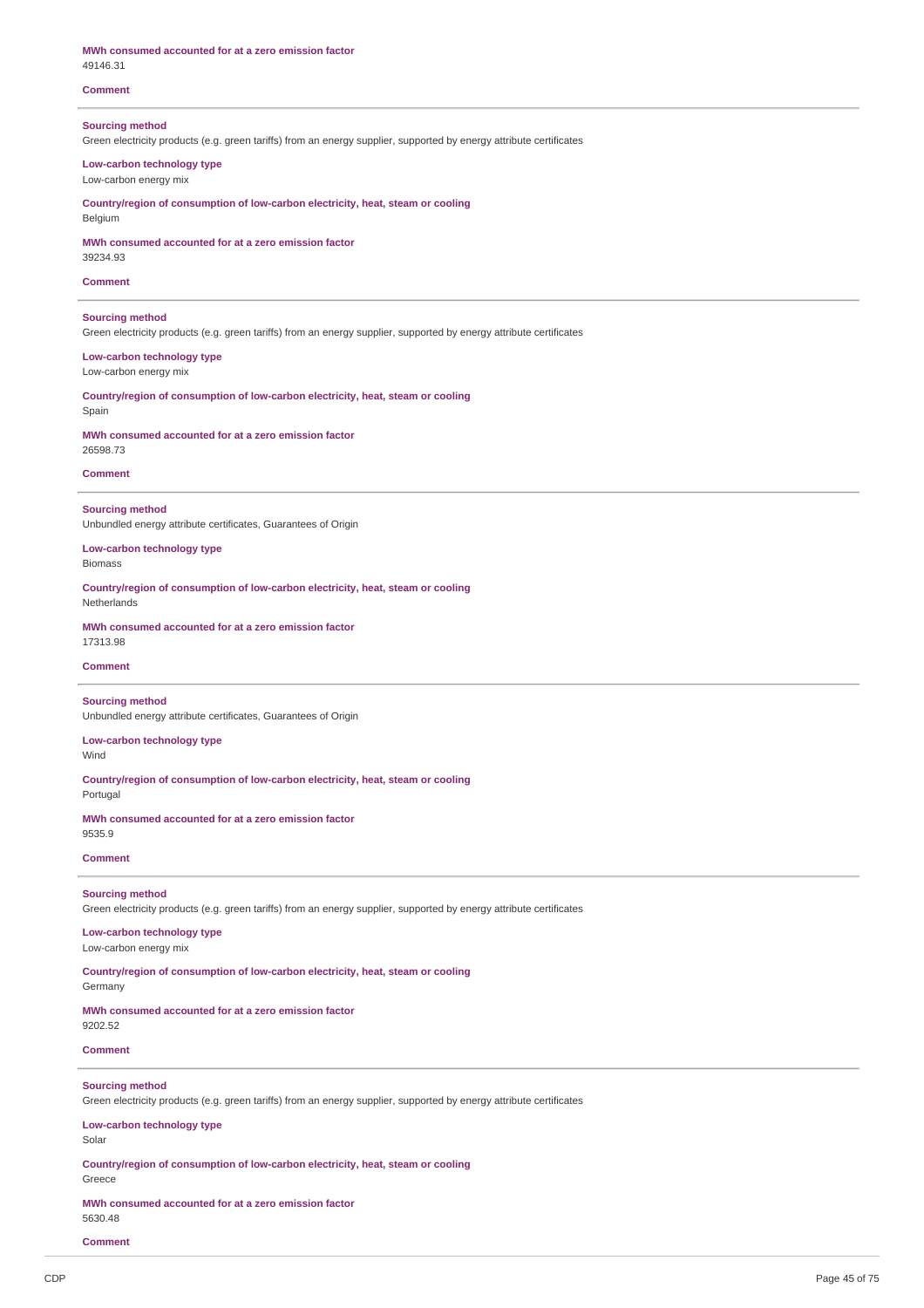**MWh consumed accounted for at a zero emission factor**
49146.31

**Comment**

---

**Sourcing method**
Green electricity products (e.g. green tariffs) from an energy supplier, supported by energy attribute certificates

**Low-carbon technology type**
Low-carbon energy mix

**Country/region of consumption of low-carbon electricity, heat, steam or cooling**
Belgium

**MWh consumed accounted for at a zero emission factor**
39234.93

**Comment**

---

**Sourcing method**
Green electricity products (e.g. green tariffs) from an energy supplier, supported by energy attribute certificates

**Low-carbon technology type**
Low-carbon energy mix

**Country/region of consumption of low-carbon electricity, heat, steam or cooling**
Spain

**MWh consumed accounted for at a zero emission factor**
26598.73

**Comment**

---

**Sourcing method**
Unbundled energy attribute certificates, Guarantees of Origin

**Low-carbon technology type**
Biomass

**Country/region of consumption of low-carbon electricity, heat, steam or cooling**
Netherlands

**MWh consumed accounted for at a zero emission factor**
17313.98

**Comment**

---

**Sourcing method**
Unbundled energy attribute certificates, Guarantees of Origin

**Low-carbon technology type**
Wind

**Country/region of consumption of low-carbon electricity, heat, steam or cooling**
Portugal

**MWh consumed accounted for at a zero emission factor**
9535.9

**Comment**

---

**Sourcing method**
Green electricity products (e.g. green tariffs) from an energy supplier, supported by energy attribute certificates

**Low-carbon technology type**
Low-carbon energy mix

**Country/region of consumption of low-carbon electricity, heat, steam or cooling**
Germany

**MWh consumed accounted for at a zero emission factor**
9202.52

**Comment**

---

**Sourcing method**
Green electricity products (e.g. green tariffs) from an energy supplier, supported by energy attribute certificates

**Low-carbon technology type**
Solar

**Country/region of consumption of low-carbon electricity, heat, steam or cooling**
Greece

**MWh consumed accounted for at a zero emission factor**
5630.48

**Comment**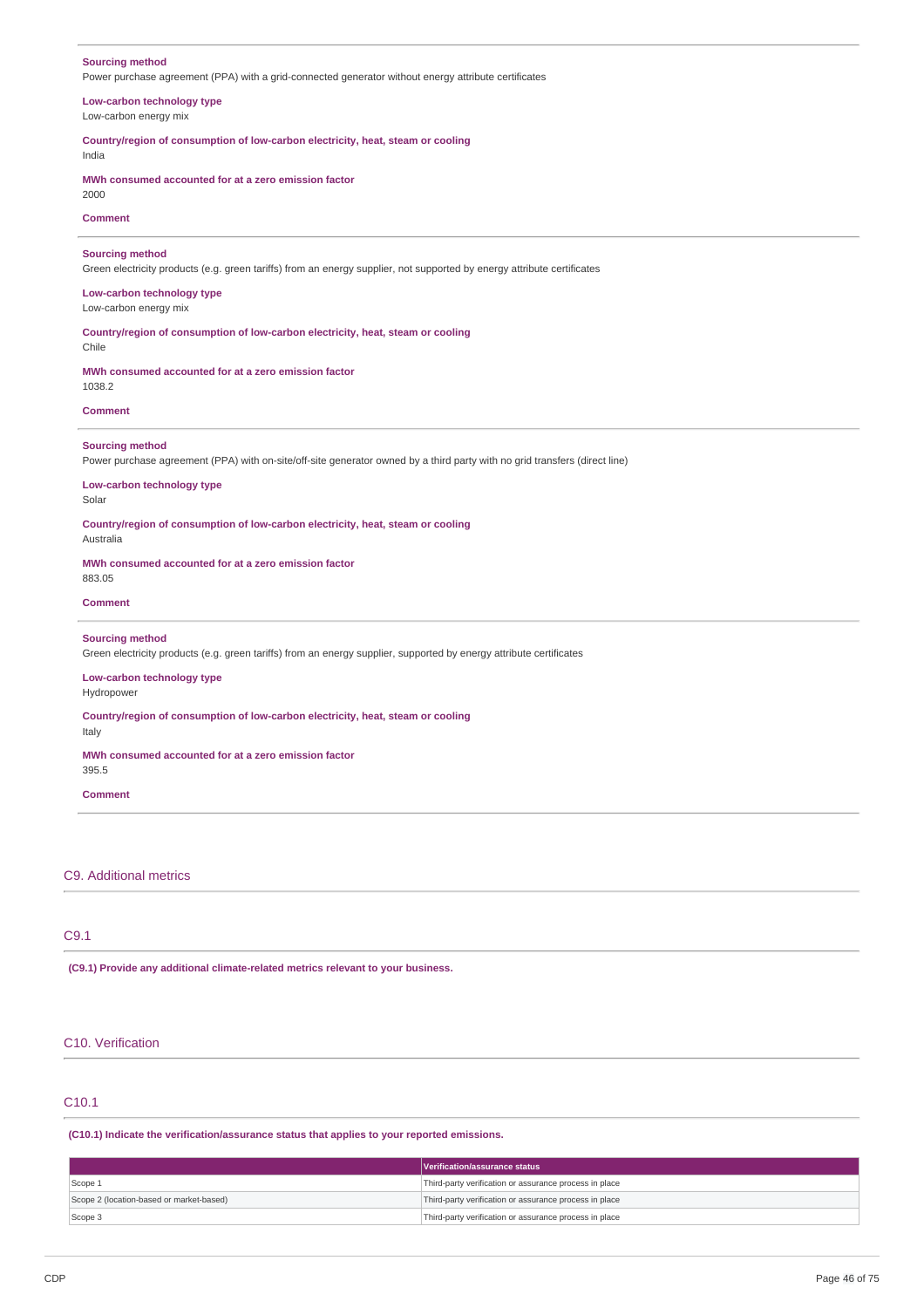**Sourcing method**
Power purchase agreement (PPA) with a grid-connected generator without energy attribute certificates

**Low-carbon technology type**
Low-carbon energy mix

**Country/region of consumption of low-carbon electricity, heat, steam or cooling**
India

**MWh consumed accounted for at a zero emission factor**
2000

**Comment**

**Sourcing method**
Green electricity products (e.g. green tariffs) from an energy supplier, not supported by energy attribute certificates

**Low-carbon technology type**
Low-carbon energy mix

**Country/region of consumption of low-carbon electricity, heat, steam or cooling**
Chile

**MWh consumed accounted for at a zero emission factor**
1038.2

**Comment**

**Sourcing method**
Power purchase agreement (PPA) with on-site/off-site generator owned by a third party with no grid transfers (direct line)

**Low-carbon technology type**
Solar

**Country/region of consumption of low-carbon electricity, heat, steam or cooling**
Australia

**MWh consumed accounted for at a zero emission factor**
883.05

**Comment**

**Sourcing method**
Green electricity products (e.g. green tariffs) from an energy supplier, supported by energy attribute certificates

**Low-carbon technology type**
Hydropower

**Country/region of consumption of low-carbon electricity, heat, steam or cooling**
Italy

**MWh consumed accounted for at a zero emission factor**
395.5

**Comment**

## C9. Additional metrics

### C9.1

**(C9.1) Provide any additional climate-related metrics relevant to your business.**

## C10. Verification

### C10.1

**(C10.1) Indicate the verification/assurance status that applies to your reported emissions.**

| | Verification/assurance status |
|---|---|
| Scope 1 | Third-party verification or assurance process in place |
| Scope 2 (location-based or market-based) | Third-party verification or assurance process in place |
| Scope 3 | Third-party verification or assurance process in place |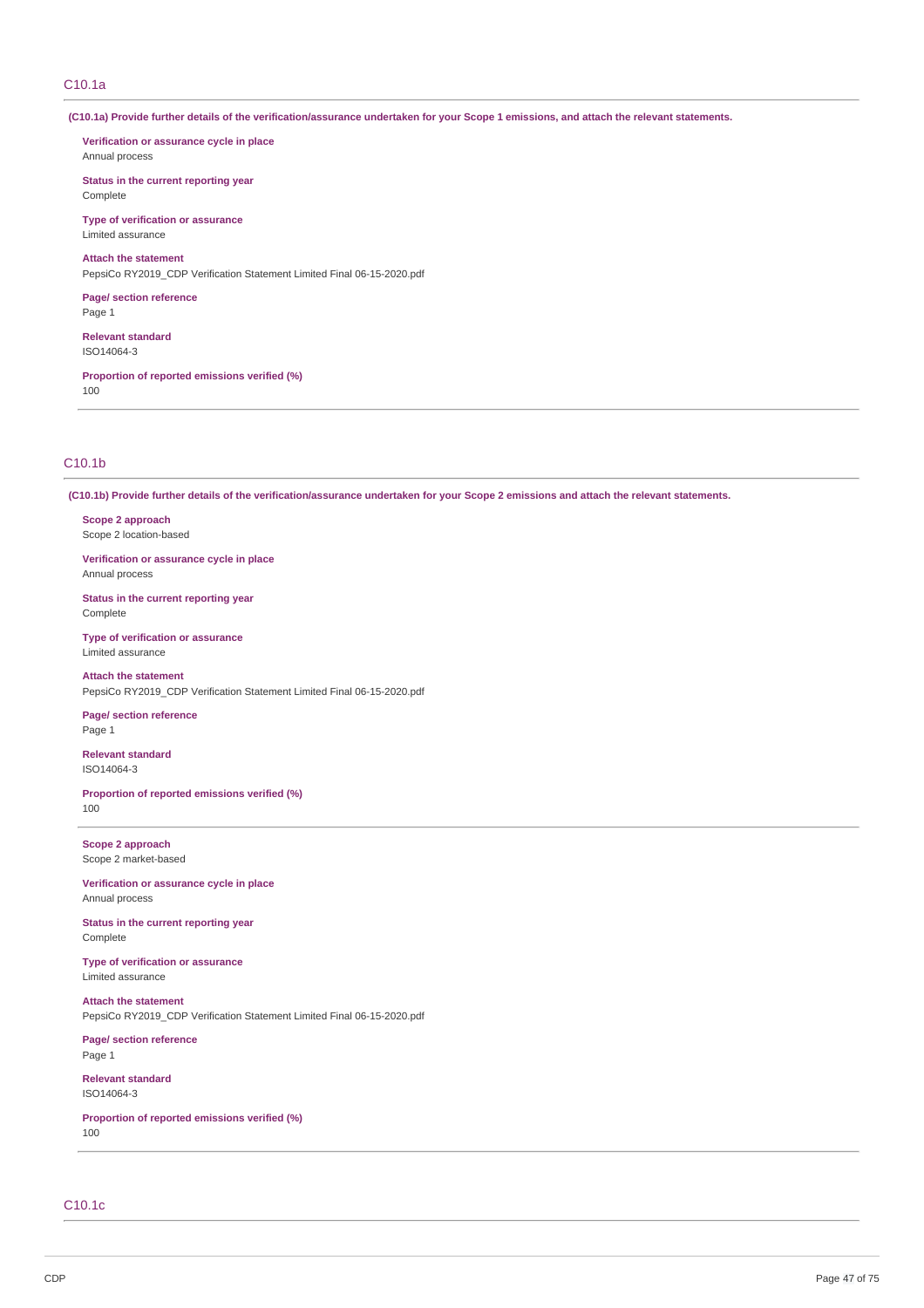## C10.1a

**(C10.1a) Provide further details of the verification/assurance undertaken for your Scope 1 emissions, and attach the relevant statements.**

**Verification or assurance cycle in place**
Annual process

**Status in the current reporting year**
Complete

**Type of verification or assurance**
Limited assurance

**Attach the statement**
PepsiCo RY2019_CDP Verification Statement Limited Final 06-15-2020.pdf

**Page/ section reference**
Page 1

**Relevant standard**
ISO14064-3

**Proportion of reported emissions verified (%)**
100

## C10.1b

**(C10.1b) Provide further details of the verification/assurance undertaken for your Scope 2 emissions and attach the relevant statements.**

**Scope 2 approach**
Scope 2 location-based

**Verification or assurance cycle in place**
Annual process

**Status in the current reporting year**
Complete

**Type of verification or assurance**
Limited assurance

**Attach the statement**
PepsiCo RY2019_CDP Verification Statement Limited Final 06-15-2020.pdf

**Page/ section reference**
Page 1

**Relevant standard**
ISO14064-3

**Proportion of reported emissions verified (%)**
100

**Scope 2 approach**
Scope 2 market-based

**Verification or assurance cycle in place**
Annual process

**Status in the current reporting year**
Complete

**Type of verification or assurance**
Limited assurance

**Attach the statement**
PepsiCo RY2019_CDP Verification Statement Limited Final 06-15-2020.pdf

**Page/ section reference**
Page 1

**Relevant standard**
ISO14064-3

**Proportion of reported emissions verified (%)**
100

## C10.1c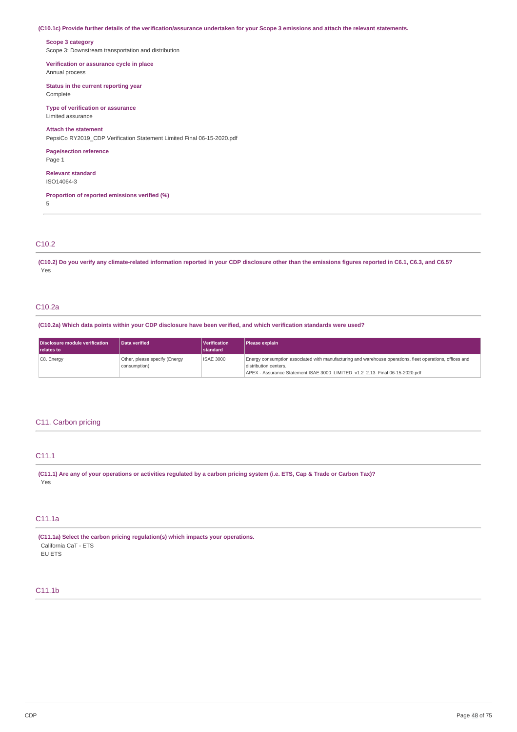**(C10.1c) Provide further details of the verification/assurance undertaken for your Scope 3 emissions and attach the relevant statements.**

**Scope 3 category**
Scope 3: Downstream transportation and distribution

**Verification or assurance cycle in place**
Annual process

**Status in the current reporting year**
Complete

**Type of verification or assurance**
Limited assurance

**Attach the statement**
PepsiCo RY2019_CDP Verification Statement Limited Final 06-15-2020.pdf

**Page/section reference**
Page 1

**Relevant standard**
ISO14064-3

**Proportion of reported emissions verified (%)**
5

## C10.2

**(C10.2) Do you verify any climate-related information reported in your CDP disclosure other than the emissions figures reported in C6.1, C6.3, and C6.5?**
Yes

## C10.2a

**(C10.2a) Which data points within your CDP disclosure have been verified, and which verification standards were used?**

| Disclosure module verification relates to | Data verified | Verification standard | Please explain |
|---|---|---|---|
| C8. Energy | Other, please specify (Energy consumption) | ISAE 3000 | Energy consumption associated with manufacturing and warehouse operations, fleet operations, offices and distribution centers.<br>APEX - Assurance Statement ISAE 3000_LIMITED_v1.2_2.13_Final 06-15-2020.pdf |

# C11. Carbon pricing

## C11.1

**(C11.1) Are any of your operations or activities regulated by a carbon pricing system (i.e. ETS, Cap & Trade or Carbon Tax)?**
Yes

## C11.1a

**(C11.1a) Select the carbon pricing regulation(s) which impacts your operations.**
California CaT - ETS
EU ETS

## C11.1b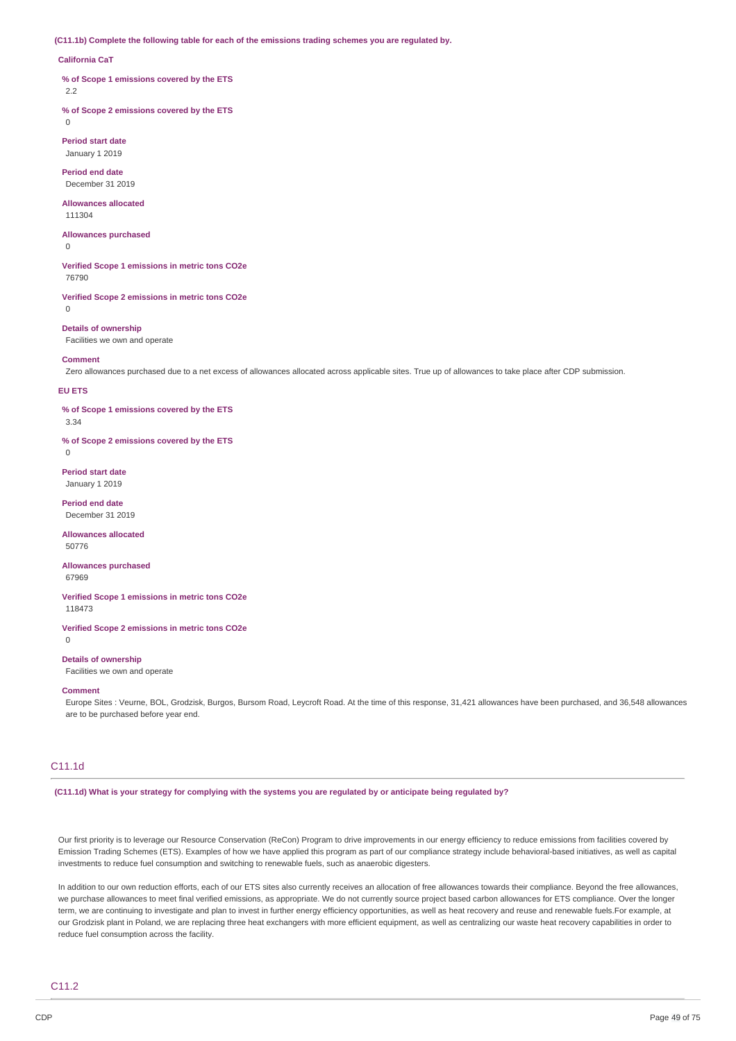**(C11.1b) Complete the following table for each of the emissions trading schemes you are regulated by.**

**California CaT**

**% of Scope 1 emissions covered by the ETS**
2.2

**% of Scope 2 emissions covered by the ETS**
0

**Period start date**
January 1 2019

**Period end date**
December 31 2019

**Allowances allocated**
111304

**Allowances purchased**
0

**Verified Scope 1 emissions in metric tons CO2e**
76790

**Verified Scope 2 emissions in metric tons CO2e**
0

**Details of ownership**
Facilities we own and operate

**Comment**
Zero allowances purchased due to a net excess of allowances allocated across applicable sites. True up of allowances to take place after CDP submission.

**EU ETS**

**% of Scope 1 emissions covered by the ETS**
3.34

**% of Scope 2 emissions covered by the ETS**
0

**Period start date**
January 1 2019

**Period end date**
December 31 2019

**Allowances allocated**
50776

**Allowances purchased**
67969

**Verified Scope 1 emissions in metric tons CO2e**
118473

**Verified Scope 2 emissions in metric tons CO2e**
0

**Details of ownership**
Facilities we own and operate

**Comment**
Europe Sites : Veurne, BOL, Grodzisk, Burgos, Bursom Road, Leycroft Road. At the time of this response, 31,421 allowances have been purchased, and 36,548 allowances are to be purchased before year end.

## C11.1d

**(C11.1d) What is your strategy for complying with the systems you are regulated by or anticipate being regulated by?**

Our first priority is to leverage our Resource Conservation (ReCon) Program to drive improvements in our energy efficiency to reduce emissions from facilities covered by Emission Trading Schemes (ETS). Examples of how we have applied this program as part of our compliance strategy include behavioral-based initiatives, as well as capital investments to reduce fuel consumption and switching to renewable fuels, such as anaerobic digesters.

In addition to our own reduction efforts, each of our ETS sites also currently receives an allocation of free allowances towards their compliance. Beyond the free allowances, we purchase allowances to meet final verified emissions, as appropriate. We do not currently source project based carbon allowances for ETS compliance. Over the longer term, we are continuing to investigate and plan to invest in further energy efficiency opportunities, as well as heat recovery and reuse and renewable fuels.For example, at our Grodzisk plant in Poland, we are replacing three heat exchangers with more efficient equipment, as well as centralizing our waste heat recovery capabilities in order to reduce fuel consumption across the facility.

## C11.2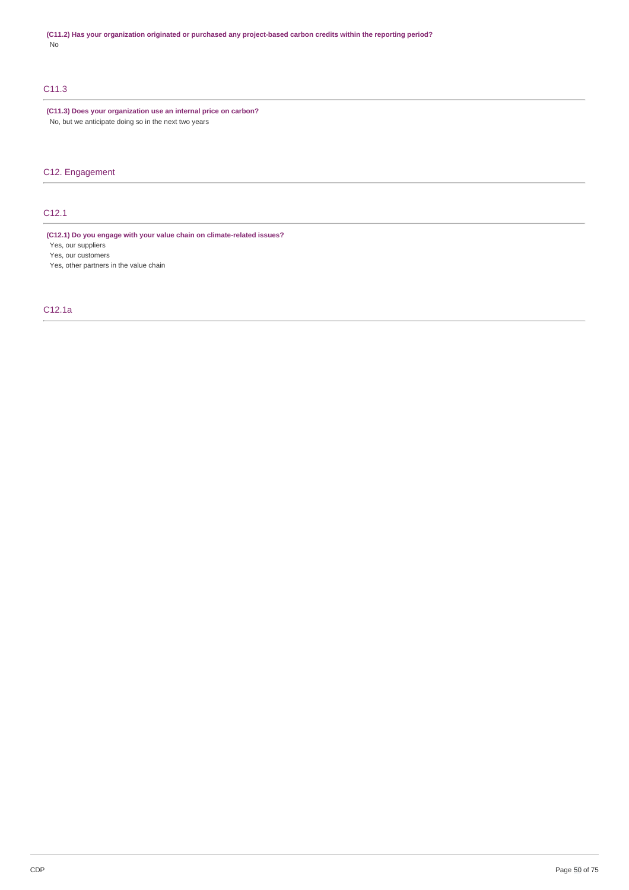**(C11.2) Has your organization originated or purchased any project-based carbon credits within the reporting period?**

No

## C11.3

**(C11.3) Does your organization use an internal price on carbon?**

No, but we anticipate doing so in the next two years

# C12. Engagement

## C12.1

**(C12.1) Do you engage with your value chain on climate-related issues?**

Yes, our suppliers

Yes, our customers

Yes, other partners in the value chain

## C12.1a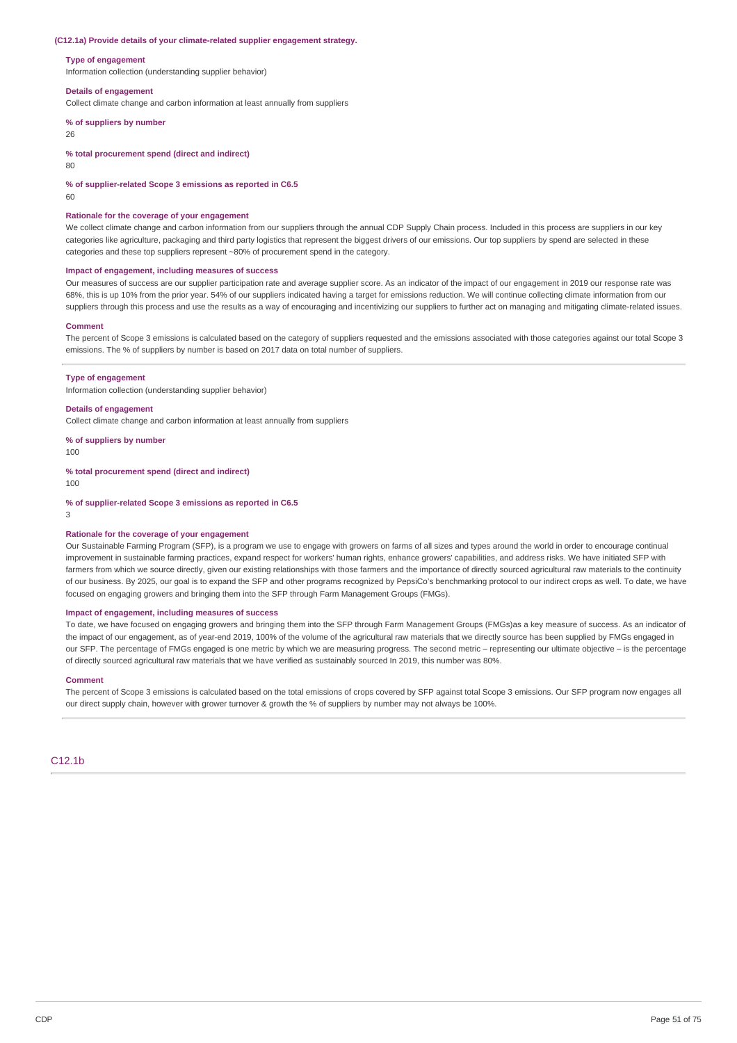**(C12.1a) Provide details of your climate-related supplier engagement strategy.**

**Type of engagement**

Information collection (understanding supplier behavior)

**Details of engagement**

Collect climate change and carbon information at least annually from suppliers

**% of suppliers by number**

26

**% total procurement spend (direct and indirect)**

80

**% of supplier-related Scope 3 emissions as reported in C6.5**

60

**Rationale for the coverage of your engagement**

We collect climate change and carbon information from our suppliers through the annual CDP Supply Chain process. Included in this process are suppliers in our key categories like agriculture, packaging and third party logistics that represent the biggest drivers of our emissions. Our top suppliers by spend are selected in these categories and these top suppliers represent ~80% of procurement spend in the category.

**Impact of engagement, including measures of success**

Our measures of success are our supplier participation rate and average supplier score. As an indicator of the impact of our engagement in 2019 our response rate was 68%, this is up 10% from the prior year. 54% of our suppliers indicated having a target for emissions reduction. We will continue collecting climate information from our suppliers through this process and use the results as a way of encouraging and incentivizing our suppliers to further act on managing and mitigating climate-related issues.

**Comment**

The percent of Scope 3 emissions is calculated based on the category of suppliers requested and the emissions associated with those categories against our total Scope 3 emissions. The % of suppliers by number is based on 2017 data on total number of suppliers.

---

**Type of engagement**

Information collection (understanding supplier behavior)

**Details of engagement**

Collect climate change and carbon information at least annually from suppliers

**% of suppliers by number**

100

**% total procurement spend (direct and indirect)**

100

**% of supplier-related Scope 3 emissions as reported in C6.5**

3

**Rationale for the coverage of your engagement**

Our Sustainable Farming Program (SFP), is a program we use to engage with growers on farms of all sizes and types around the world in order to encourage continual improvement in sustainable farming practices, expand respect for workers' human rights, enhance growers' capabilities, and address risks. We have initiated SFP with farmers from which we source directly, given our existing relationships with those farmers and the importance of directly sourced agricultural raw materials to the continuity of our business. By 2025, our goal is to expand the SFP and other programs recognized by PepsiCo's benchmarking protocol to our indirect crops as well. To date, we have focused on engaging growers and bringing them into the SFP through Farm Management Groups (FMGs).

**Impact of engagement, including measures of success**

To date, we have focused on engaging growers and bringing them into the SFP through Farm Management Groups (FMGs)as a key measure of success. As an indicator of the impact of our engagement, as of year-end 2019, 100% of the volume of the agricultural raw materials that we directly source has been supplied by FMGs engaged in our SFP. The percentage of FMGs engaged is one metric by which we are measuring progress. The second metric – representing our ultimate objective – is the percentage of directly sourced agricultural raw materials that we have verified as sustainably sourced In 2019, this number was 80%.

**Comment**

The percent of Scope 3 emissions is calculated based on the total emissions of crops covered by SFP against total Scope 3 emissions. Our SFP program now engages all our direct supply chain, however with grower turnover & growth the % of suppliers by number may not always be 100%.

---

## C12.1b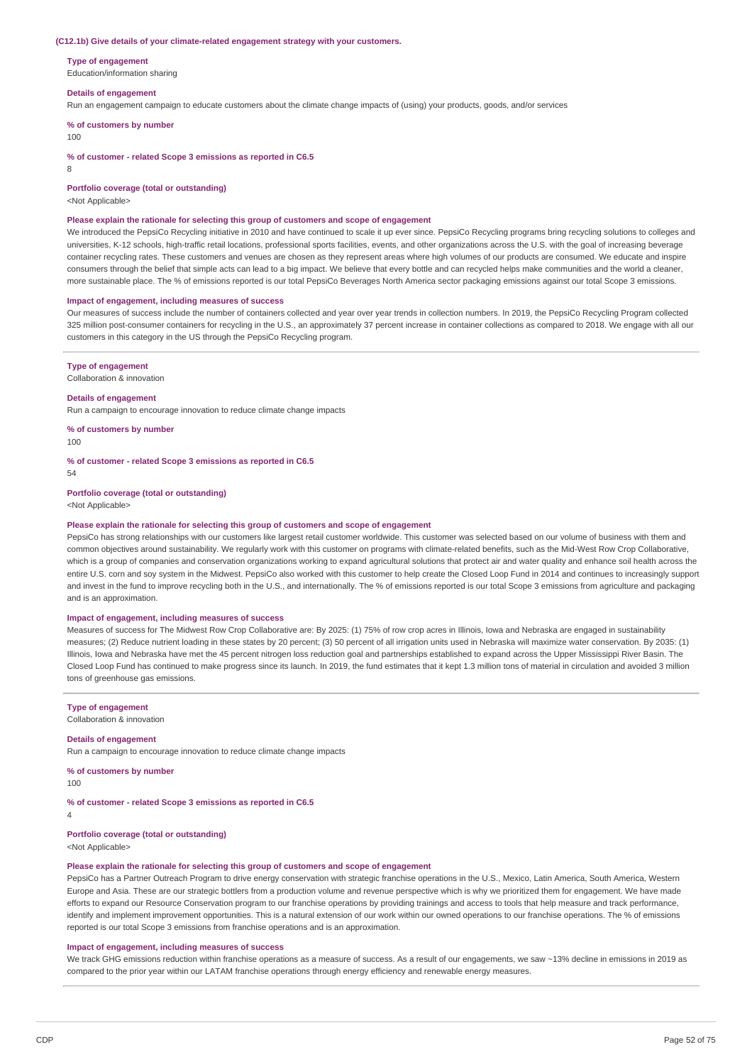### (C12.1b) Give details of your climate-related engagement strategy with your customers.

**Type of engagement**
Education/information sharing

**Details of engagement**
Run an engagement campaign to educate customers about the climate change impacts of (using) your products, goods, and/or services

**% of customers by number**
100

**% of customer - related Scope 3 emissions as reported in C6.5**
8

**Portfolio coverage (total or outstanding)**
<Not Applicable>

**Please explain the rationale for selecting this group of customers and scope of engagement**
We introduced the PepsiCo Recycling initiative in 2010 and have continued to scale it up ever since. PepsiCo Recycling programs bring recycling solutions to colleges and universities, K-12 schools, high-traffic retail locations, professional sports facilities, events, and other organizations across the U.S. with the goal of increasing beverage container recycling rates. These customers and venues are chosen as they represent areas where high volumes of our products are consumed. We educate and inspire consumers through the belief that simple acts can lead to a big impact. We believe that every bottle and can recycled helps make communities and the world a cleaner, more sustainable place. The % of emissions reported is our total PepsiCo Beverages North America sector packaging emissions against our total Scope 3 emissions.

**Impact of engagement, including measures of success**
Our measures of success include the number of containers collected and year over year trends in collection numbers. In 2019, the PepsiCo Recycling Program collected 325 million post-consumer containers for recycling in the U.S., an approximately 37 percent increase in container collections as compared to 2018. We engage with all our customers in this category in the US through the PepsiCo Recycling program.

---

**Type of engagement**
Collaboration & innovation

**Details of engagement**
Run a campaign to encourage innovation to reduce climate change impacts

**% of customers by number**
100

**% of customer - related Scope 3 emissions as reported in C6.5**
54

**Portfolio coverage (total or outstanding)**
<Not Applicable>

**Please explain the rationale for selecting this group of customers and scope of engagement**
PepsiCo has strong relationships with our customers like largest retail customer worldwide. This customer was selected based on our volume of business with them and common objectives around sustainability. We regularly work with this customer on programs with climate-related benefits, such as the Mid-West Row Crop Collaborative, which is a group of companies and conservation organizations working to expand agricultural solutions that protect air and water quality and enhance soil health across the entire U.S. corn and soy system in the Midwest. PepsiCo also worked with this customer to help create the Closed Loop Fund in 2014 and continues to increasingly support and invest in the fund to improve recycling both in the U.S., and internationally. The % of emissions reported is our total Scope 3 emissions from agriculture and packaging and is an approximation.

**Impact of engagement, including measures of success**
Measures of success for The Midwest Row Crop Collaborative are: By 2025: (1) 75% of row crop acres in Illinois, Iowa and Nebraska are engaged in sustainability measures; (2) Reduce nutrient loading in these states by 20 percent; (3) 50 percent of all irrigation units used in Nebraska will maximize water conservation. By 2035: (1) Illinois, Iowa and Nebraska have met the 45 percent nitrogen loss reduction goal and partnerships established to expand across the Upper Mississippi River Basin. The Closed Loop Fund has continued to make progress since its launch. In 2019, the fund estimates that it kept 1.3 million tons of material in circulation and avoided 3 million tons of greenhouse gas emissions.

---

**Type of engagement**
Collaboration & innovation

**Details of engagement**
Run a campaign to encourage innovation to reduce climate change impacts

**% of customers by number**
100

**% of customer - related Scope 3 emissions as reported in C6.5**
4

**Portfolio coverage (total or outstanding)**
<Not Applicable>

**Please explain the rationale for selecting this group of customers and scope of engagement**
PepsiCo has a Partner Outreach Program to drive energy conservation with strategic franchise operations in the U.S., Mexico, Latin America, South America, Western Europe and Asia. These are our strategic bottlers from a production volume and revenue perspective which is why we prioritized them for engagement. We have made efforts to expand our Resource Conservation program to our franchise operations by providing trainings and access to tools that help measure and track performance, identify and implement improvement opportunities. This is a natural extension of our work within our owned operations to our franchise operations. The % of emissions reported is our total Scope 3 emissions from franchise operations and is an approximation.

**Impact of engagement, including measures of success**
We track GHG emissions reduction within franchise operations as a measure of success. As a result of our engagements, we saw ~13% decline in emissions in 2019 as compared to the prior year within our LATAM franchise operations through energy efficiency and renewable energy measures.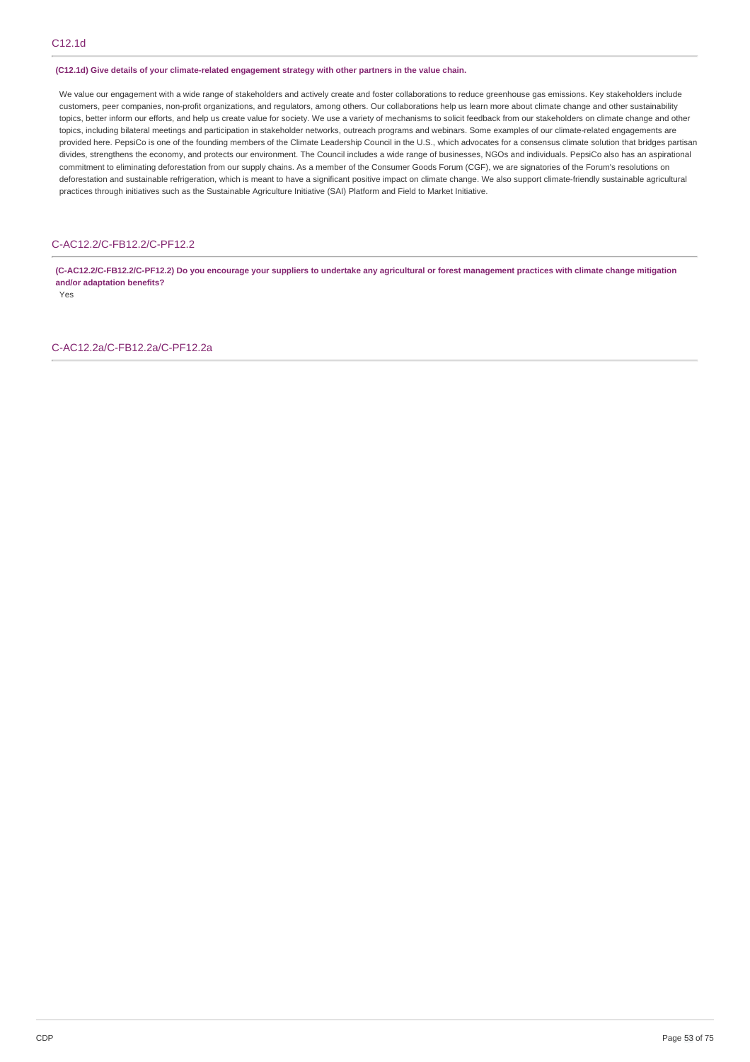## C12.1d

**(C12.1d) Give details of your climate-related engagement strategy with other partners in the value chain.**

We value our engagement with a wide range of stakeholders and actively create and foster collaborations to reduce greenhouse gas emissions. Key stakeholders include customers, peer companies, non-profit organizations, and regulators, among others. Our collaborations help us learn more about climate change and other sustainability topics, better inform our efforts, and help us create value for society. We use a variety of mechanisms to solicit feedback from our stakeholders on climate change and other topics, including bilateral meetings and participation in stakeholder networks, outreach programs and webinars. Some examples of our climate-related engagements are provided here. PepsiCo is one of the founding members of the Climate Leadership Council in the U.S., which advocates for a consensus climate solution that bridges partisan divides, strengthens the economy, and protects our environment. The Council includes a wide range of businesses, NGOs and individuals. PepsiCo also has an aspirational commitment to eliminating deforestation from our supply chains. As a member of the Consumer Goods Forum (CGF), we are signatories of the Forum's resolutions on deforestation and sustainable refrigeration, which is meant to have a significant positive impact on climate change. We also support climate-friendly sustainable agricultural practices through initiatives such as the Sustainable Agriculture Initiative (SAI) Platform and Field to Market Initiative.

## C-AC12.2/C-FB12.2/C-PF12.2

**(C-AC12.2/C-FB12.2/C-PF12.2) Do you encourage your suppliers to undertake any agricultural or forest management practices with climate change mitigation and/or adaptation benefits?**

Yes

## C-AC12.2a/C-FB12.2a/C-PF12.2a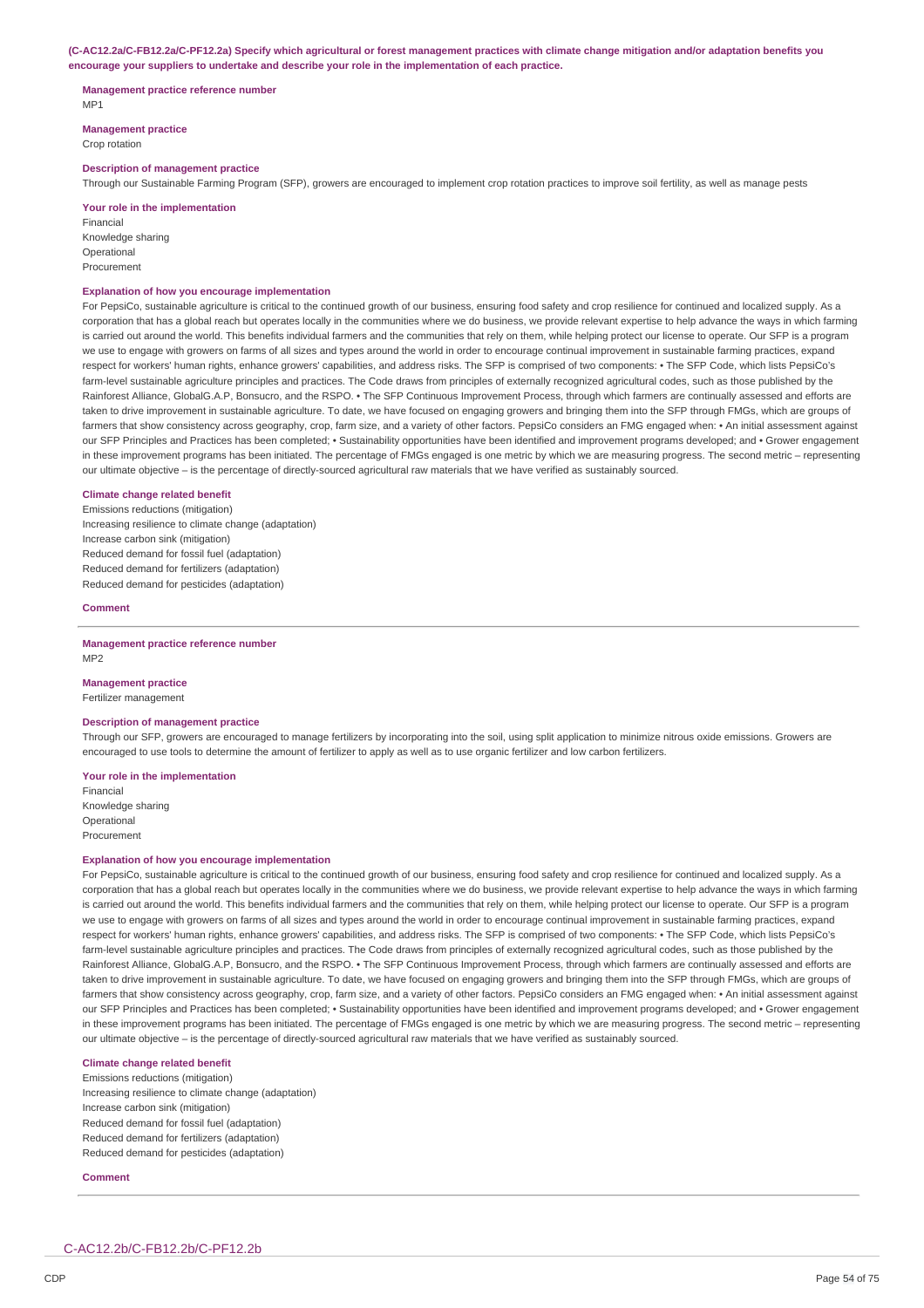**(C-AC12.2a/C-FB12.2a/C-PF12.2a) Specify which agricultural or forest management practices with climate change mitigation and/or adaptation benefits you encourage your suppliers to undertake and describe your role in the implementation of each practice.**

**Management practice reference number**
MP1

**Management practice**
Crop rotation

**Description of management practice**
Through our Sustainable Farming Program (SFP), growers are encouraged to implement crop rotation practices to improve soil fertility, as well as manage pests

**Your role in the implementation**
Financial
Knowledge sharing
Operational
Procurement

**Explanation of how you encourage implementation**
For PepsiCo, sustainable agriculture is critical to the continued growth of our business, ensuring food safety and crop resilience for continued and localized supply. As a corporation that has a global reach but operates locally in the communities where we do business, we provide relevant expertise to help advance the ways in which farming is carried out around the world. This benefits individual farmers and the communities that rely on them, while helping protect our license to operate. Our SFP is a program we use to engage with growers on farms of all sizes and types around the world in order to encourage continual improvement in sustainable farming practices, expand respect for workers' human rights, enhance growers' capabilities, and address risks. The SFP is comprised of two components: • The SFP Code, which lists PepsiCo's farm-level sustainable agriculture principles and practices. The Code draws from principles of externally recognized agricultural codes, such as those published by the Rainforest Alliance, GlobalG.A.P, Bonsucro, and the RSPO. • The SFP Continuous Improvement Process, through which farmers are continually assessed and efforts are taken to drive improvement in sustainable agriculture. To date, we have focused on engaging growers and bringing them into the SFP through FMGs, which are groups of farmers that show consistency across geography, crop, farm size, and a variety of other factors. PepsiCo considers an FMG engaged when: • An initial assessment against our SFP Principles and Practices has been completed; • Sustainability opportunities have been identified and improvement programs developed; and • Grower engagement in these improvement programs has been initiated. The percentage of FMGs engaged is one metric by which we are measuring progress. The second metric – representing our ultimate objective – is the percentage of directly-sourced agricultural raw materials that we have verified as sustainably sourced.

**Climate change related benefit**
Emissions reductions (mitigation)
Increasing resilience to climate change (adaptation)
Increase carbon sink (mitigation)
Reduced demand for fossil fuel (adaptation)
Reduced demand for fertilizers (adaptation)
Reduced demand for pesticides (adaptation)

**Comment**

---

**Management practice reference number**
MP2

**Management practice**
Fertilizer management

**Description of management practice**
Through our SFP, growers are encouraged to manage fertilizers by incorporating into the soil, using split application to minimize nitrous oxide emissions. Growers are encouraged to use tools to determine the amount of fertilizer to apply as well as to use organic fertilizer and low carbon fertilizers.

**Your role in the implementation**
Financial
Knowledge sharing
Operational
Procurement

**Explanation of how you encourage implementation**
For PepsiCo, sustainable agriculture is critical to the continued growth of our business, ensuring food safety and crop resilience for continued and localized supply. As a corporation that has a global reach but operates locally in the communities where we do business, we provide relevant expertise to help advance the ways in which farming is carried out around the world. This benefits individual farmers and the communities that rely on them, while helping protect our license to operate. Our SFP is a program we use to engage with growers on farms of all sizes and types around the world in order to encourage continual improvement in sustainable farming practices, expand respect for workers' human rights, enhance growers' capabilities, and address risks. The SFP is comprised of two components: • The SFP Code, which lists PepsiCo's farm-level sustainable agriculture principles and practices. The Code draws from principles of externally recognized agricultural codes, such as those published by the Rainforest Alliance, GlobalG.A.P, Bonsucro, and the RSPO. • The SFP Continuous Improvement Process, through which farmers are continually assessed and efforts are taken to drive improvement in sustainable agriculture. To date, we have focused on engaging growers and bringing them into the SFP through FMGs, which are groups of farmers that show consistency across geography, crop, farm size, and a variety of other factors. PepsiCo considers an FMG engaged when: • An initial assessment against our SFP Principles and Practices has been completed; • Sustainability opportunities have been identified and improvement programs developed; and • Grower engagement in these improvement programs has been initiated. The percentage of FMGs engaged is one metric by which we are measuring progress. The second metric – representing our ultimate objective – is the percentage of directly-sourced agricultural raw materials that we have verified as sustainably sourced.

**Climate change related benefit**
Emissions reductions (mitigation)
Increasing resilience to climate change (adaptation)
Increase carbon sink (mitigation)
Reduced demand for fossil fuel (adaptation)
Reduced demand for fertilizers (adaptation)
Reduced demand for pesticides (adaptation)

**Comment**

---

## C-AC12.2b/C-FB12.2b/C-PF12.2b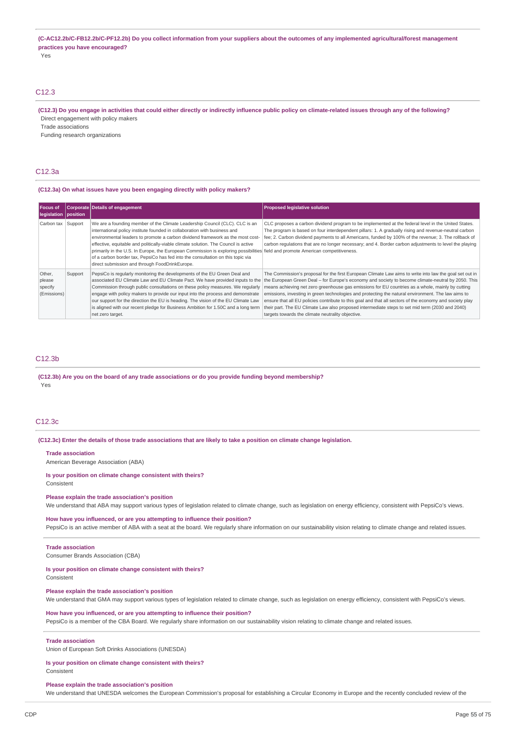**(C-AC12.2b/C-FB12.2b/C-PF12.2b) Do you collect information from your suppliers about the outcomes of any implemented agricultural/forest management practices you have encouraged?**

Yes

## C12.3

**(C12.3) Do you engage in activities that could either directly or indirectly influence public policy on climate-related issues through any of the following?**

Direct engagement with policy makers

Trade associations

Funding research organizations

## C12.3a

**(C12.3a) On what issues have you been engaging directly with policy makers?**

| Focus of legislation | Corporate position | Details of engagement | Proposed legislative solution |
|---|---|---|---|
| Carbon tax | Support | We are a founding member of the Climate Leadership Council (CLC). CLC is an international policy institute founded in collaboration with business and environmental leaders to promote a carbon dividend framework as the most cost-effective, equitable and politically-viable climate solution. The Council is active primarily in the U.S. In Europe, the European Commission is exploring possibilities of a carbon border tax, PepsiCo has fed into the consultation on this topic via direct submission and through FoodDrinkEurope. | CLC proposes a carbon dividend program to be implemented at the federal level in the United States. The program is based on four interdependent pillars: 1. A gradually rising and revenue-neutral carbon fee; 2. Carbon dividend payments to all Americans, funded by 100% of the revenue; 3. The rollback of carbon regulations that are no longer necessary; and 4. Border carbon adjustments to level the playing field and promote American competitiveness. |
| Other, please specify (Emissions) | Support | PepsiCo is regularly monitoring the developments of the EU Green Deal and associated EU Climate Law and EU Climate Pact. We have provided inputs to the Commission through public consultations on these policy measures. We regularly engage with policy makers to provide our input into the process and demonstrate our support for the direction the EU is heading. The vision of the EU Climate Law is aligned with our recent pledge for Business Ambition for 1.50C and a long term net zero target. | The Commission's proposal for the first European Climate Law aims to write into law the goal set out in the European Green Deal – for Europe's economy and society to become climate-neutral by 2050. This means achieving net zero greenhouse gas emissions for EU countries as a whole, mainly by cutting emissions, investing in green technologies and protecting the natural environment. The law aims to ensure that all EU policies contribute to this goal and that all sectors of the economy and society play their part. The EU Climate Law also proposed intermediate steps to set mid term (2030 and 2040) targets towards the climate neutrality objective. |

## C12.3b

**(C12.3b) Are you on the board of any trade associations or do you provide funding beyond membership?**

Yes

## C12.3c

**(C12.3c) Enter the details of those trade associations that are likely to take a position on climate change legislation.**

**Trade association**

American Beverage Association (ABA)

**Is your position on climate change consistent with theirs?**

Consistent

**Please explain the trade association's position**

We understand that ABA may support various types of legislation related to climate change, such as legislation on energy efficiency, consistent with PepsiCo's views.

**How have you influenced, or are you attempting to influence their position?**

PepsiCo is an active member of ABA with a seat at the board. We regularly share information on our sustainability vision relating to climate change and related issues.

---

**Trade association**

Consumer Brands Association (CBA)

**Is your position on climate change consistent with theirs?**

Consistent

**Please explain the trade association's position**

We understand that GMA may support various types of legislation related to climate change, such as legislation on energy efficiency, consistent with PepsiCo's views.

**How have you influenced, or are you attempting to influence their position?**

PepsiCo is a member of the CBA Board. We regularly share information on our sustainability vision relating to climate change and related issues.

---

**Trade association**

Union of European Soft Drinks Associations (UNESDA)

**Is your position on climate change consistent with theirs?**

Consistent

**Please explain the trade association's position**

We understand that UNESDA welcomes the European Commission's proposal for establishing a Circular Economy in Europe and the recently concluded review of the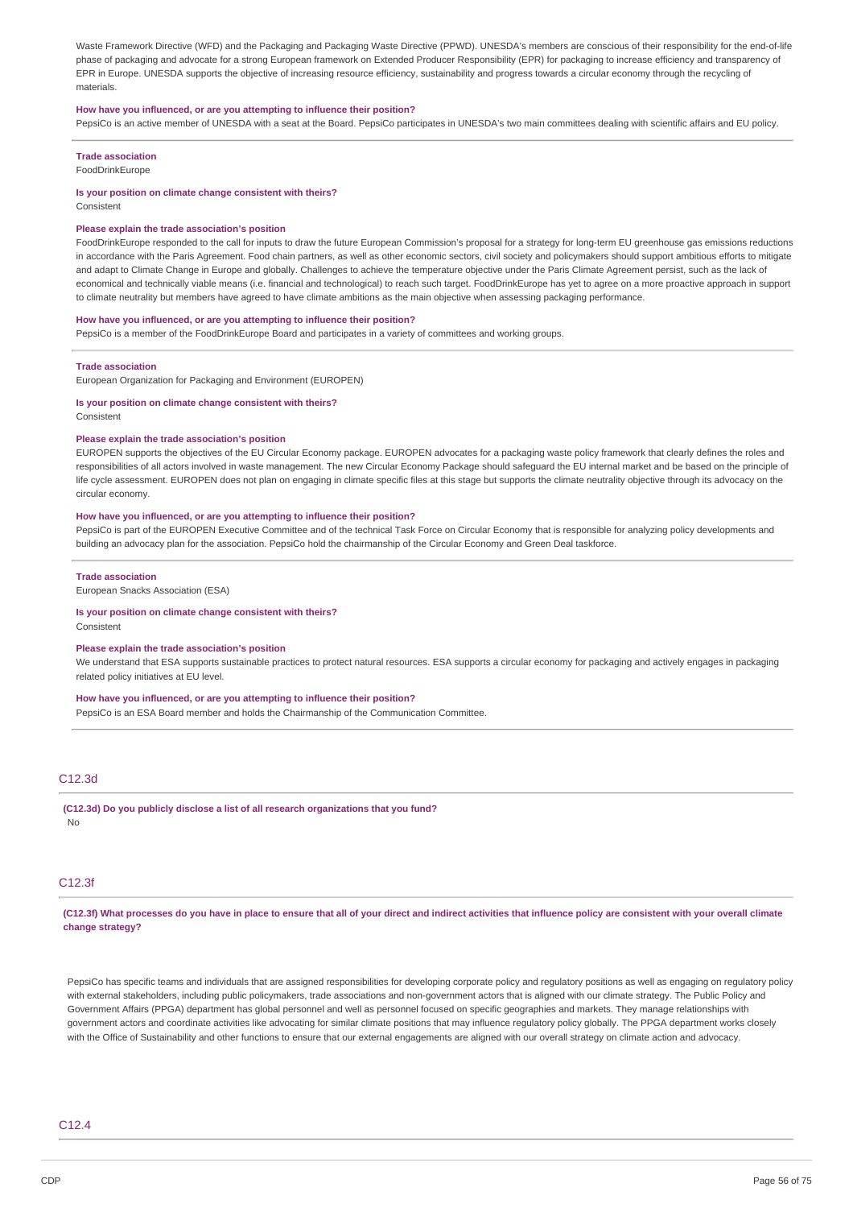Waste Framework Directive (WFD) and the Packaging and Packaging Waste Directive (PPWD). UNESDA's members are conscious of their responsibility for the end-of-life phase of packaging and advocate for a strong European framework on Extended Producer Responsibility (EPR) for packaging to increase efficiency and transparency of EPR in Europe. UNESDA supports the objective of increasing resource efficiency, sustainability and progress towards a circular economy through the recycling of materials.

**How have you influenced, or are you attempting to influence their position?**

PepsiCo is an active member of UNESDA with a seat at the Board. PepsiCo participates in UNESDA's two main committees dealing with scientific affairs and EU policy.

**Trade association**

FoodDrinkEurope

**Is your position on climate change consistent with theirs?**

Consistent

**Please explain the trade association's position**

FoodDrinkEurope responded to the call for inputs to draw the future European Commission's proposal for a strategy for long-term EU greenhouse gas emissions reductions in accordance with the Paris Agreement. Food chain partners, as well as other economic sectors, civil society and policymakers should support ambitious efforts to mitigate and adapt to Climate Change in Europe and globally. Challenges to achieve the temperature objective under the Paris Climate Agreement persist, such as the lack of economical and technically viable means (i.e. financial and technological) to reach such target. FoodDrinkEurope has yet to agree on a more proactive approach in support to climate neutrality but members have agreed to have climate ambitions as the main objective when assessing packaging performance.

**How have you influenced, or are you attempting to influence their position?**

PepsiCo is a member of the FoodDrinkEurope Board and participates in a variety of committees and working groups.

**Trade association**

European Organization for Packaging and Environment (EUROPEN)

**Is your position on climate change consistent with theirs?**

Consistent

**Please explain the trade association's position**

EUROPEN supports the objectives of the EU Circular Economy package. EUROPEN advocates for a packaging waste policy framework that clearly defines the roles and responsibilities of all actors involved in waste management. The new Circular Economy Package should safeguard the EU internal market and be based on the principle of life cycle assessment. EUROPEN does not plan on engaging in climate specific files at this stage but supports the climate neutrality objective through its advocacy on the circular economy.

**How have you influenced, or are you attempting to influence their position?**

PepsiCo is part of the EUROPEN Executive Committee and of the technical Task Force on Circular Economy that is responsible for analyzing policy developments and building an advocacy plan for the association. PepsiCo hold the chairmanship of the Circular Economy and Green Deal taskforce.

**Trade association**

European Snacks Association (ESA)

**Is your position on climate change consistent with theirs?**

Consistent

**Please explain the trade association's position**

We understand that ESA supports sustainable practices to protect natural resources. ESA supports a circular economy for packaging and actively engages in packaging related policy initiatives at EU level.

**How have you influenced, or are you attempting to influence their position?**

PepsiCo is an ESA Board member and holds the Chairmanship of the Communication Committee.

## C12.3d

**(C12.3d) Do you publicly disclose a list of all research organizations that you fund?**

No

## C12.3f

**(C12.3f) What processes do you have in place to ensure that all of your direct and indirect activities that influence policy are consistent with your overall climate change strategy?**

PepsiCo has specific teams and individuals that are assigned responsibilities for developing corporate policy and regulatory positions as well as engaging on regulatory policy with external stakeholders, including public policymakers, trade associations and non-government actors that is aligned with our climate strategy. The Public Policy and Government Affairs (PPGA) department has global personnel and well as personnel focused on specific geographies and markets. They manage relationships with government actors and coordinate activities like advocating for similar climate positions that may influence regulatory policy globally. The PPGA department works closely with the Office of Sustainability and other functions to ensure that our external engagements are aligned with our overall strategy on climate action and advocacy.

## C12.4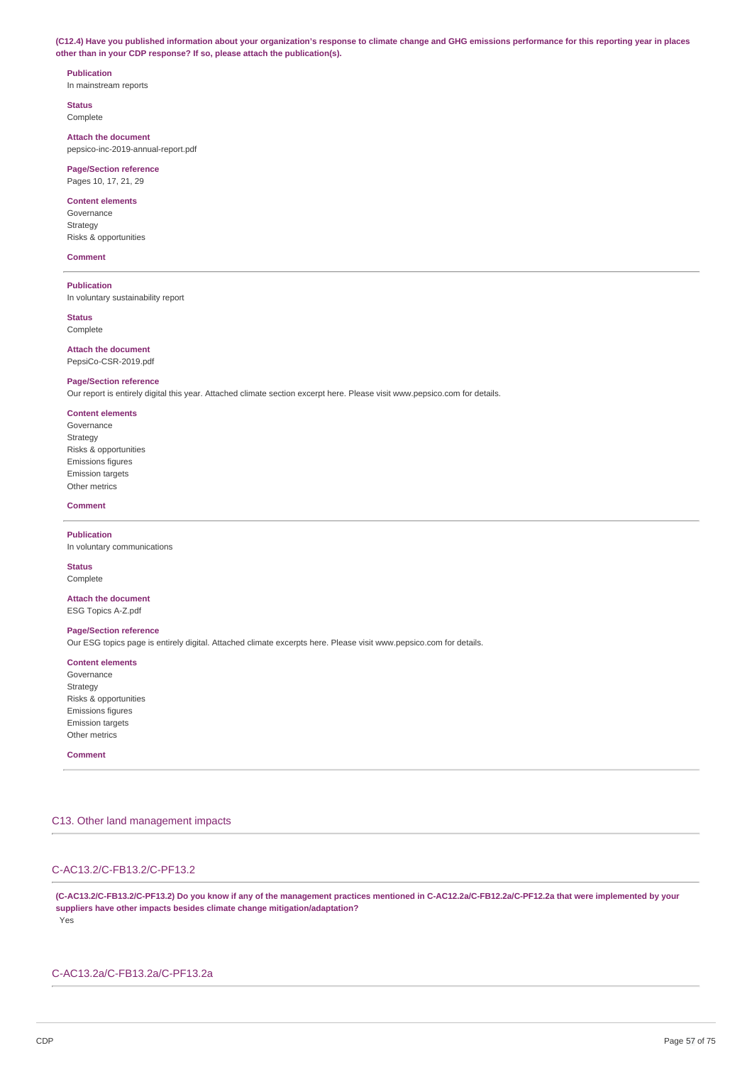**(C12.4) Have you published information about your organization's response to climate change and GHG emissions performance for this reporting year in places other than in your CDP response? If so, please attach the publication(s).**

**Publication**
In mainstream reports

**Status**
Complete

**Attach the document**
pepsico-inc-2019-annual-report.pdf

**Page/Section reference**
Pages 10, 17, 21, 29

**Content elements**
Governance
Strategy
Risks & opportunities

**Comment**

---

**Publication**
In voluntary sustainability report

**Status**
Complete

**Attach the document**
PepsiCo-CSR-2019.pdf

**Page/Section reference**
Our report is entirely digital this year. Attached climate section excerpt here. Please visit www.pepsico.com for details.

**Content elements**
Governance
Strategy
Risks & opportunities
Emissions figures
Emission targets
Other metrics

**Comment**

---

**Publication**
In voluntary communications

**Status**
Complete

**Attach the document**
ESG Topics A-Z.pdf

**Page/Section reference**
Our ESG topics page is entirely digital. Attached climate excerpts here. Please visit www.pepsico.com for details.

**Content elements**
Governance
Strategy
Risks & opportunities
Emissions figures
Emission targets
Other metrics

**Comment**

---

## C13. Other land management impacts

### C-AC13.2/C-FB13.2/C-PF13.2

**(C-AC13.2/C-FB13.2/C-PF13.2) Do you know if any of the management practices mentioned in C-AC12.2a/C-FB12.2a/C-PF12.2a that were implemented by your suppliers have other impacts besides climate change mitigation/adaptation?**

Yes

### C-AC13.2a/C-FB13.2a/C-PF13.2a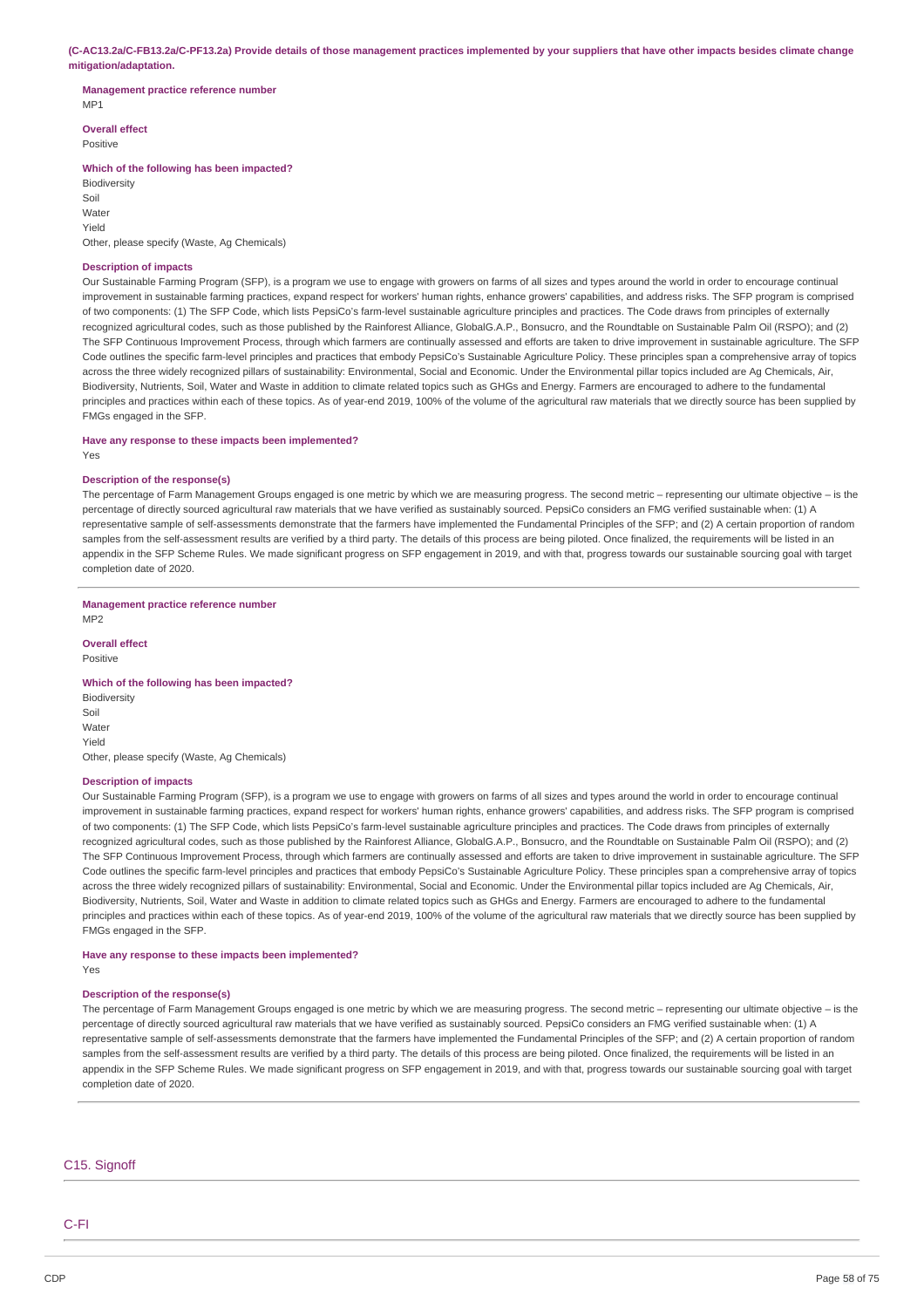**(C-AC13.2a/C-FB13.2a/C-PF13.2a) Provide details of those management practices implemented by your suppliers that have other impacts besides climate change mitigation/adaptation.**

**Management practice reference number**
MP1

**Overall effect**
Positive

**Which of the following has been impacted?**
Biodiversity
Soil
Water
Yield
Other, please specify (Waste, Ag Chemicals)

**Description of impacts**
Our Sustainable Farming Program (SFP), is a program we use to engage with growers on farms of all sizes and types around the world in order to encourage continual improvement in sustainable farming practices, expand respect for workers' human rights, enhance growers' capabilities, and address risks. The SFP program is comprised of two components: (1) The SFP Code, which lists PepsiCo's farm-level sustainable agriculture principles and practices. The Code draws from principles of externally recognized agricultural codes, such as those published by the Rainforest Alliance, GlobalG.A.P., Bonsucro, and the Roundtable on Sustainable Palm Oil (RSPO); and (2) The SFP Continuous Improvement Process, through which farmers are continually assessed and efforts are taken to drive improvement in sustainable agriculture. The SFP Code outlines the specific farm-level principles and practices that embody PepsiCo's Sustainable Agriculture Policy. These principles span a comprehensive array of topics across the three widely recognized pillars of sustainability: Environmental, Social and Economic. Under the Environmental pillar topics included are Ag Chemicals, Air, Biodiversity, Nutrients, Soil, Water and Waste in addition to climate related topics such as GHGs and Energy. Farmers are encouraged to adhere to the fundamental principles and practices within each of these topics. As of year-end 2019, 100% of the volume of the agricultural raw materials that we directly source has been supplied by FMGs engaged in the SFP.

**Have any response to these impacts been implemented?**
Yes

**Description of the response(s)**
The percentage of Farm Management Groups engaged is one metric by which we are measuring progress. The second metric – representing our ultimate objective – is the percentage of directly sourced agricultural raw materials that we have verified as sustainably sourced. PepsiCo considers an FMG verified sustainable when: (1) A representative sample of self-assessments demonstrate that the farmers have implemented the Fundamental Principles of the SFP; and (2) A certain proportion of random samples from the self-assessment results are verified by a third party. The details of this process are being piloted. Once finalized, the requirements will be listed in an appendix in the SFP Scheme Rules. We made significant progress on SFP engagement in 2019, and with that, progress towards our sustainable sourcing goal with target completion date of 2020.

---

**Management practice reference number**
MP2

**Overall effect**
Positive

**Which of the following has been impacted?**
Biodiversity
Soil
Water
Yield
Other, please specify (Waste, Ag Chemicals)

**Description of impacts**
Our Sustainable Farming Program (SFP), is a program we use to engage with growers on farms of all sizes and types around the world in order to encourage continual improvement in sustainable farming practices, expand respect for workers' human rights, enhance growers' capabilities, and address risks. The SFP program is comprised of two components: (1) The SFP Code, which lists PepsiCo's farm-level sustainable agriculture principles and practices. The Code draws from principles of externally recognized agricultural codes, such as those published by the Rainforest Alliance, GlobalG.A.P., Bonsucro, and the Roundtable on Sustainable Palm Oil (RSPO); and (2) The SFP Continuous Improvement Process, through which farmers are continually assessed and efforts are taken to drive improvement in sustainable agriculture. The SFP Code outlines the specific farm-level principles and practices that embody PepsiCo's Sustainable Agriculture Policy. These principles span a comprehensive array of topics across the three widely recognized pillars of sustainability: Environmental, Social and Economic. Under the Environmental pillar topics included are Ag Chemicals, Air, Biodiversity, Nutrients, Soil, Water and Waste in addition to climate related topics such as GHGs and Energy. Farmers are encouraged to adhere to the fundamental principles and practices within each of these topics. As of year-end 2019, 100% of the volume of the agricultural raw materials that we directly source has been supplied by FMGs engaged in the SFP.

**Have any response to these impacts been implemented?**
Yes

**Description of the response(s)**
The percentage of Farm Management Groups engaged is one metric by which we are measuring progress. The second metric – representing our ultimate objective – is the percentage of directly sourced agricultural raw materials that we have verified as sustainably sourced. PepsiCo considers an FMG verified sustainable when: (1) A representative sample of self-assessments demonstrate that the farmers have implemented the Fundamental Principles of the SFP; and (2) A certain proportion of random samples from the self-assessment results are verified by a third party. The details of this process are being piloted. Once finalized, the requirements will be listed in an appendix in the SFP Scheme Rules. We made significant progress on SFP engagement in 2019, and with that, progress towards our sustainable sourcing goal with target completion date of 2020.

## C15. Signoff

## C-FI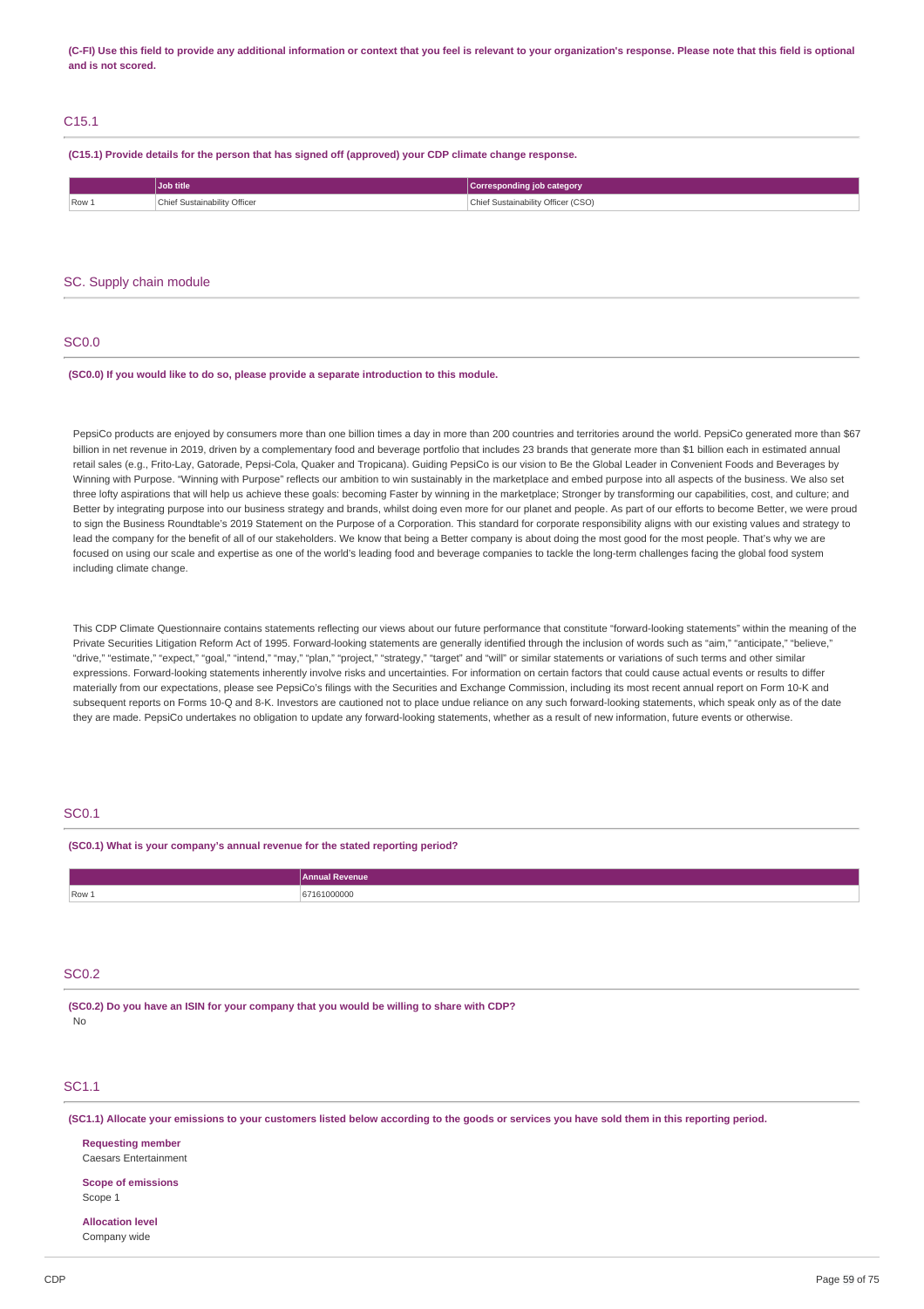**(C-FI) Use this field to provide any additional information or context that you feel is relevant to your organization's response. Please note that this field is optional and is not scored.**

## C15.1

**(C15.1) Provide details for the person that has signed off (approved) your CDP climate change response.**

| | Job title | Corresponding job category |
|---|---|---|
| Row 1 | Chief Sustainability Officer | Chief Sustainability Officer (CSO) |

## SC. Supply chain module

## SC0.0

**(SC0.0) If you would like to do so, please provide a separate introduction to this module.**

PepsiCo products are enjoyed by consumers more than one billion times a day in more than 200 countries and territories around the world. PepsiCo generated more than $67 billion in net revenue in 2019, driven by a complementary food and beverage portfolio that includes 23 brands that generate more than $1 billion each in estimated annual retail sales (e.g., Frito-Lay, Gatorade, Pepsi-Cola, Quaker and Tropicana). Guiding PepsiCo is our vision to Be the Global Leader in Convenient Foods and Beverages by Winning with Purpose. "Winning with Purpose" reflects our ambition to win sustainably in the marketplace and embed purpose into all aspects of the business. We also set three lofty aspirations that will help us achieve these goals: becoming Faster by winning in the marketplace; Stronger by transforming our capabilities, cost, and culture; and Better by integrating purpose into our business strategy and brands, whilst doing even more for our planet and people. As part of our efforts to become Better, we were proud to sign the Business Roundtable's 2019 Statement on the Purpose of a Corporation. This standard for corporate responsibility aligns with our existing values and strategy to lead the company for the benefit of all of our stakeholders. We know that being a Better company is about doing the most good for the most people. That's why we are focused on using our scale and expertise as one of the world's leading food and beverage companies to tackle the long-term challenges facing the global food system including climate change.

This CDP Climate Questionnaire contains statements reflecting our views about our future performance that constitute "forward-looking statements" within the meaning of the Private Securities Litigation Reform Act of 1995. Forward-looking statements are generally identified through the inclusion of words such as "aim," "anticipate," "believe," "drive," "estimate," "expect," "goal," "intend," "may," "plan," "project," "strategy," "target" and "will" or similar statements or variations of such terms and other similar expressions. Forward-looking statements inherently involve risks and uncertainties. For information on certain factors that could cause actual events or results to differ materially from our expectations, please see PepsiCo's filings with the Securities and Exchange Commission, including its most recent annual report on Form 10-K and subsequent reports on Forms 10-Q and 8-K. Investors are cautioned not to place undue reliance on any such forward-looking statements, which speak only as of the date they are made. PepsiCo undertakes no obligation to update any forward-looking statements, whether as a result of new information, future events or otherwise.

## SC0.1

**(SC0.1) What is your company's annual revenue for the stated reporting period?**

| | Annual Revenue |
|---|---|
| Row 1 | 67161000000 |

## SC0.2

**(SC0.2) Do you have an ISIN for your company that you would be willing to share with CDP?**

No

## SC1.1

**(SC1.1) Allocate your emissions to your customers listed below according to the goods or services you have sold them in this reporting period.**

**Requesting member**
Caesars Entertainment

**Scope of emissions**
Scope 1

**Allocation level**
Company wide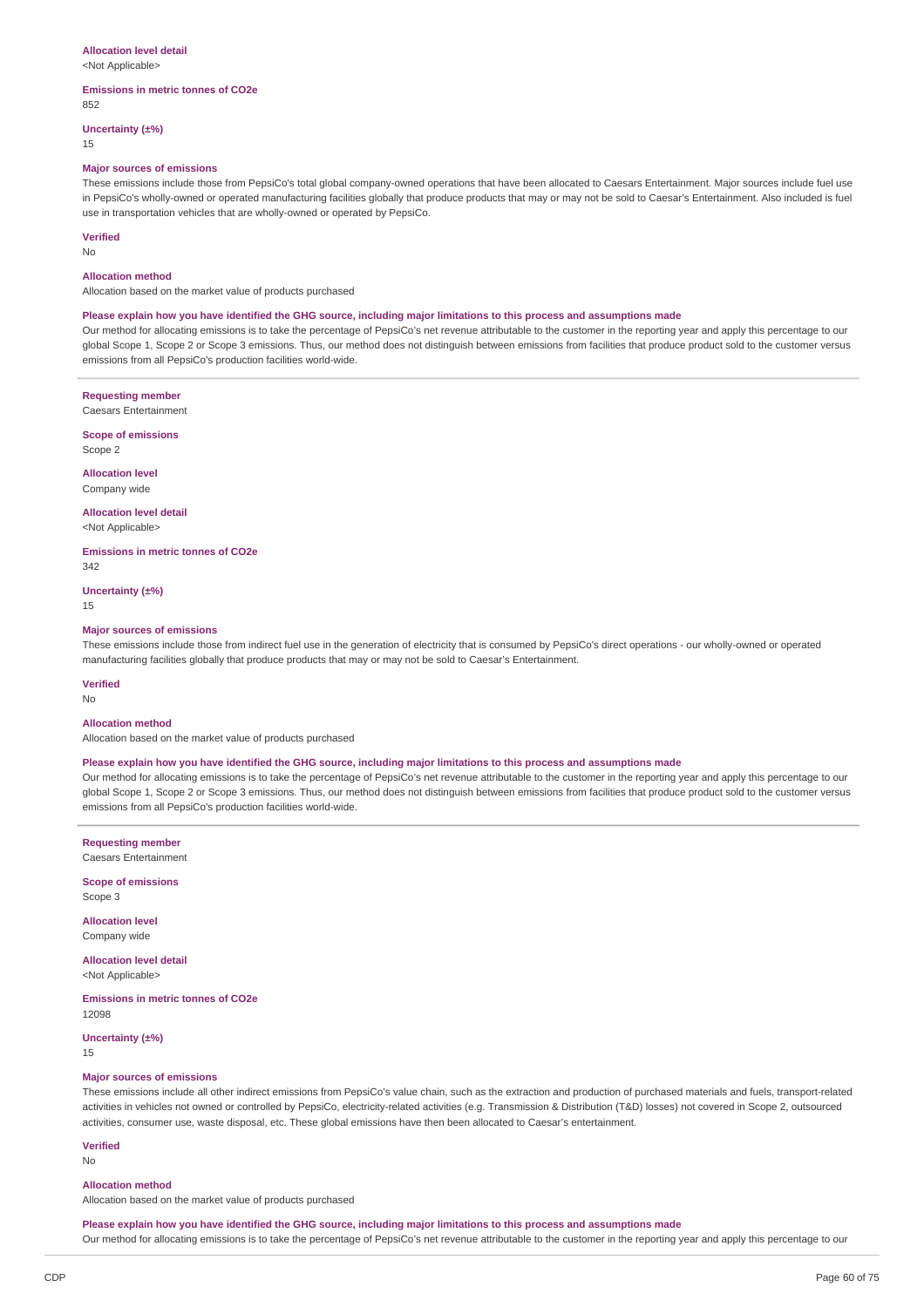**Allocation level detail**
<Not Applicable>

**Emissions in metric tonnes of CO2e**
852

**Uncertainty (±%)**
15

**Major sources of emissions**
These emissions include those from PepsiCo's total global company-owned operations that have been allocated to Caesars Entertainment. Major sources include fuel use in PepsiCo's wholly-owned or operated manufacturing facilities globally that produce products that may or may not be sold to Caesar's Entertainment. Also included is fuel use in transportation vehicles that are wholly-owned or operated by PepsiCo.

**Verified**
No

**Allocation method**
Allocation based on the market value of products purchased

**Please explain how you have identified the GHG source, including major limitations to this process and assumptions made**
Our method for allocating emissions is to take the percentage of PepsiCo's net revenue attributable to the customer in the reporting year and apply this percentage to our global Scope 1, Scope 2 or Scope 3 emissions. Thus, our method does not distinguish between emissions from facilities that produce product sold to the customer versus emissions from all PepsiCo's production facilities world-wide.

---

**Requesting member**
Caesars Entertainment

**Scope of emissions**
Scope 2

**Allocation level**
Company wide

**Allocation level detail**
<Not Applicable>

**Emissions in metric tonnes of CO2e**
342

**Uncertainty (±%)**
15

**Major sources of emissions**
These emissions include those from indirect fuel use in the generation of electricity that is consumed by PepsiCo's direct operations - our wholly-owned or operated manufacturing facilities globally that produce products that may or may not be sold to Caesar's Entertainment.

**Verified**
No

**Allocation method**
Allocation based on the market value of products purchased

**Please explain how you have identified the GHG source, including major limitations to this process and assumptions made**
Our method for allocating emissions is to take the percentage of PepsiCo's net revenue attributable to the customer in the reporting year and apply this percentage to our global Scope 1, Scope 2 or Scope 3 emissions. Thus, our method does not distinguish between emissions from facilities that produce product sold to the customer versus emissions from all PepsiCo's production facilities world-wide.

---

**Requesting member**
Caesars Entertainment

**Scope of emissions**
Scope 3

**Allocation level**
Company wide

**Allocation level detail**
<Not Applicable>

**Emissions in metric tonnes of CO2e**
12098

**Uncertainty (±%)**
15

**Major sources of emissions**
These emissions include all other indirect emissions from PepsiCo's value chain, such as the extraction and production of purchased materials and fuels, transport-related activities in vehicles not owned or controlled by PepsiCo, electricity-related activities (e.g. Transmission & Distribution (T&D) losses) not covered in Scope 2, outsourced activities, consumer use, waste disposal, etc. These global emissions have then been allocated to Caesar's entertainment.

**Verified**
No

**Allocation method**
Allocation based on the market value of products purchased

**Please explain how you have identified the GHG source, including major limitations to this process and assumptions made**
Our method for allocating emissions is to take the percentage of PepsiCo's net revenue attributable to the customer in the reporting year and apply this percentage to our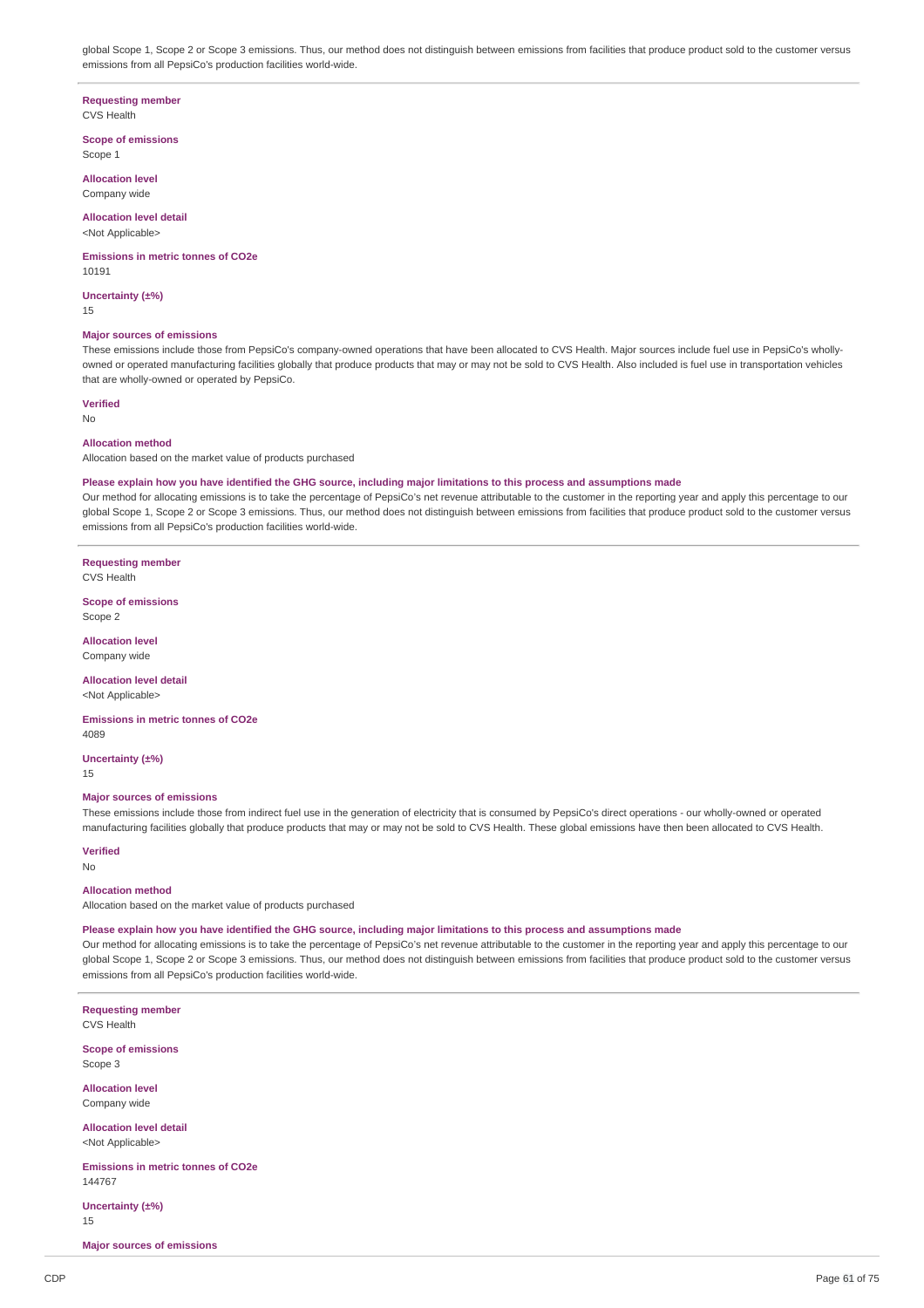global Scope 1, Scope 2 or Scope 3 emissions. Thus, our method does not distinguish between emissions from facilities that produce product sold to the customer versus emissions from all PepsiCo's production facilities world-wide.

**Requesting member**
CVS Health

**Scope of emissions**
Scope 1

**Allocation level**
Company wide

**Allocation level detail**
<Not Applicable>

**Emissions in metric tonnes of CO2e**
10191

**Uncertainty (±%)**
15

**Major sources of emissions**
These emissions include those from PepsiCo's company-owned operations that have been allocated to CVS Health. Major sources include fuel use in PepsiCo's wholly-owned or operated manufacturing facilities globally that produce products that may or may not be sold to CVS Health. Also included is fuel use in transportation vehicles that are wholly-owned or operated by PepsiCo.

**Verified**
No

**Allocation method**
Allocation based on the market value of products purchased

**Please explain how you have identified the GHG source, including major limitations to this process and assumptions made**
Our method for allocating emissions is to take the percentage of PepsiCo's net revenue attributable to the customer in the reporting year and apply this percentage to our global Scope 1, Scope 2 or Scope 3 emissions. Thus, our method does not distinguish between emissions from facilities that produce product sold to the customer versus emissions from all PepsiCo's production facilities world-wide.

---

**Requesting member**
CVS Health

**Scope of emissions**
Scope 2

**Allocation level**
Company wide

**Allocation level detail**
<Not Applicable>

**Emissions in metric tonnes of CO2e**
4089

**Uncertainty (±%)**
15

**Major sources of emissions**
These emissions include those from indirect fuel use in the generation of electricity that is consumed by PepsiCo's direct operations - our wholly-owned or operated manufacturing facilities globally that produce products that may or may not be sold to CVS Health. These global emissions have then been allocated to CVS Health.

**Verified**
No

**Allocation method**
Allocation based on the market value of products purchased

**Please explain how you have identified the GHG source, including major limitations to this process and assumptions made**
Our method for allocating emissions is to take the percentage of PepsiCo's net revenue attributable to the customer in the reporting year and apply this percentage to our global Scope 1, Scope 2 or Scope 3 emissions. Thus, our method does not distinguish between emissions from facilities that produce product sold to the customer versus emissions from all PepsiCo's production facilities world-wide.

---

**Requesting member**
CVS Health

**Scope of emissions**
Scope 3

**Allocation level**
Company wide

**Allocation level detail**
<Not Applicable>

**Emissions in metric tonnes of CO2e**
144767

**Uncertainty (±%)**
15

**Major sources of emissions**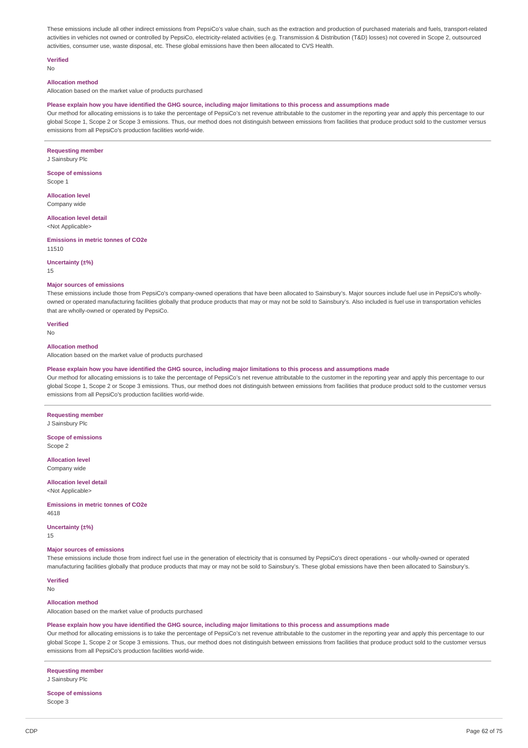These emissions include all other indirect emissions from PepsiCo's value chain, such as the extraction and production of purchased materials and fuels, transport-related activities in vehicles not owned or controlled by PepsiCo, electricity-related activities (e.g. Transmission & Distribution (T&D) losses) not covered in Scope 2, outsourced activities, consumer use, waste disposal, etc. These global emissions have then been allocated to CVS Health.

**Verified**

No

**Allocation method**

Allocation based on the market value of products purchased

**Please explain how you have identified the GHG source, including major limitations to this process and assumptions made**

Our method for allocating emissions is to take the percentage of PepsiCo's net revenue attributable to the customer in the reporting year and apply this percentage to our global Scope 1, Scope 2 or Scope 3 emissions. Thus, our method does not distinguish between emissions from facilities that produce product sold to the customer versus emissions from all PepsiCo's production facilities world-wide.

---

**Requesting member**

J Sainsbury Plc

**Scope of emissions**

Scope 1

**Allocation level**

Company wide

**Allocation level detail**

<Not Applicable>

**Emissions in metric tonnes of CO2e**

11510

**Uncertainty (±%)**

15

**Major sources of emissions**

These emissions include those from PepsiCo's company-owned operations that have been allocated to Sainsbury's. Major sources include fuel use in PepsiCo's wholly-owned or operated manufacturing facilities globally that produce products that may or may not be sold to Sainsbury's. Also included is fuel use in transportation vehicles that are wholly-owned or operated by PepsiCo.

**Verified**

No

**Allocation method**

Allocation based on the market value of products purchased

**Please explain how you have identified the GHG source, including major limitations to this process and assumptions made**

Our method for allocating emissions is to take the percentage of PepsiCo's net revenue attributable to the customer in the reporting year and apply this percentage to our global Scope 1, Scope 2 or Scope 3 emissions. Thus, our method does not distinguish between emissions from facilities that produce product sold to the customer versus emissions from all PepsiCo's production facilities world-wide.

---

**Requesting member**

J Sainsbury Plc

**Scope of emissions**

Scope 2

**Allocation level**

Company wide

**Allocation level detail**

<Not Applicable>

**Emissions in metric tonnes of CO2e**

4618

**Uncertainty (±%)**

15

**Major sources of emissions**

These emissions include those from indirect fuel use in the generation of electricity that is consumed by PepsiCo's direct operations - our wholly-owned or operated manufacturing facilities globally that produce products that may or may not be sold to Sainsbury's. These global emissions have then been allocated to Sainsbury's.

**Verified**

No

**Allocation method**

Allocation based on the market value of products purchased

**Please explain how you have identified the GHG source, including major limitations to this process and assumptions made**

Our method for allocating emissions is to take the percentage of PepsiCo's net revenue attributable to the customer in the reporting year and apply this percentage to our global Scope 1, Scope 2 or Scope 3 emissions. Thus, our method does not distinguish between emissions from facilities that produce product sold to the customer versus emissions from all PepsiCo's production facilities world-wide.

---

**Requesting member**

J Sainsbury Plc

**Scope of emissions**

Scope 3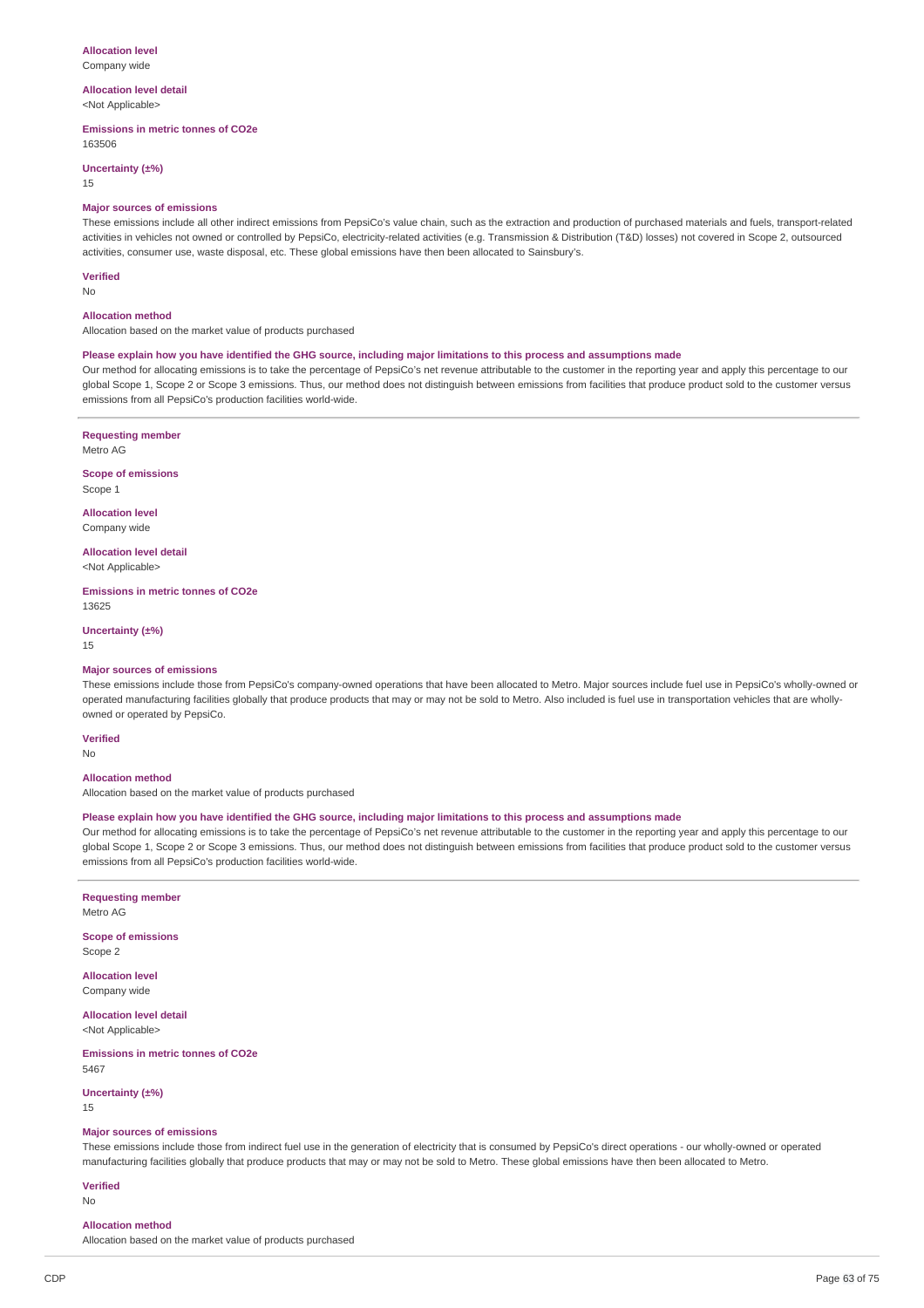**Allocation level**
Company wide

**Allocation level detail**
<Not Applicable>

**Emissions in metric tonnes of CO2e**
163506

**Uncertainty (±%)**
15

**Major sources of emissions**
These emissions include all other indirect emissions from PepsiCo's value chain, such as the extraction and production of purchased materials and fuels, transport-related activities in vehicles not owned or controlled by PepsiCo, electricity-related activities (e.g. Transmission & Distribution (T&D) losses) not covered in Scope 2, outsourced activities, consumer use, waste disposal, etc. These global emissions have then been allocated to Sainsbury's.

**Verified**
No

**Allocation method**
Allocation based on the market value of products purchased

**Please explain how you have identified the GHG source, including major limitations to this process and assumptions made**
Our method for allocating emissions is to take the percentage of PepsiCo's net revenue attributable to the customer in the reporting year and apply this percentage to our global Scope 1, Scope 2 or Scope 3 emissions. Thus, our method does not distinguish between emissions from facilities that produce product sold to the customer versus emissions from all PepsiCo's production facilities world-wide.

---

**Requesting member**
Metro AG

**Scope of emissions**
Scope 1

**Allocation level**
Company wide

**Allocation level detail**
<Not Applicable>

**Emissions in metric tonnes of CO2e**
13625

**Uncertainty (±%)**
15

**Major sources of emissions**
These emissions include those from PepsiCo's company-owned operations that have been allocated to Metro. Major sources include fuel use in PepsiCo's wholly-owned or operated manufacturing facilities globally that produce products that may or may not be sold to Metro. Also included is fuel use in transportation vehicles that are wholly-owned or operated by PepsiCo.

**Verified**
No

**Allocation method**
Allocation based on the market value of products purchased

**Please explain how you have identified the GHG source, including major limitations to this process and assumptions made**
Our method for allocating emissions is to take the percentage of PepsiCo's net revenue attributable to the customer in the reporting year and apply this percentage to our global Scope 1, Scope 2 or Scope 3 emissions. Thus, our method does not distinguish between emissions from facilities that produce product sold to the customer versus emissions from all PepsiCo's production facilities world-wide.

---

**Requesting member**
Metro AG

**Scope of emissions**
Scope 2

**Allocation level**
Company wide

**Allocation level detail**
<Not Applicable>

**Emissions in metric tonnes of CO2e**
5467

**Uncertainty (±%)**
15

**Major sources of emissions**
These emissions include those from indirect fuel use in the generation of electricity that is consumed by PepsiCo's direct operations - our wholly-owned or operated manufacturing facilities globally that produce products that may or may not be sold to Metro. These global emissions have then been allocated to Metro.

**Verified**
No

**Allocation method**
Allocation based on the market value of products purchased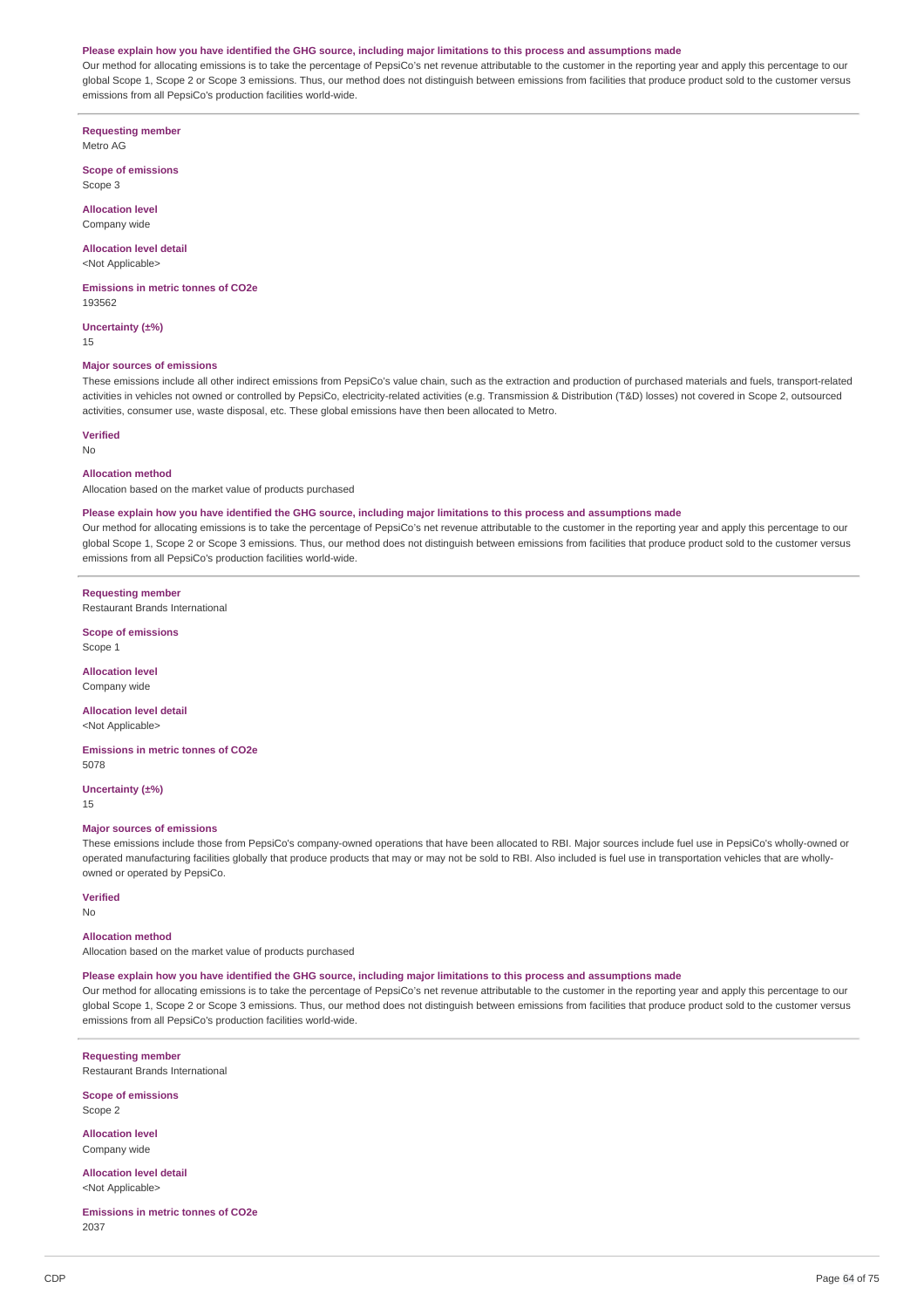**Please explain how you have identified the GHG source, including major limitations to this process and assumptions made**

Our method for allocating emissions is to take the percentage of PepsiCo's net revenue attributable to the customer in the reporting year and apply this percentage to our global Scope 1, Scope 2 or Scope 3 emissions. Thus, our method does not distinguish between emissions from facilities that produce product sold to the customer versus emissions from all PepsiCo's production facilities world-wide.

---

**Requesting member**
Metro AG

**Scope of emissions**
Scope 3

**Allocation level**
Company wide

**Allocation level detail**
<Not Applicable>

**Emissions in metric tonnes of CO2e**
193562

**Uncertainty (±%)**
15

**Major sources of emissions**
These emissions include all other indirect emissions from PepsiCo's value chain, such as the extraction and production of purchased materials and fuels, transport-related activities in vehicles not owned or controlled by PepsiCo, electricity-related activities (e.g. Transmission & Distribution (T&D) losses) not covered in Scope 2, outsourced activities, consumer use, waste disposal, etc. These global emissions have then been allocated to Metro.

**Verified**
No

**Allocation method**
Allocation based on the market value of products purchased

**Please explain how you have identified the GHG source, including major limitations to this process and assumptions made**
Our method for allocating emissions is to take the percentage of PepsiCo's net revenue attributable to the customer in the reporting year and apply this percentage to our global Scope 1, Scope 2 or Scope 3 emissions. Thus, our method does not distinguish between emissions from facilities that produce product sold to the customer versus emissions from all PepsiCo's production facilities world-wide.

---

**Requesting member**
Restaurant Brands International

**Scope of emissions**
Scope 1

**Allocation level**
Company wide

**Allocation level detail**
<Not Applicable>

**Emissions in metric tonnes of CO2e**
5078

**Uncertainty (±%)**
15

**Major sources of emissions**
These emissions include those from PepsiCo's company-owned operations that have been allocated to RBI. Major sources include fuel use in PepsiCo's wholly-owned or operated manufacturing facilities globally that produce products that may or may not be sold to RBI. Also included is fuel use in transportation vehicles that are wholly-owned or operated by PepsiCo.

**Verified**
No

**Allocation method**
Allocation based on the market value of products purchased

**Please explain how you have identified the GHG source, including major limitations to this process and assumptions made**
Our method for allocating emissions is to take the percentage of PepsiCo's net revenue attributable to the customer in the reporting year and apply this percentage to our global Scope 1, Scope 2 or Scope 3 emissions. Thus, our method does not distinguish between emissions from facilities that produce product sold to the customer versus emissions from all PepsiCo's production facilities world-wide.

---

**Requesting member**
Restaurant Brands International

**Scope of emissions**
Scope 2

**Allocation level**
Company wide

**Allocation level detail**
<Not Applicable>

**Emissions in metric tonnes of CO2e**
2037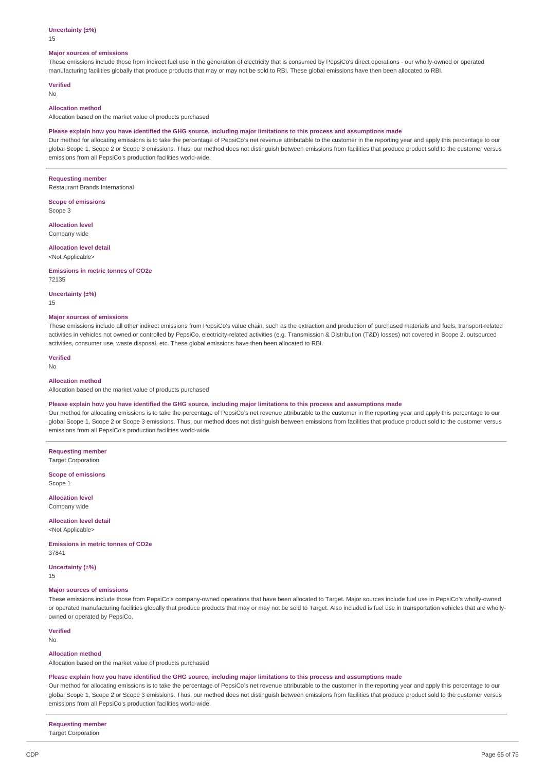**Uncertainty (±%)**
15

**Major sources of emissions**
These emissions include those from indirect fuel use in the generation of electricity that is consumed by PepsiCo's direct operations - our wholly-owned or operated manufacturing facilities globally that produce products that may or may not be sold to RBI. These global emissions have then been allocated to RBI.

**Verified**
No

**Allocation method**
Allocation based on the market value of products purchased

**Please explain how you have identified the GHG source, including major limitations to this process and assumptions made**
Our method for allocating emissions is to take the percentage of PepsiCo's net revenue attributable to the customer in the reporting year and apply this percentage to our global Scope 1, Scope 2 or Scope 3 emissions. Thus, our method does not distinguish between emissions from facilities that produce product sold to the customer versus emissions from all PepsiCo's production facilities world-wide.

---

**Requesting member**
Restaurant Brands International

**Scope of emissions**
Scope 3

**Allocation level**
Company wide

**Allocation level detail**
<Not Applicable>

**Emissions in metric tonnes of CO2e**
72135

**Uncertainty (±%)**
15

**Major sources of emissions**
These emissions include all other indirect emissions from PepsiCo's value chain, such as the extraction and production of purchased materials and fuels, transport-related activities in vehicles not owned or controlled by PepsiCo, electricity-related activities (e.g. Transmission & Distribution (T&D) losses) not covered in Scope 2, outsourced activities, consumer use, waste disposal, etc. These global emissions have then been allocated to RBI.

**Verified**
No

**Allocation method**
Allocation based on the market value of products purchased

**Please explain how you have identified the GHG source, including major limitations to this process and assumptions made**
Our method for allocating emissions is to take the percentage of PepsiCo's net revenue attributable to the customer in the reporting year and apply this percentage to our global Scope 1, Scope 2 or Scope 3 emissions. Thus, our method does not distinguish between emissions from facilities that produce product sold to the customer versus emissions from all PepsiCo's production facilities world-wide.

---

**Requesting member**
Target Corporation

**Scope of emissions**
Scope 1

**Allocation level**
Company wide

**Allocation level detail**
<Not Applicable>

**Emissions in metric tonnes of CO2e**
37841

**Uncertainty (±%)**
15

**Major sources of emissions**
These emissions include those from PepsiCo's company-owned operations that have been allocated to Target. Major sources include fuel use in PepsiCo's wholly-owned or operated manufacturing facilities globally that produce products that may or may not be sold to Target. Also included is fuel use in transportation vehicles that are wholly-owned or operated by PepsiCo.

**Verified**
No

**Allocation method**
Allocation based on the market value of products purchased

**Please explain how you have identified the GHG source, including major limitations to this process and assumptions made**
Our method for allocating emissions is to take the percentage of PepsiCo's net revenue attributable to the customer in the reporting year and apply this percentage to our global Scope 1, Scope 2 or Scope 3 emissions. Thus, our method does not distinguish between emissions from facilities that produce product sold to the customer versus emissions from all PepsiCo's production facilities world-wide.

---

**Requesting member**
Target Corporation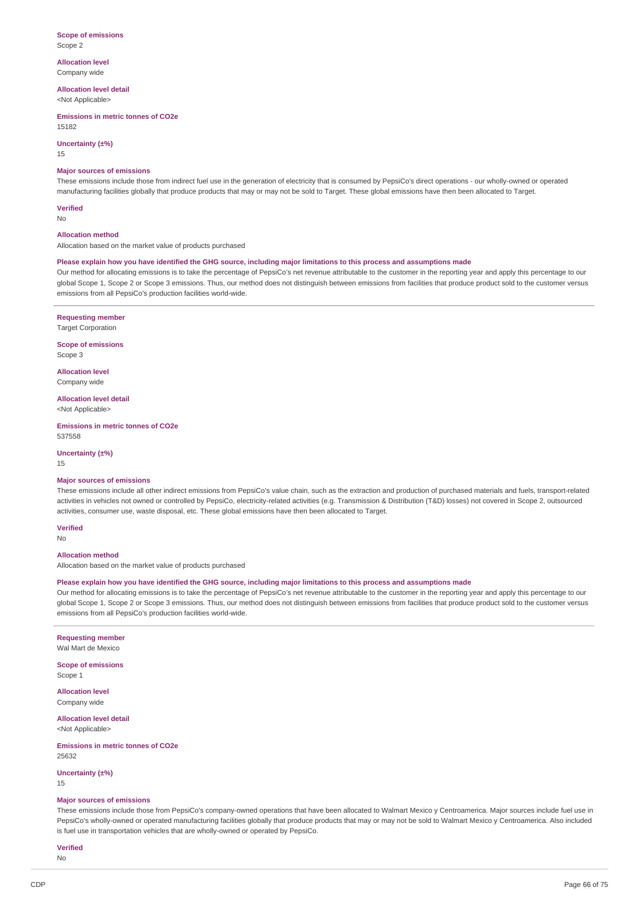**Scope of emissions**
Scope 2

**Allocation level**
Company wide

**Allocation level detail**
<Not Applicable>

**Emissions in metric tonnes of CO2e**
15182

**Uncertainty (±%)**
15

**Major sources of emissions**
These emissions include those from indirect fuel use in the generation of electricity that is consumed by PepsiCo's direct operations - our wholly-owned or operated manufacturing facilities globally that produce products that may or may not be sold to Target. These global emissions have then been allocated to Target.

**Verified**
No

**Allocation method**
Allocation based on the market value of products purchased

**Please explain how you have identified the GHG source, including major limitations to this process and assumptions made**
Our method for allocating emissions is to take the percentage of PepsiCo's net revenue attributable to the customer in the reporting year and apply this percentage to our global Scope 1, Scope 2 or Scope 3 emissions. Thus, our method does not distinguish between emissions from facilities that produce product sold to the customer versus emissions from all PepsiCo's production facilities world-wide.

---

**Requesting member**
Target Corporation

**Scope of emissions**
Scope 3

**Allocation level**
Company wide

**Allocation level detail**
<Not Applicable>

**Emissions in metric tonnes of CO2e**
537558

**Uncertainty (±%)**
15

**Major sources of emissions**
These emissions include all other indirect emissions from PepsiCo's value chain, such as the extraction and production of purchased materials and fuels, transport-related activities in vehicles not owned or controlled by PepsiCo, electricity-related activities (e.g. Transmission & Distribution (T&D) losses) not covered in Scope 2, outsourced activities, consumer use, waste disposal, etc. These global emissions have then been allocated to Target.

**Verified**
No

**Allocation method**
Allocation based on the market value of products purchased

**Please explain how you have identified the GHG source, including major limitations to this process and assumptions made**
Our method for allocating emissions is to take the percentage of PepsiCo's net revenue attributable to the customer in the reporting year and apply this percentage to our global Scope 1, Scope 2 or Scope 3 emissions. Thus, our method does not distinguish between emissions from facilities that produce product sold to the customer versus emissions from all PepsiCo's production facilities world-wide.

---

**Requesting member**
Wal Mart de Mexico

**Scope of emissions**
Scope 1

**Allocation level**
Company wide

**Allocation level detail**
<Not Applicable>

**Emissions in metric tonnes of CO2e**
25632

**Uncertainty (±%)**
15

**Major sources of emissions**
These emissions include those from PepsiCo's company-owned operations that have been allocated to Walmart Mexico y Centroamerica. Major sources include fuel use in PepsiCo's wholly-owned or operated manufacturing facilities globally that produce products that may or may not be sold to Walmart Mexico y Centroamerica. Also included is fuel use in transportation vehicles that are wholly-owned or operated by PepsiCo.

**Verified**
No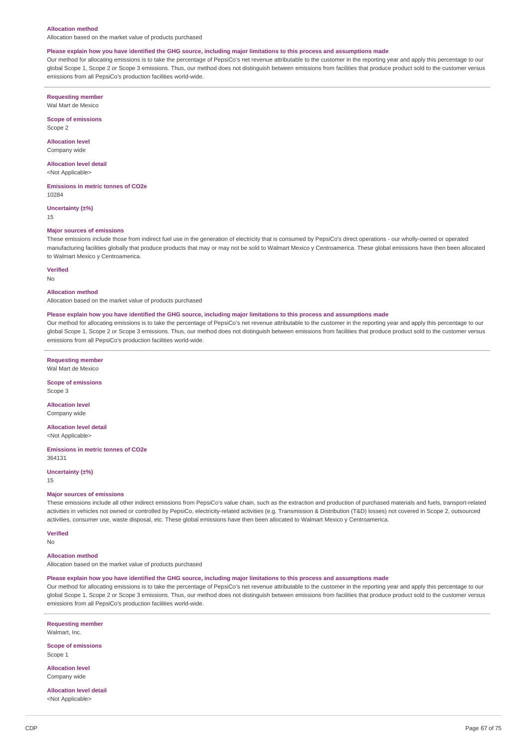**Allocation method**
Allocation based on the market value of products purchased

**Please explain how you have identified the GHG source, including major limitations to this process and assumptions made**
Our method for allocating emissions is to take the percentage of PepsiCo's net revenue attributable to the customer in the reporting year and apply this percentage to our global Scope 1, Scope 2 or Scope 3 emissions. Thus, our method does not distinguish between emissions from facilities that produce product sold to the customer versus emissions from all PepsiCo's production facilities world-wide.

---

**Requesting member**
Wal Mart de Mexico

**Scope of emissions**
Scope 2

**Allocation level**
Company wide

**Allocation level detail**
<Not Applicable>

**Emissions in metric tonnes of CO2e**
10284

**Uncertainty (±%)**
15

**Major sources of emissions**
These emissions include those from indirect fuel use in the generation of electricity that is consumed by PepsiCo's direct operations - our wholly-owned or operated manufacturing facilities globally that produce products that may or may not be sold to Walmart Mexico y Centroamerica. These global emissions have then been allocated to Walmart Mexico y Centroamerica.

**Verified**
No

**Allocation method**
Allocation based on the market value of products purchased

**Please explain how you have identified the GHG source, including major limitations to this process and assumptions made**
Our method for allocating emissions is to take the percentage of PepsiCo's net revenue attributable to the customer in the reporting year and apply this percentage to our global Scope 1, Scope 2 or Scope 3 emissions. Thus, our method does not distinguish between emissions from facilities that produce product sold to the customer versus emissions from all PepsiCo's production facilities world-wide.

---

**Requesting member**
Wal Mart de Mexico

**Scope of emissions**
Scope 3

**Allocation level**
Company wide

**Allocation level detail**
<Not Applicable>

**Emissions in metric tonnes of CO2e**
364131

**Uncertainty (±%)**
15

**Major sources of emissions**
These emissions include all other indirect emissions from PepsiCo's value chain, such as the extraction and production of purchased materials and fuels, transport-related activities in vehicles not owned or controlled by PepsiCo, electricity-related activities (e.g. Transmission & Distribution (T&D) losses) not covered in Scope 2, outsourced activities, consumer use, waste disposal, etc. These global emissions have then been allocated to Walmart Mexico y Centroamerica.

**Verified**
No

**Allocation method**
Allocation based on the market value of products purchased

**Please explain how you have identified the GHG source, including major limitations to this process and assumptions made**
Our method for allocating emissions is to take the percentage of PepsiCo's net revenue attributable to the customer in the reporting year and apply this percentage to our global Scope 1, Scope 2 or Scope 3 emissions. Thus, our method does not distinguish between emissions from facilities that produce product sold to the customer versus emissions from all PepsiCo's production facilities world-wide.

---

**Requesting member**
Walmart, Inc.

**Scope of emissions**
Scope 1

**Allocation level**
Company wide

**Allocation level detail**
<Not Applicable>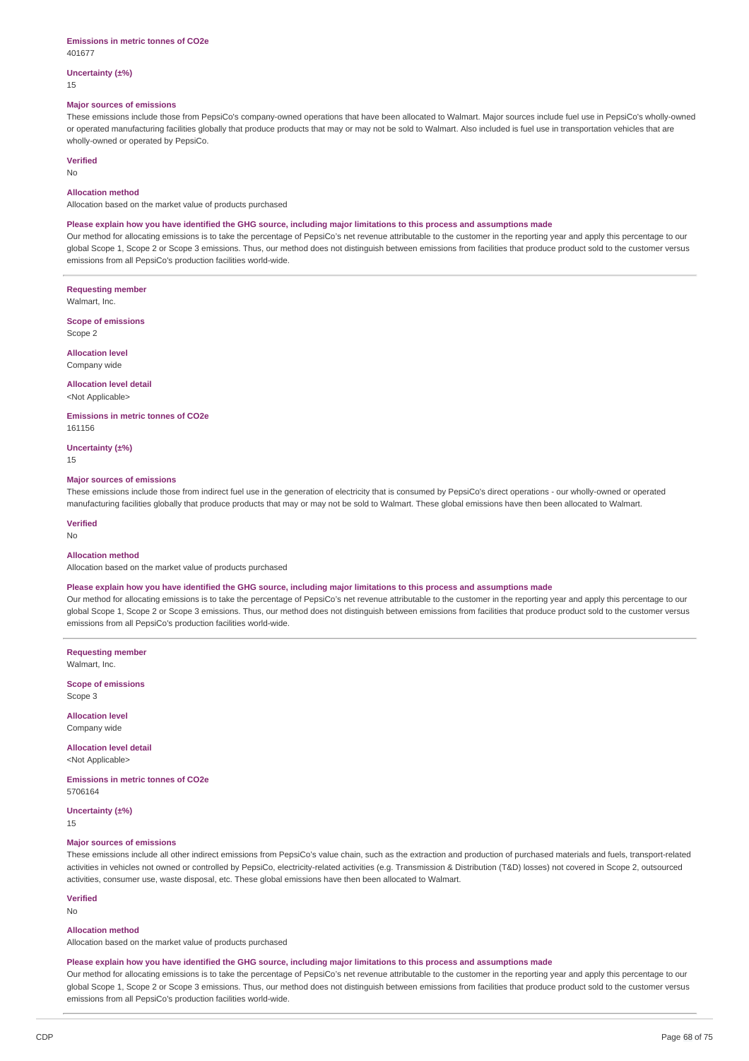**Emissions in metric tonnes of CO2e**

401677

**Uncertainty (±%)**

15

**Major sources of emissions**

These emissions include those from PepsiCo's company-owned operations that have been allocated to Walmart. Major sources include fuel use in PepsiCo's wholly-owned or operated manufacturing facilities globally that produce products that may or may not be sold to Walmart. Also included is fuel use in transportation vehicles that are wholly-owned or operated by PepsiCo.

**Verified**

No

**Allocation method**

Allocation based on the market value of products purchased

**Please explain how you have identified the GHG source, including major limitations to this process and assumptions made**

Our method for allocating emissions is to take the percentage of PepsiCo's net revenue attributable to the customer in the reporting year and apply this percentage to our global Scope 1, Scope 2 or Scope 3 emissions. Thus, our method does not distinguish between emissions from facilities that produce product sold to the customer versus emissions from all PepsiCo's production facilities world-wide.

---

**Requesting member**

Walmart, Inc.

**Scope of emissions**

Scope 2

**Allocation level**

Company wide

**Allocation level detail**

<Not Applicable>

**Emissions in metric tonnes of CO2e**

161156

**Uncertainty (±%)**

15

**Major sources of emissions**

These emissions include those from indirect fuel use in the generation of electricity that is consumed by PepsiCo's direct operations - our wholly-owned or operated manufacturing facilities globally that produce products that may or may not be sold to Walmart. These global emissions have then been allocated to Walmart.

**Verified**

No

**Allocation method**

Allocation based on the market value of products purchased

**Please explain how you have identified the GHG source, including major limitations to this process and assumptions made**

Our method for allocating emissions is to take the percentage of PepsiCo's net revenue attributable to the customer in the reporting year and apply this percentage to our global Scope 1, Scope 2 or Scope 3 emissions. Thus, our method does not distinguish between emissions from facilities that produce product sold to the customer versus emissions from all PepsiCo's production facilities world-wide.

---

**Requesting member**

Walmart, Inc.

**Scope of emissions**

Scope 3

**Allocation level**

Company wide

**Allocation level detail**

<Not Applicable>

**Emissions in metric tonnes of CO2e**

5706164

**Uncertainty (±%)**

15

**Major sources of emissions**

These emissions include all other indirect emissions from PepsiCo's value chain, such as the extraction and production of purchased materials and fuels, transport-related activities in vehicles not owned or controlled by PepsiCo, electricity-related activities (e.g. Transmission & Distribution (T&D) losses) not covered in Scope 2, outsourced activities, consumer use, waste disposal, etc. These global emissions have then been allocated to Walmart.

**Verified**

No

**Allocation method**

Allocation based on the market value of products purchased

**Please explain how you have identified the GHG source, including major limitations to this process and assumptions made**

Our method for allocating emissions is to take the percentage of PepsiCo's net revenue attributable to the customer in the reporting year and apply this percentage to our global Scope 1, Scope 2 or Scope 3 emissions. Thus, our method does not distinguish between emissions from facilities that produce product sold to the customer versus emissions from all PepsiCo's production facilities world-wide.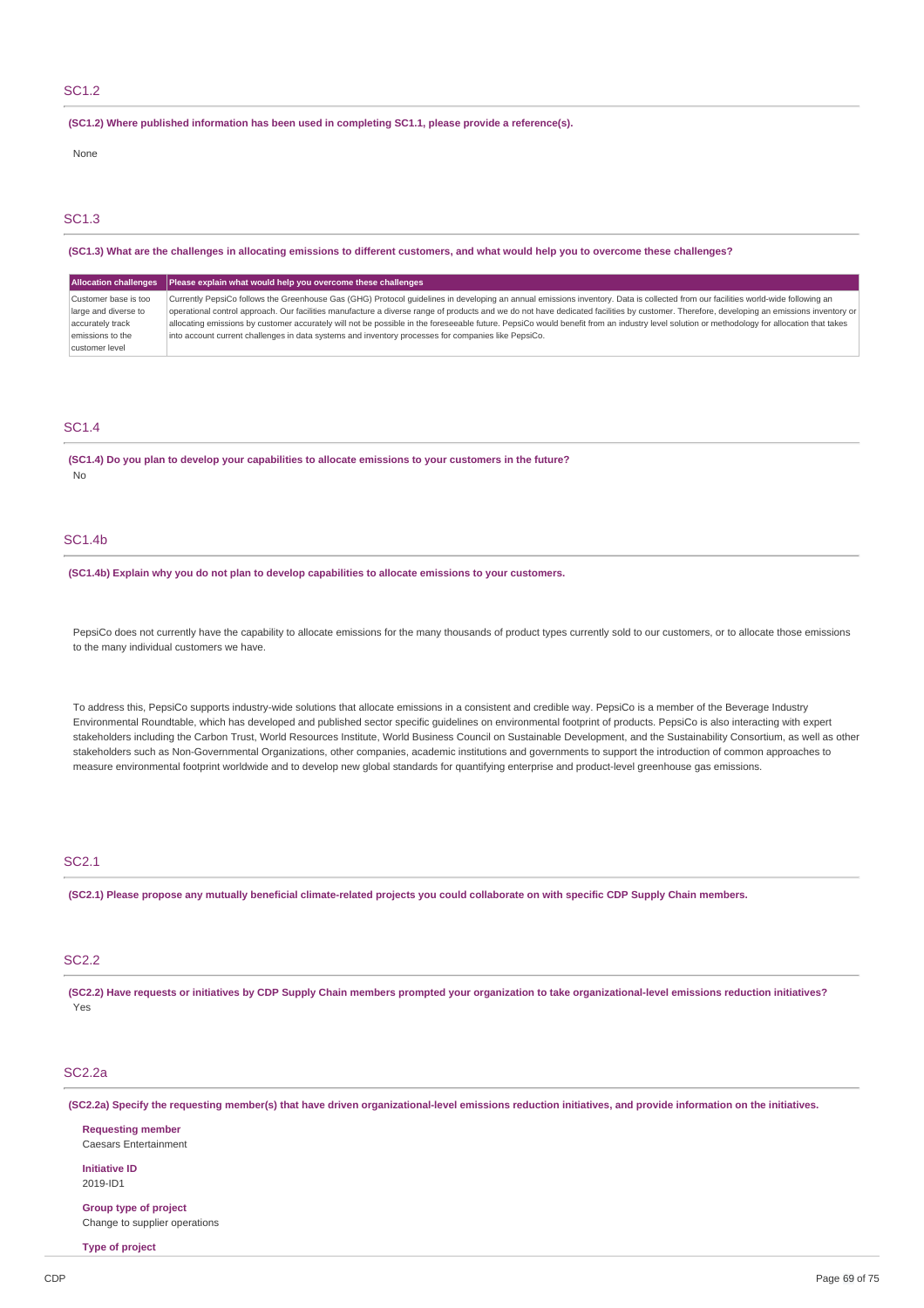## SC1.2

**(SC1.2) Where published information has been used in completing SC1.1, please provide a reference(s).**

None

## SC1.3

**(SC1.3) What are the challenges in allocating emissions to different customers, and what would help you to overcome these challenges?**

| Allocation challenges | Please explain what would help you overcome these challenges |
|---|---|
| Customer base is too large and diverse to accurately track emissions to the customer level | Currently PepsiCo follows the Greenhouse Gas (GHG) Protocol guidelines in developing an annual emissions inventory. Data is collected from our facilities world-wide following an operational control approach. Our facilities manufacture a diverse range of products and we do not have dedicated facilities by customer. Therefore, developing an emissions inventory or allocating emissions by customer accurately will not be possible in the foreseeable future. PepsiCo would benefit from an industry level solution or methodology for allocation that takes into account current challenges in data systems and inventory processes for companies like PepsiCo. |

## SC1.4

**(SC1.4) Do you plan to develop your capabilities to allocate emissions to your customers in the future?**

No

## SC1.4b

**(SC1.4b) Explain why you do not plan to develop capabilities to allocate emissions to your customers.**

PepsiCo does not currently have the capability to allocate emissions for the many thousands of product types currently sold to our customers, or to allocate those emissions to the many individual customers we have.

To address this, PepsiCo supports industry-wide solutions that allocate emissions in a consistent and credible way. PepsiCo is a member of the Beverage Industry Environmental Roundtable, which has developed and published sector specific guidelines on environmental footprint of products. PepsiCo is also interacting with expert stakeholders including the Carbon Trust, World Resources Institute, World Business Council on Sustainable Development, and the Sustainability Consortium, as well as other stakeholders such as Non-Governmental Organizations, other companies, academic institutions and governments to support the introduction of common approaches to measure environmental footprint worldwide and to develop new global standards for quantifying enterprise and product-level greenhouse gas emissions.

## SC2.1

**(SC2.1) Please propose any mutually beneficial climate-related projects you could collaborate on with specific CDP Supply Chain members.**

## SC2.2

**(SC2.2) Have requests or initiatives by CDP Supply Chain members prompted your organization to take organizational-level emissions reduction initiatives?**

Yes

## SC2.2a

**(SC2.2a) Specify the requesting member(s) that have driven organizational-level emissions reduction initiatives, and provide information on the initiatives.**

**Requesting member**
Caesars Entertainment

**Initiative ID**
2019-ID1

**Group type of project**
Change to supplier operations

**Type of project**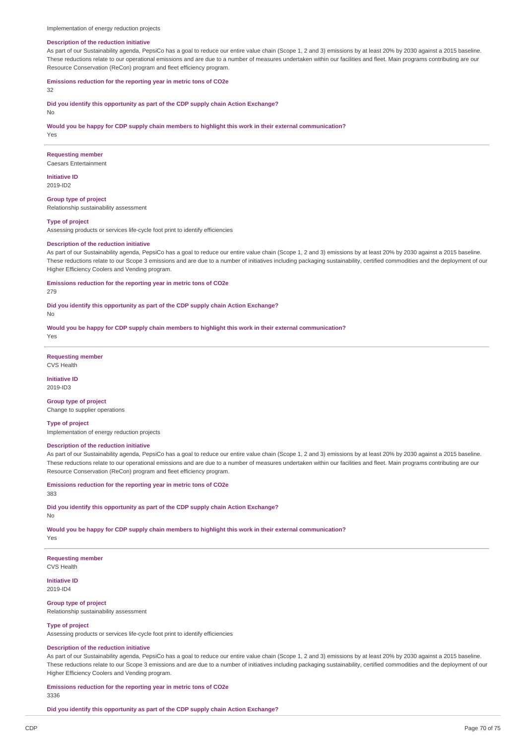Implementation of energy reduction projects

**Description of the reduction initiative**

As part of our Sustainability agenda, PepsiCo has a goal to reduce our entire value chain (Scope 1, 2 and 3) emissions by at least 20% by 2030 against a 2015 baseline. These reductions relate to our operational emissions and are due to a number of measures undertaken within our facilities and fleet. Main programs contributing are our Resource Conservation (ReCon) program and fleet efficiency program.

**Emissions reduction for the reporting year in metric tons of CO2e**

32

**Did you identify this opportunity as part of the CDP supply chain Action Exchange?**

No

**Would you be happy for CDP supply chain members to highlight this work in their external communication?**

Yes

---

**Requesting member**

Caesars Entertainment

**Initiative ID**

2019-ID2

**Group type of project**

Relationship sustainability assessment

**Type of project**

Assessing products or services life-cycle foot print to identify efficiencies

**Description of the reduction initiative**

As part of our Sustainability agenda, PepsiCo has a goal to reduce our entire value chain (Scope 1, 2 and 3) emissions by at least 20% by 2030 against a 2015 baseline. These reductions relate to our Scope 3 emissions and are due to a number of initiatives including packaging sustainability, certified commodities and the deployment of our Higher Efficiency Coolers and Vending program.

**Emissions reduction for the reporting year in metric tons of CO2e**

279

**Did you identify this opportunity as part of the CDP supply chain Action Exchange?**

No

**Would you be happy for CDP supply chain members to highlight this work in their external communication?**

Yes

---

**Requesting member**

CVS Health

**Initiative ID**

2019-ID3

**Group type of project**

Change to supplier operations

**Type of project**

Implementation of energy reduction projects

**Description of the reduction initiative**

As part of our Sustainability agenda, PepsiCo has a goal to reduce our entire value chain (Scope 1, 2 and 3) emissions by at least 20% by 2030 against a 2015 baseline. These reductions relate to our operational emissions and are due to a number of measures undertaken within our facilities and fleet. Main programs contributing are our Resource Conservation (ReCon) program and fleet efficiency program.

**Emissions reduction for the reporting year in metric tons of CO2e**

383

**Did you identify this opportunity as part of the CDP supply chain Action Exchange?**

No

**Would you be happy for CDP supply chain members to highlight this work in their external communication?**

Yes

---

**Requesting member**

CVS Health

**Initiative ID**

2019-ID4

**Group type of project**

Relationship sustainability assessment

**Type of project**

Assessing products or services life-cycle foot print to identify efficiencies

**Description of the reduction initiative**

As part of our Sustainability agenda, PepsiCo has a goal to reduce our entire value chain (Scope 1, 2 and 3) emissions by at least 20% by 2030 against a 2015 baseline. These reductions relate to our Scope 3 emissions and are due to a number of initiatives including packaging sustainability, certified commodities and the deployment of our Higher Efficiency Coolers and Vending program.

**Emissions reduction for the reporting year in metric tons of CO2e**

3336

**Did you identify this opportunity as part of the CDP supply chain Action Exchange?**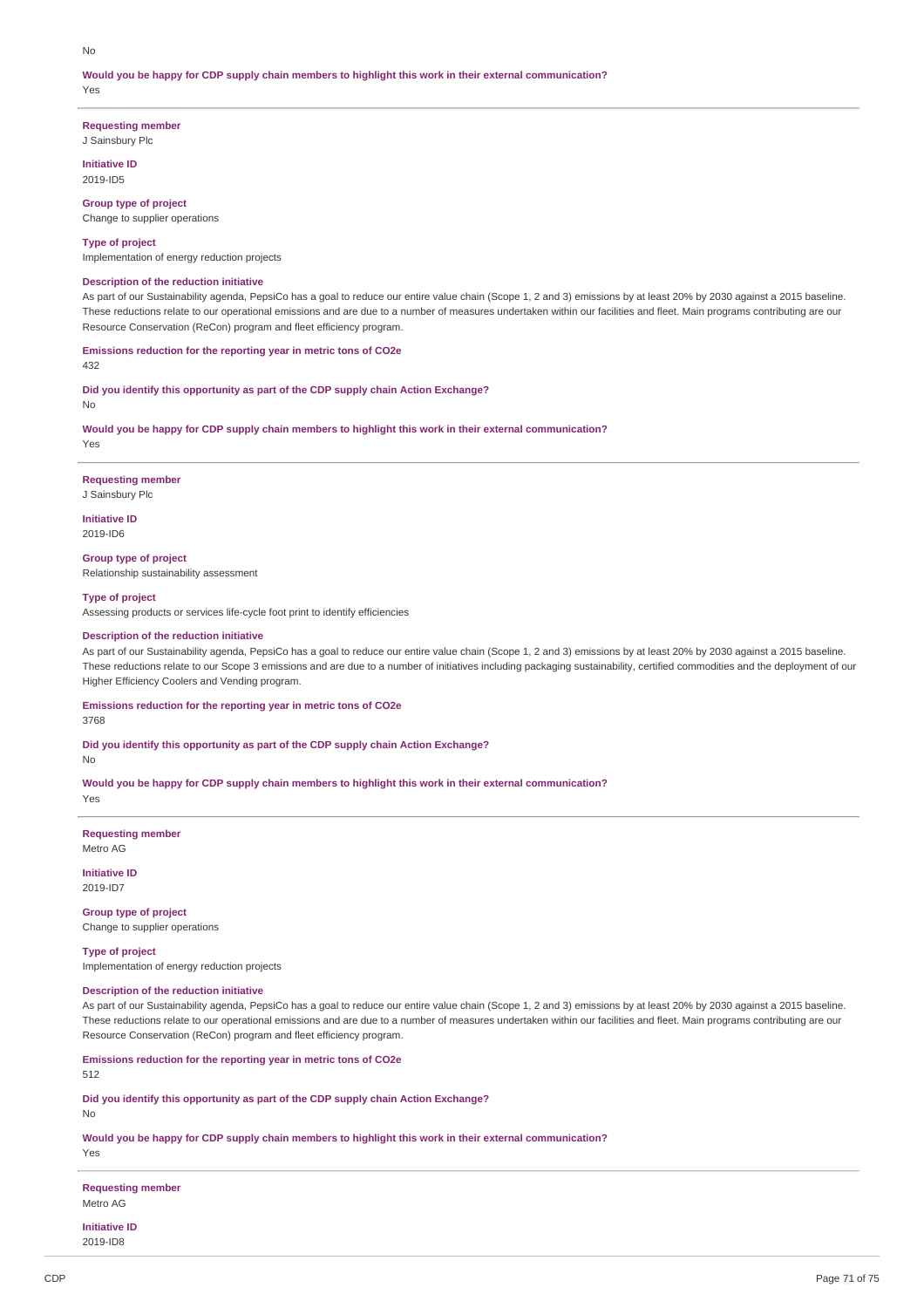No

**Would you be happy for CDP supply chain members to highlight this work in their external communication?**

Yes

**Requesting member**

J Sainsbury Plc

**Initiative ID**

2019-ID5

**Group type of project**

Change to supplier operations

**Type of project**

Implementation of energy reduction projects

**Description of the reduction initiative**

As part of our Sustainability agenda, PepsiCo has a goal to reduce our entire value chain (Scope 1, 2 and 3) emissions by at least 20% by 2030 against a 2015 baseline. These reductions relate to our operational emissions and are due to a number of measures undertaken within our facilities and fleet. Main programs contributing are our Resource Conservation (ReCon) program and fleet efficiency program.

**Emissions reduction for the reporting year in metric tons of CO2e**

432

**Did you identify this opportunity as part of the CDP supply chain Action Exchange?**

No

**Would you be happy for CDP supply chain members to highlight this work in their external communication?**

Yes

**Requesting member**

J Sainsbury Plc

**Initiative ID**

2019-ID6

**Group type of project**

Relationship sustainability assessment

**Type of project**

Assessing products or services life-cycle foot print to identify efficiencies

**Description of the reduction initiative**

As part of our Sustainability agenda, PepsiCo has a goal to reduce our entire value chain (Scope 1, 2 and 3) emissions by at least 20% by 2030 against a 2015 baseline. These reductions relate to our Scope 3 emissions and are due to a number of initiatives including packaging sustainability, certified commodities and the deployment of our Higher Efficiency Coolers and Vending program.

**Emissions reduction for the reporting year in metric tons of CO2e**

3768

**Did you identify this opportunity as part of the CDP supply chain Action Exchange?**

No

**Would you be happy for CDP supply chain members to highlight this work in their external communication?**

Yes

**Requesting member**

Metro AG

**Initiative ID**

2019-ID7

**Group type of project**

Change to supplier operations

**Type of project**

Implementation of energy reduction projects

**Description of the reduction initiative**

As part of our Sustainability agenda, PepsiCo has a goal to reduce our entire value chain (Scope 1, 2 and 3) emissions by at least 20% by 2030 against a 2015 baseline. These reductions relate to our operational emissions and are due to a number of measures undertaken within our facilities and fleet. Main programs contributing are our Resource Conservation (ReCon) program and fleet efficiency program.

**Emissions reduction for the reporting year in metric tons of CO2e**

512

**Did you identify this opportunity as part of the CDP supply chain Action Exchange?**

No

**Would you be happy for CDP supply chain members to highlight this work in their external communication?**

Yes

**Requesting member**

Metro AG

**Initiative ID**

2019-ID8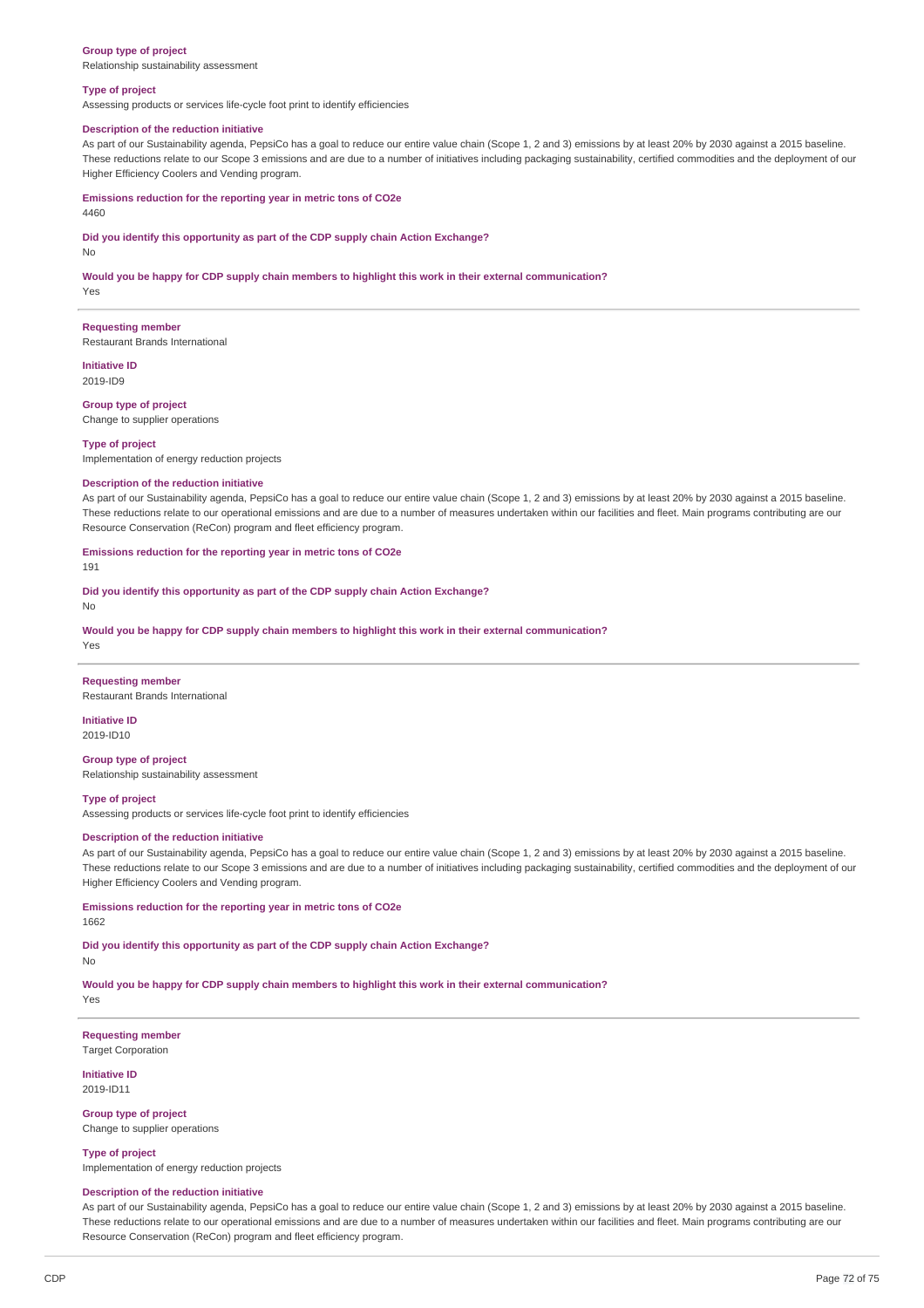**Group type of project**
Relationship sustainability assessment

**Type of project**
Assessing products or services life-cycle foot print to identify efficiencies

**Description of the reduction initiative**
As part of our Sustainability agenda, PepsiCo has a goal to reduce our entire value chain (Scope 1, 2 and 3) emissions by at least 20% by 2030 against a 2015 baseline. These reductions relate to our Scope 3 emissions and are due to a number of initiatives including packaging sustainability, certified commodities and the deployment of our Higher Efficiency Coolers and Vending program.

**Emissions reduction for the reporting year in metric tons of CO2e**
4460

**Did you identify this opportunity as part of the CDP supply chain Action Exchange?**
No

**Would you be happy for CDP supply chain members to highlight this work in their external communication?**
Yes

---

**Requesting member**
Restaurant Brands International

**Initiative ID**
2019-ID9

**Group type of project**
Change to supplier operations

**Type of project**
Implementation of energy reduction projects

**Description of the reduction initiative**
As part of our Sustainability agenda, PepsiCo has a goal to reduce our entire value chain (Scope 1, 2 and 3) emissions by at least 20% by 2030 against a 2015 baseline. These reductions relate to our operational emissions and are due to a number of measures undertaken within our facilities and fleet. Main programs contributing are our Resource Conservation (ReCon) program and fleet efficiency program.

**Emissions reduction for the reporting year in metric tons of CO2e**
191

**Did you identify this opportunity as part of the CDP supply chain Action Exchange?**
No

**Would you be happy for CDP supply chain members to highlight this work in their external communication?**
Yes

---

**Requesting member**
Restaurant Brands International

**Initiative ID**
2019-ID10

**Group type of project**
Relationship sustainability assessment

**Type of project**
Assessing products or services life-cycle foot print to identify efficiencies

**Description of the reduction initiative**
As part of our Sustainability agenda, PepsiCo has a goal to reduce our entire value chain (Scope 1, 2 and 3) emissions by at least 20% by 2030 against a 2015 baseline. These reductions relate to our Scope 3 emissions and are due to a number of initiatives including packaging sustainability, certified commodities and the deployment of our Higher Efficiency Coolers and Vending program.

**Emissions reduction for the reporting year in metric tons of CO2e**
1662

**Did you identify this opportunity as part of the CDP supply chain Action Exchange?**
No

**Would you be happy for CDP supply chain members to highlight this work in their external communication?**
Yes

---

**Requesting member**
Target Corporation

**Initiative ID**
2019-ID11

**Group type of project**
Change to supplier operations

**Type of project**
Implementation of energy reduction projects

**Description of the reduction initiative**
As part of our Sustainability agenda, PepsiCo has a goal to reduce our entire value chain (Scope 1, 2 and 3) emissions by at least 20% by 2030 against a 2015 baseline. These reductions relate to our operational emissions and are due to a number of measures undertaken within our facilities and fleet. Main programs contributing are our Resource Conservation (ReCon) program and fleet efficiency program.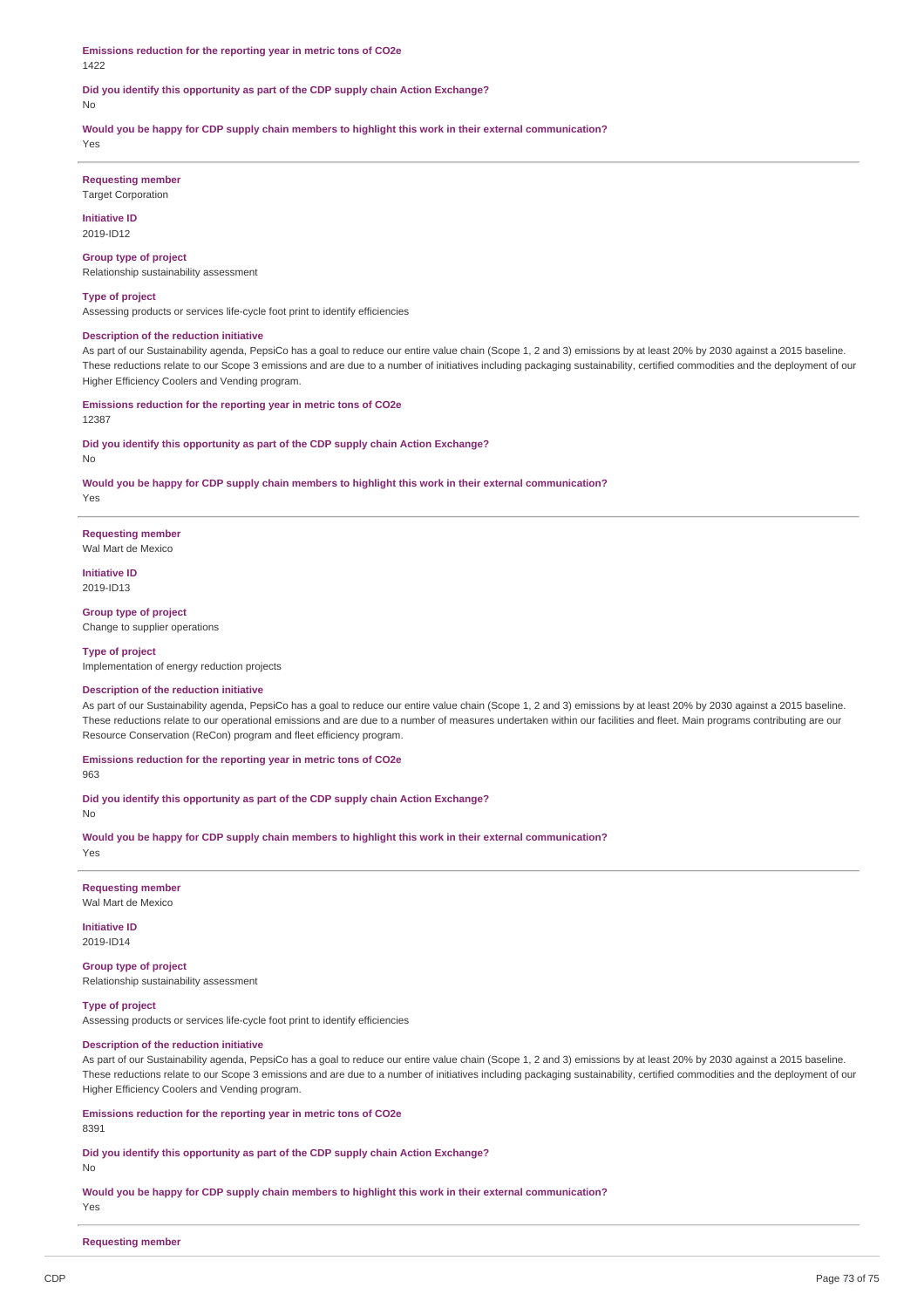**Emissions reduction for the reporting year in metric tons of CO2e**
1422

**Did you identify this opportunity as part of the CDP supply chain Action Exchange?**
No

**Would you be happy for CDP supply chain members to highlight this work in their external communication?**
Yes

---

**Requesting member**
Target Corporation

**Initiative ID**
2019-ID12

**Group type of project**
Relationship sustainability assessment

**Type of project**
Assessing products or services life-cycle foot print to identify efficiencies

**Description of the reduction initiative**
As part of our Sustainability agenda, PepsiCo has a goal to reduce our entire value chain (Scope 1, 2 and 3) emissions by at least 20% by 2030 against a 2015 baseline. These reductions relate to our Scope 3 emissions and are due to a number of initiatives including packaging sustainability, certified commodities and the deployment of our Higher Efficiency Coolers and Vending program.

**Emissions reduction for the reporting year in metric tons of CO2e**
12387

**Did you identify this opportunity as part of the CDP supply chain Action Exchange?**
No

**Would you be happy for CDP supply chain members to highlight this work in their external communication?**
Yes

---

**Requesting member**
Wal Mart de Mexico

**Initiative ID**
2019-ID13

**Group type of project**
Change to supplier operations

**Type of project**
Implementation of energy reduction projects

**Description of the reduction initiative**
As part of our Sustainability agenda, PepsiCo has a goal to reduce our entire value chain (Scope 1, 2 and 3) emissions by at least 20% by 2030 against a 2015 baseline. These reductions relate to our operational emissions and are due to a number of measures undertaken within our facilities and fleet. Main programs contributing are our Resource Conservation (ReCon) program and fleet efficiency program.

**Emissions reduction for the reporting year in metric tons of CO2e**
963

**Did you identify this opportunity as part of the CDP supply chain Action Exchange?**
No

**Would you be happy for CDP supply chain members to highlight this work in their external communication?**
Yes

---

**Requesting member**
Wal Mart de Mexico

**Initiative ID**
2019-ID14

**Group type of project**
Relationship sustainability assessment

**Type of project**
Assessing products or services life-cycle foot print to identify efficiencies

**Description of the reduction initiative**
As part of our Sustainability agenda, PepsiCo has a goal to reduce our entire value chain (Scope 1, 2 and 3) emissions by at least 20% by 2030 against a 2015 baseline. These reductions relate to our Scope 3 emissions and are due to a number of initiatives including packaging sustainability, certified commodities and the deployment of our Higher Efficiency Coolers and Vending program.

**Emissions reduction for the reporting year in metric tons of CO2e**
8391

**Did you identify this opportunity as part of the CDP supply chain Action Exchange?**
No

**Would you be happy for CDP supply chain members to highlight this work in their external communication?**
Yes

---

**Requesting member**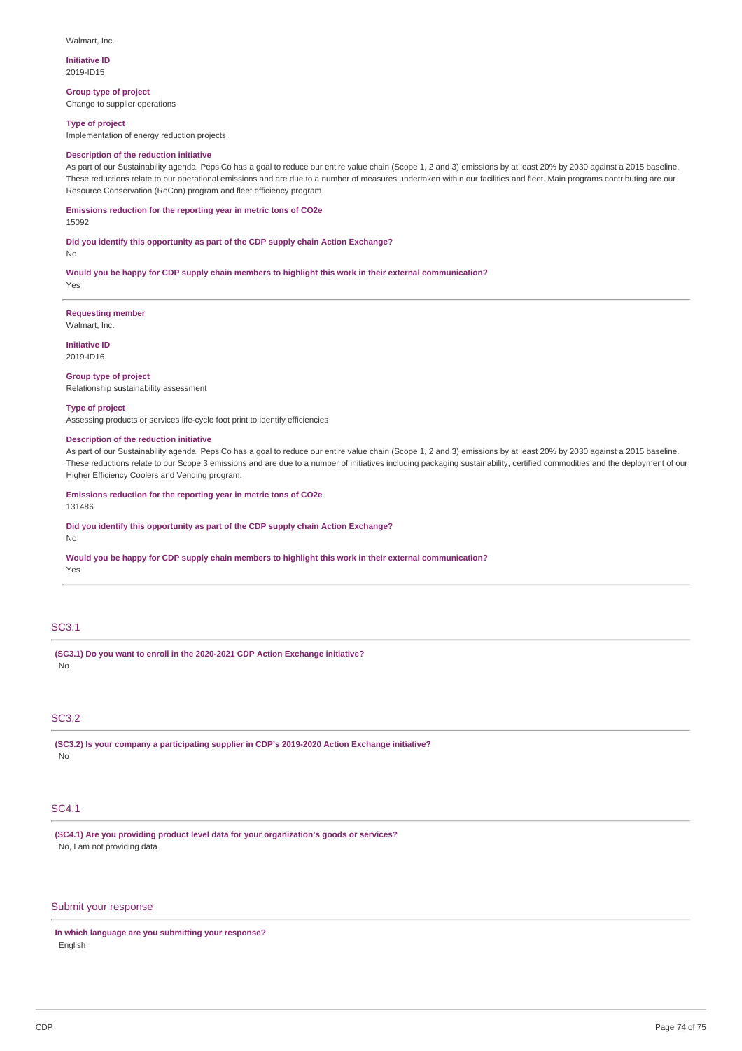Walmart, Inc.

**Initiative ID**
2019-ID15

**Group type of project**
Change to supplier operations

**Type of project**
Implementation of energy reduction projects

**Description of the reduction initiative**
As part of our Sustainability agenda, PepsiCo has a goal to reduce our entire value chain (Scope 1, 2 and 3) emissions by at least 20% by 2030 against a 2015 baseline. These reductions relate to our operational emissions and are due to a number of measures undertaken within our facilities and fleet. Main programs contributing are our Resource Conservation (ReCon) program and fleet efficiency program.

**Emissions reduction for the reporting year in metric tons of CO2e**
15092

**Did you identify this opportunity as part of the CDP supply chain Action Exchange?**
No

**Would you be happy for CDP supply chain members to highlight this work in their external communication?**
Yes

---

**Requesting member**
Walmart, Inc.

**Initiative ID**
2019-ID16

**Group type of project**
Relationship sustainability assessment

**Type of project**
Assessing products or services life-cycle foot print to identify efficiencies

**Description of the reduction initiative**
As part of our Sustainability agenda, PepsiCo has a goal to reduce our entire value chain (Scope 1, 2 and 3) emissions by at least 20% by 2030 against a 2015 baseline. These reductions relate to our Scope 3 emissions and are due to a number of initiatives including packaging sustainability, certified commodities and the deployment of our Higher Efficiency Coolers and Vending program.

**Emissions reduction for the reporting year in metric tons of CO2e**
131486

**Did you identify this opportunity as part of the CDP supply chain Action Exchange?**
No

**Would you be happy for CDP supply chain members to highlight this work in their external communication?**
Yes

## SC3.1

**(SC3.1) Do you want to enroll in the 2020-2021 CDP Action Exchange initiative?**
No

## SC3.2

**(SC3.2) Is your company a participating supplier in CDP's 2019-2020 Action Exchange initiative?**
No

## SC4.1

**(SC4.1) Are you providing product level data for your organization's goods or services?**
No, I am not providing data

## Submit your response

**In which language are you submitting your response?**
English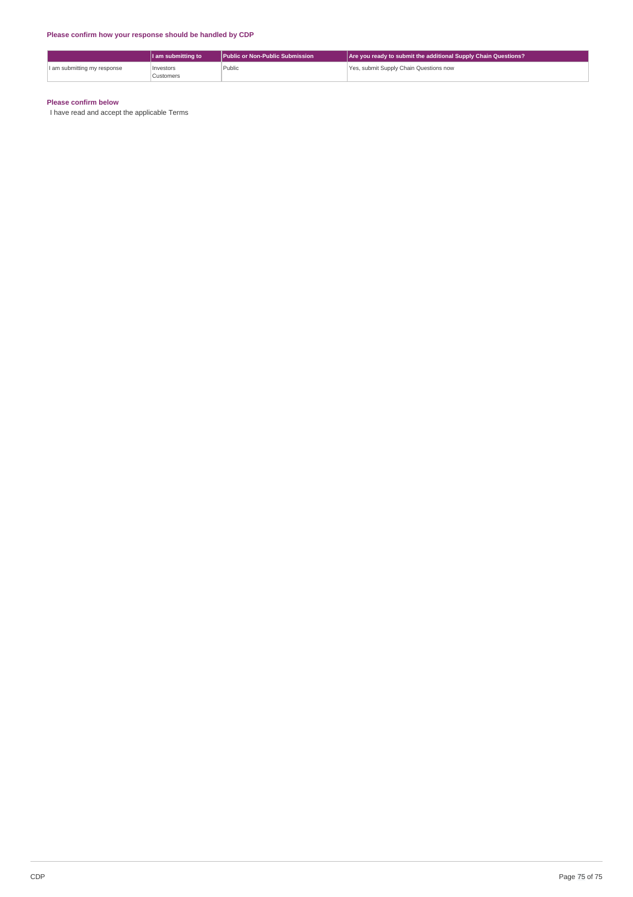### Please confirm how your response should be handled by CDP

| | I am submitting to | Public or Non-Public Submission | Are you ready to submit the additional Supply Chain Questions? |
|---|---|---|---|
| I am submitting my response | Investors<br>Customers | Public | Yes, submit Supply Chain Questions now |

### Please confirm below

I have read and accept the applicable Terms